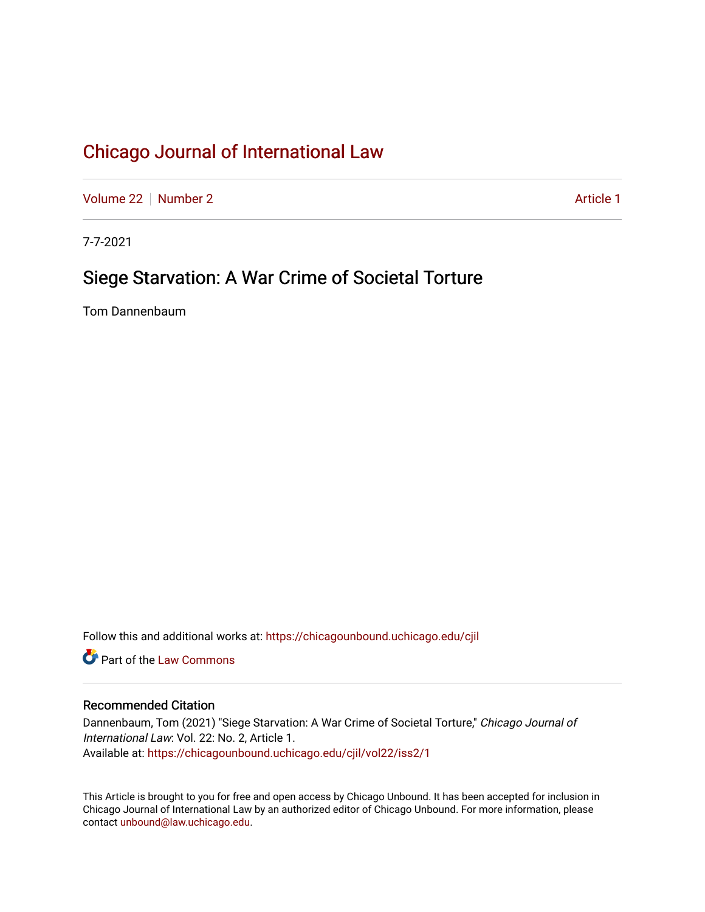# Chicago Journal of International Law

Volume 22 | Number 2 | Article 1

7-7-2021

## Siege Starvation: A War Crime of Societal Torture

Tom Dannenbaum

Follow this and additional works at: https://chicagounbound.uchicago.edu/cjil

Part of the Law Commons

### Recommended Citation

Dannenbaum, Tom (2021) "Siege Starvation: A War Crime of Societal Torture," *Chicago Journal of International Law*: Vol. 22: No. 2, Article 1.
Available at: https://chicagounbound.uchicago.edu/cjil/vol22/iss2/1

This Article is brought to you for free and open access by Chicago Unbound. It has been accepted for inclusion in Chicago Journal of International Law by an authorized editor of Chicago Unbound. For more information, please contact unbound@law.uchicago.edu.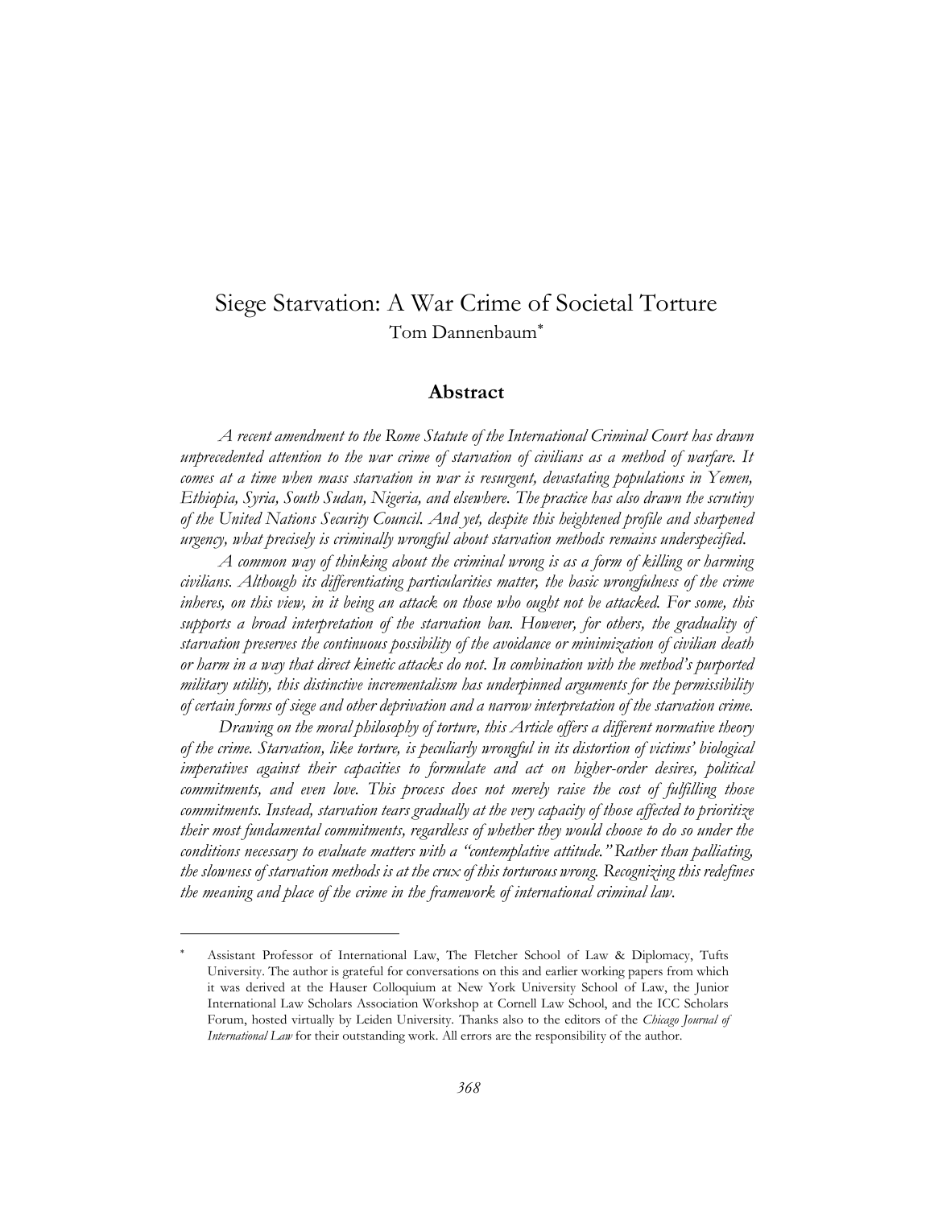# Siege Starvation: A War Crime of Societal Torture

Tom Dannenbaum*

## Abstract

*A recent amendment to the Rome Statute of the International Criminal Court has drawn unprecedented attention to the war crime of starvation of civilians as a method of warfare. It comes at a time when mass starvation in war is resurgent, devastating populations in Yemen, Ethiopia, Syria, South Sudan, Nigeria, and elsewhere. The practice has also drawn the scrutiny of the United Nations Security Council. And yet, despite this heightened profile and sharpened urgency, what precisely is criminally wrongful about starvation methods remains underspecified.*

*A common way of thinking about the criminal wrong is as a form of killing or harming civilians. Although its differentiating particularities matter, the basic wrongfulness of the crime inheres, on this view, in it being an attack on those who ought not be attacked. For some, this supports a broad interpretation of the starvation ban. However, for others, the graduality of starvation preserves the continuous possibility of the avoidance or minimization of civilian death or harm in a way that direct kinetic attacks do not. In combination with the method's purported military utility, this distinctive incrementalism has underpinned arguments for the permissibility of certain forms of siege and other deprivation and a narrow interpretation of the starvation crime.*

*Drawing on the moral philosophy of torture, this Article offers a different normative theory of the crime. Starvation, like torture, is peculiarly wrongful in its distortion of victims' biological imperatives against their capacities to formulate and act on higher-order desires, political commitments, and even love. This process does not merely raise the cost of fulfilling those commitments. Instead, starvation tears gradually at the very capacity of those affected to prioritize their most fundamental commitments, regardless of whether they would choose to do so under the conditions necessary to evaluate matters with a "contemplative attitude." Rather than palliating, the slowness of starvation methods is at the crux of this torturous wrong. Recognizing this redefines the meaning and place of the crime in the framework of international criminal law.*

---

\* Assistant Professor of International Law, The Fletcher School of Law & Diplomacy, Tufts University. The author is grateful for conversations on this and earlier working papers from which it was derived at the Hauser Colloquium at New York University School of Law, the Junior International Law Scholars Association Workshop at Cornell Law School, and the ICC Scholars Forum, hosted virtually by Leiden University. Thanks also to the editors of the *Chicago Journal of International Law* for their outstanding work. All errors are the responsibility of the author.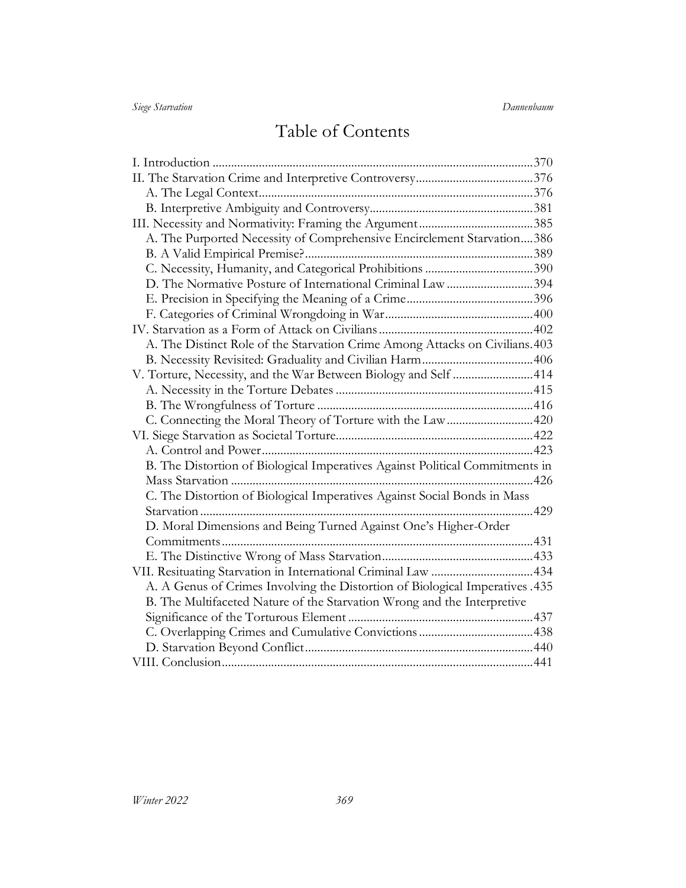# Table of Contents

I. Introduction ....................................................................................................370
II. The Starvation Crime and Interpretive Controversy......................................376
  A. The Legal Context.........................................................................................376
  B. Interpretive Ambiguity and Controversy.....................................................381
III. Necessity and Normativity: Framing the Argument.....................................385
  A. The Purported Necessity of Comprehensive Encirclement Starvation....386
  B. A Valid Empirical Premise?..........................................................................389
  C. Necessity, Humanity, and Categorical Prohibitions ...................................390
  D. The Normative Posture of International Criminal Law ............................394
  E. Precision in Specifying the Meaning of a Crime.........................................396
  F. Categories of Criminal Wrongdoing in War................................................400
IV. Starvation as a Form of Attack on Civilians..................................................402
  A. The Distinct Role of the Starvation Crime Among Attacks on Civilians.403
  B. Necessity Revisited: Graduality and Civilian Harm....................................406
V. Torture, Necessity, and the War Between Biology and Self ..........................414
  A. Necessity in the Torture Debates ................................................................415
  B. The Wrongfulness of Torture ......................................................................416
  C. Connecting the Moral Theory of Torture with the Law............................420
VI. Siege Starvation as Societal Torture................................................................422
  A. Control and Power........................................................................................423
  B. The Distortion of Biological Imperatives Against Political Commitments in Mass Starvation ..................................................................................................426
  C. The Distortion of Biological Imperatives Against Social Bonds in Mass Starvation............................................................................................................429
  D. Moral Dimensions and Being Turned Against One's Higher-Order Commitments.....................................................................................................431
  E. The Distinctive Wrong of Mass Starvation.................................................433
VII. Resituating Starvation in International Criminal Law .................................434
  A. A Genus of Crimes Involving the Distortion of Biological Imperatives .435
  B. The Multifaceted Nature of the Starvation Wrong and the Interpretive Significance of the Torturous Element ............................................................437
  C. Overlapping Crimes and Cumulative Convictions .....................................438
  D. Starvation Beyond Conflict..........................................................................440
VIII. Conclusion.....................................................................................................441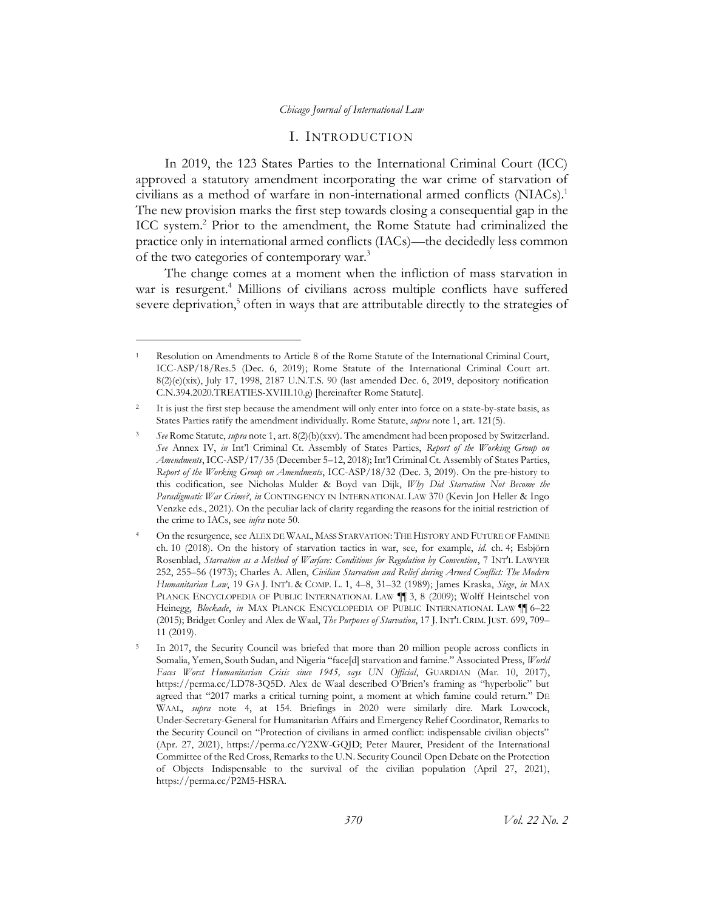## I. INTRODUCTION

In 2019, the 123 States Parties to the International Criminal Court (ICC) approved a statutory amendment incorporating the war crime of starvation of civilians as a method of warfare in non-international armed conflicts (NIACs).[1] The new provision marks the first step towards closing a consequential gap in the ICC system.[2] Prior to the amendment, the Rome Statute had criminalized the practice only in international armed conflicts (IACs)—the decidedly less common of the two categories of contemporary war.[3]

The change comes at a moment when the infliction of mass starvation in war is resurgent.[4] Millions of civilians across multiple conflicts have suffered severe deprivation,[5] often in ways that are attributable directly to the strategies of

---

[1] Resolution on Amendments to Article 8 of the Rome Statute of the International Criminal Court, ICC-ASP/18/Res.5 (Dec. 6, 2019); Rome Statute of the International Criminal Court art. 8(2)(e)(xix), July 17, 1998, 2187 U.N.T.S. 90 (last amended Dec. 6, 2019, depository notification C.N.394.2020.TREATIES-XVIII.10.g) [hereinafter Rome Statute].

[2] It is just the first step because the amendment will only enter into force on a state-by-state basis, as States Parties ratify the amendment individually. Rome Statute, *supra* note 1, art. 121(5).

[3] *See* Rome Statute, *supra* note 1, art. 8(2)(b)(xxv). The amendment had been proposed by Switzerland. *See* Annex IV, *in* Int'l Criminal Ct. Assembly of States Parties, *Report of the Working Group on Amendments*, ICC-ASP/17/35 (December 5–12, 2018); Int'l Criminal Ct. Assembly of States Parties, *Report of the Working Group on Amendments*, ICC-ASP/18/32 (Dec. 3, 2019). On the pre-history to this codification, see Nicholas Mulder & Boyd van Dijk, *Why Did Starvation Not Become the Paradigmatic War Crime?*, *in* CONTINGENCY IN INTERNATIONAL LAW 370 (Kevin Jon Heller & Ingo Venzke eds., 2021). On the peculiar lack of clarity regarding the reasons for the initial restriction of the crime to IACs, see *infra* note 50.

[4] On the resurgence, see ALEX DE WAAL, MASS STARVATION: THE HISTORY AND FUTURE OF FAMINE ch. 10 (2018). On the history of starvation tactics in war, see, for example, *id.* ch. 4; Esbjörn Rosenblad, *Starvation as a Method of Warfare: Conditions for Regulation by Convention*, 7 INT'L LAWYER 252, 255–56 (1973); Charles A. Allen, *Civilian Starvation and Relief during Armed Conflict: The Modern Humanitarian Law*, 19 GA J. INT'L & COMP. L. 1, 4–8, 31–32 (1989); James Kraska, *Siege*, *in* MAX PLANCK ENCYCLOPEDIA OF PUBLIC INTERNATIONAL LAW ¶¶ 3, 8 (2009); Wolff Heintschel von Heinegg, *Blockade*, *in* MAX PLANCK ENCYCLOPEDIA OF PUBLIC INTERNATIONAL LAW ¶¶ 6–22 (2015); Bridget Conley and Alex de Waal, *The Purposes of Starvation*, 17 J. INT'L CRIM. JUST. 699, 709–11 (2019).

[5] In 2017, the Security Council was briefed that more than 20 million people across conflicts in Somalia, Yemen, South Sudan, and Nigeria "face[d] starvation and famine." Associated Press, *World Faces Worst Humanitarian Crisis since 1945, says UN Official*, GUARDIAN (Mar. 10, 2017), https://perma.cc/LD78-3Q5D. Alex de Waal described O'Brien's framing as "hyperbolic" but agreed that "2017 marks a critical turning point, a moment at which famine could return." DE WAAL, *supra* note 4, at 154. Briefings in 2020 were similarly dire. Mark Lowcock, Under-Secretary-General for Humanitarian Affairs and Emergency Relief Coordinator, Remarks to the Security Council on "Protection of civilians in armed conflict: indispensable civilian objects" (Apr. 27, 2021), https://perma.cc/Y2XW-GQJD; Peter Maurer, President of the International Committee of the Red Cross, Remarks to the U.N. Security Council Open Debate on the Protection of Objects Indispensable to the survival of the civilian population (April 27, 2021), https://perma.cc/P2M5-HSRA.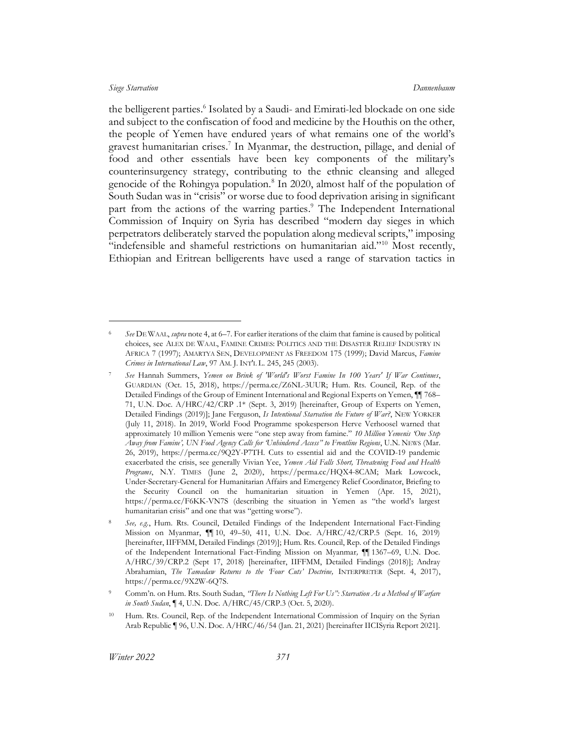the belligerent parties.[6] Isolated by a Saudi- and Emirati-led blockade on one side and subject to the confiscation of food and medicine by the Houthis on the other, the people of Yemen have endured years of what remains one of the world's gravest humanitarian crises.[7] In Myanmar, the destruction, pillage, and denial of food and other essentials have been key components of the military's counterinsurgency strategy, contributing to the ethnic cleansing and alleged genocide of the Rohingya population.[8] In 2020, almost half of the population of South Sudan was in "crisis" or worse due to food deprivation arising in significant part from the actions of the warring parties.[9] The Independent International Commission of Inquiry on Syria has described "modern day sieges in which perpetrators deliberately starved the population along medieval scripts," imposing "indefensible and shameful restrictions on humanitarian aid."[10] Most recently, Ethiopian and Eritrean belligerents have used a range of starvation tactics in

---

[6] *See* DE WAAL, *supra* note 4, at 6–7. For earlier iterations of the claim that famine is caused by political choices, see ALEX DE WAAL, FAMINE CRIMES: POLITICS AND THE DISASTER RELIEF INDUSTRY IN AFRICA 7 (1997); AMARTYA SEN, DEVELOPMENT AS FREEDOM 175 (1999); David Marcus, *Famine Crimes in International Law*, 97 AM. J. INT'L L. 245, 245 (2003).

[7] *See* Hannah Summers, *Yemen on Brink of 'World's Worst Famine In 100 Years' If War Continues*, GUARDIAN (Oct. 15, 2018), https://perma.cc/Z6NL-3UUR; Hum. Rts. Council, Rep. of the Detailed Findings of the Group of Eminent International and Regional Experts on Yemen, ¶¶ 768–71, U.N. Doc. A/HRC/42/CRP .1* (Sept. 3, 2019) [hereinafter, Group of Experts on Yemen, Detailed Findings (2019)]; Jane Ferguson, *Is Intentional Starvation the Future of War?*, NEW YORKER (July 11, 2018). In 2019, World Food Programme spokesperson Herve Verhoosel warned that approximately 10 million Yemenis were "one step away from famine." *10 Million Yemenis 'One Step Away from Famine', UN Food Agency Calls for 'Unhindered Access" to Frontline Regions*, U.N. NEWS (Mar. 26, 2019), https://perma.cc/9Q2Y-P7TH. Cuts to essential aid and the COVID-19 pandemic exacerbated the crisis, see generally Vivian Yee, *Yemen Aid Falls Short, Threatening Food and Health Programs*, N.Y. TIMES (June 2, 2020), https://perma.cc/HQX4-8CAM; Mark Lowcock, Under-Secretary-General for Humanitarian Affairs and Emergency Relief Coordinator, Briefing to the Security Council on the humanitarian situation in Yemen (Apr. 15, 2021), https://perma.cc/F6KK-VN7S (describing the situation in Yemen as "the world's largest humanitarian crisis" and one that was "getting worse").

[8] *See, e.g.*, Hum. Rts. Council, Detailed Findings of the Independent International Fact-Finding Mission on Myanmar, ¶¶ 10, 49–50, 411, U.N. Doc. A/HRC/42/CRP.5 (Sept. 16, 2019) [hereinafter, IIFFMM, Detailed Findings (2019)]; Hum. Rts. Council, Rep. of the Detailed Findings of the Independent International Fact-Finding Mission on Myanmar*,* ¶¶ 1367–69, U.N. Doc. A/HRC/39/CRP.2 (Sept 17, 2018) [hereinafter, IIFFMM, Detailed Findings (2018)]; Andray Abrahamian, *The Tamadaw Returns to the 'Four Cuts' Doctrine,* INTERPRETER (Sept. 4, 2017), https://perma.cc/9X2W-6Q7S.

[9] Comm'n. on Hum. Rts. South Sudan, *"There Is Nothing Left For Us": Starvation As a Method of Warfare in South Sudan*, ¶ 4, U.N. Doc. A/HRC/45/CRP.3 (Oct. 5, 2020).

[10] Hum. Rts. Council, Rep. of the Independent International Commission of Inquiry on the Syrian Arab Republic ¶ 96, U.N. Doc. A/HRC/46/54 (Jan. 21, 2021) [hereinafter IICISyria Report 2021].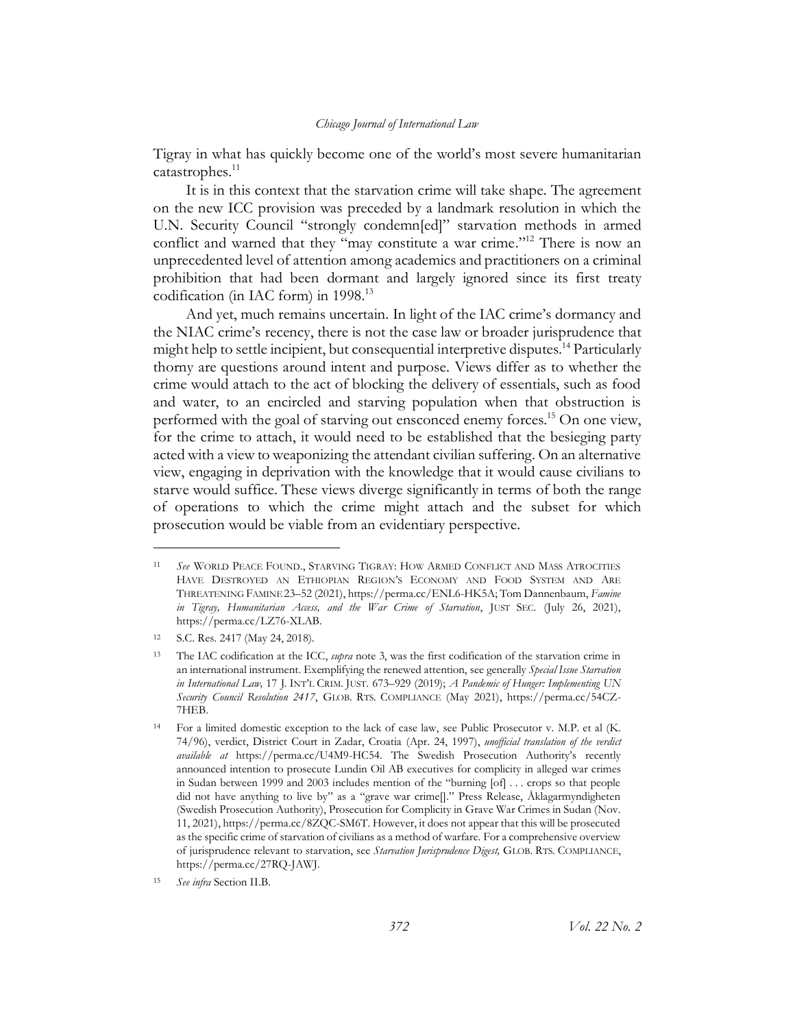Tigray in what has quickly become one of the world's most severe humanitarian catastrophes.[11]

It is in this context that the starvation crime will take shape. The agreement on the new ICC provision was preceded by a landmark resolution in which the U.N. Security Council "strongly condemn[ed]" starvation methods in armed conflict and warned that they "may constitute a war crime."[12] There is now an unprecedented level of attention among academics and practitioners on a criminal prohibition that had been dormant and largely ignored since its first treaty codification (in IAC form) in 1998.[13]

And yet, much remains uncertain. In light of the IAC crime's dormancy and the NIAC crime's recency, there is not the case law or broader jurisprudence that might help to settle incipient, but consequential interpretive disputes.[14] Particularly thorny are questions around intent and purpose. Views differ as to whether the crime would attach to the act of blocking the delivery of essentials, such as food and water, to an encircled and starving population when that obstruction is performed with the goal of starving out ensconced enemy forces.[15] On one view, for the crime to attach, it would need to be established that the besieging party acted with a view to weaponizing the attendant civilian suffering. On an alternative view, engaging in deprivation with the knowledge that it would cause civilians to starve would suffice. These views diverge significantly in terms of both the range of operations to which the crime might attach and the subset for which prosecution would be viable from an evidentiary perspective.

---

[11] *See* WORLD PEACE FOUND., STARVING TIGRAY: HOW ARMED CONFLICT AND MASS ATROCITIES HAVE DESTROYED AN ETHIOPIAN REGION'S ECONOMY AND FOOD SYSTEM AND ARE THREATENING FAMINE 23–52 (2021), https://perma.cc/ENL6-HK5A; Tom Dannenbaum, *Famine in Tigray, Humanitarian Access, and the War Crime of Starvation*, JUST SEC. (July 26, 2021), https://perma.cc/LZ76-XLAB.

[12] S.C. Res. 2417 (May 24, 2018).

[13] The IAC codification at the ICC, *supra* note 3, was the first codification of the starvation crime in an international instrument. Exemplifying the renewed attention, see generally *Special Issue Starvation in International Law,* 17 J. INT'L CRIM. JUST. 673–929 (2019); *A Pandemic of Hunger: Implementing UN Security Council Resolution 2417*, GLOB. RTS. COMPLIANCE (May 2021), https://perma.cc/54CZ-7HEB.

[14] For a limited domestic exception to the lack of case law, see Public Prosecutor v. M.P. et al (K. 74/96), verdict, District Court in Zadar, Croatia (Apr. 24, 1997), *unofficial translation of the verdict available at* https://perma.cc/U4M9-HC54. The Swedish Prosecution Authority's recently announced intention to prosecute Lundin Oil AB executives for complicity in alleged war crimes in Sudan between 1999 and 2003 includes mention of the "burning [of] . . . crops so that people did not have anything to live by" as a "grave war crime[]." Press Release, Åklagarmyndigheten (Swedish Prosecution Authority), Prosecution for Complicity in Grave War Crimes in Sudan (Nov. 11, 2021), https://perma.cc/8ZQC-SM6T. However, it does not appear that this will be prosecuted as the specific crime of starvation of civilians as a method of warfare. For a comprehensive overview of jurisprudence relevant to starvation, see *Starvation Jurisprudence Digest,* GLOB. RTS. COMPLIANCE, https://perma.cc/27RQ-JAWJ.

[15] *See infra* Section II.B.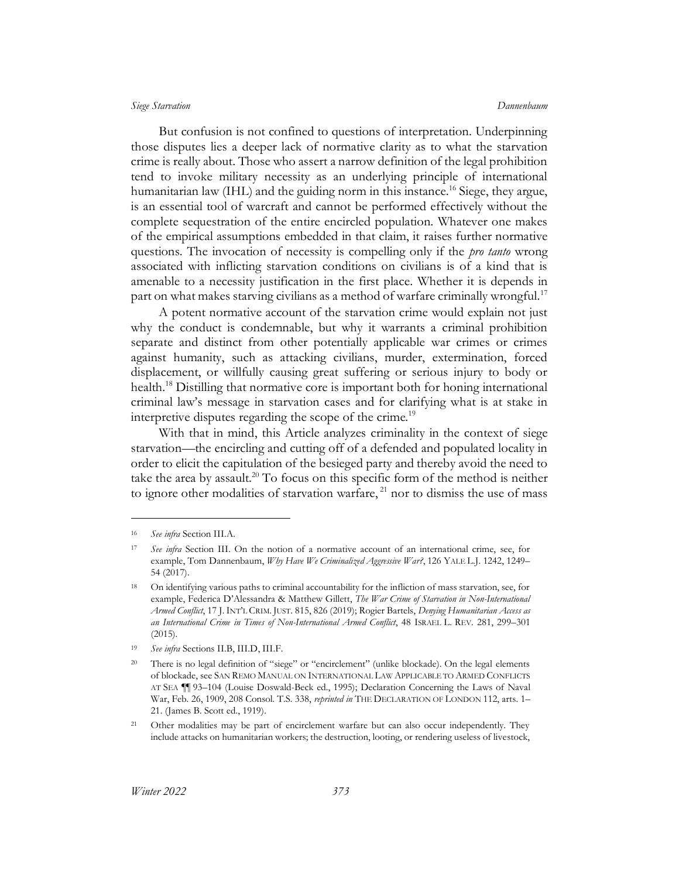But confusion is not confined to questions of interpretation. Underpinning those disputes lies a deeper lack of normative clarity as to what the starvation crime is really about. Those who assert a narrow definition of the legal prohibition tend to invoke military necessity as an underlying principle of international humanitarian law (IHL) and the guiding norm in this instance.[16] Siege, they argue, is an essential tool of warcraft and cannot be performed effectively without the complete sequestration of the entire encircled population. Whatever one makes of the empirical assumptions embedded in that claim, it raises further normative questions. The invocation of necessity is compelling only if the *pro tanto* wrong associated with inflicting starvation conditions on civilians is of a kind that is amenable to a necessity justification in the first place. Whether it is depends in part on what makes starving civilians as a method of warfare criminally wrongful.[17]

A potent normative account of the starvation crime would explain not just why the conduct is condemnable, but why it warrants a criminal prohibition separate and distinct from other potentially applicable war crimes or crimes against humanity, such as attacking civilians, murder, extermination, forced displacement, or willfully causing great suffering or serious injury to body or health.[18] Distilling that normative core is important both for honing international criminal law's message in starvation cases and for clarifying what is at stake in interpretive disputes regarding the scope of the crime.[19]

With that in mind, this Article analyzes criminality in the context of siege starvation—the encircling and cutting off of a defended and populated locality in order to elicit the capitulation of the besieged party and thereby avoid the need to take the area by assault.[20] To focus on this specific form of the method is neither to ignore other modalities of starvation warfare,[21] nor to dismiss the use of mass

---

[16] *See infra* Section III.A.

[17] *See infra* Section III. On the notion of a normative account of an international crime, see, for example, Tom Dannenbaum, *Why Have We Criminalized Aggressive War?*, 126 YALE L.J. 1242, 1249–54 (2017).

[18] On identifying various paths to criminal accountability for the infliction of mass starvation, see, for example, Federica D'Alessandra & Matthew Gillett, *The War Crime of Starvation in Non-International Armed Conflict*, 17 J. INT'L CRIM. JUST. 815, 826 (2019); Rogier Bartels, *Denying Humanitarian Access as an International Crime in Times of Non-International Armed Conflict*, 48 ISRAEL L. REV. 281, 299–301 (2015).

[19] *See infra* Sections II.B, III.D, III.F.

[20] There is no legal definition of "siege" or "encirclement" (unlike blockade). On the legal elements of blockade, see SAN REMO MANUAL ON INTERNATIONAL LAW APPLICABLE TO ARMED CONFLICTS AT SEA ¶¶ 93–104 (Louise Doswald-Beck ed., 1995); Declaration Concerning the Laws of Naval War, Feb. 26, 1909, 208 Consol. T.S. 338, *reprinted in* THE DECLARATION OF LONDON 112, arts. 1–21. (James B. Scott ed., 1919).

[21] Other modalities may be part of encirclement warfare but can also occur independently. They include attacks on humanitarian workers; the destruction, looting, or rendering useless of livestock,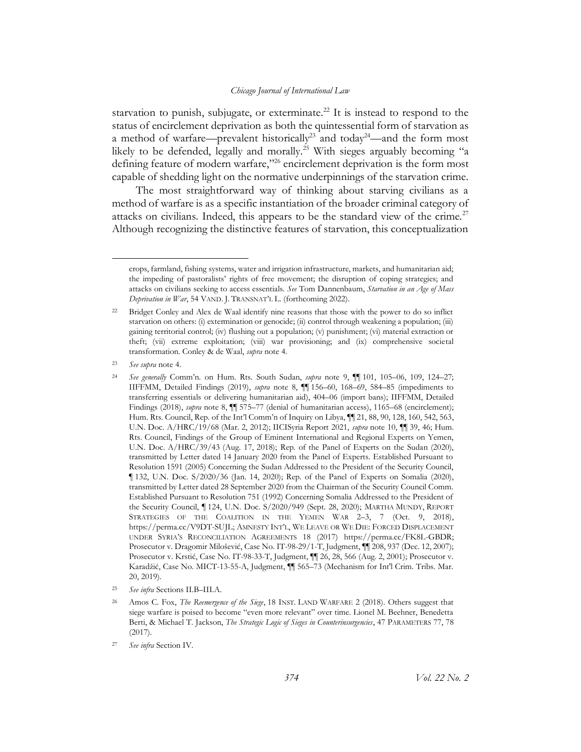starvation to punish, subjugate, or exterminate.[22] It is instead to respond to the status of encirclement deprivation as both the quintessential form of starvation as a method of warfare—prevalent historically[23] and today[24]—and the form most likely to be defended, legally and morally.[25] With sieges arguably becoming "a defining feature of modern warfare,"[26] encirclement deprivation is the form most capable of shedding light on the normative underpinnings of the starvation crime.

The most straightforward way of thinking about starving civilians as a method of warfare is as a specific instantiation of the broader criminal category of attacks on civilians. Indeed, this appears to be the standard view of the crime.[27] Although recognizing the distinctive features of starvation, this conceptualization

---

crops, farmland, fishing systems, water and irrigation infrastructure, markets, and humanitarian aid; the impeding of pastoralists' rights of free movement; the disruption of coping strategies; and attacks on civilians seeking to access essentials. *See* Tom Dannenbaum, *Starvation in an Age of Mass Deprivation in War*, 54 VAND. J. TRANSNAT'L L. (forthcoming 2022).

[22] Bridget Conley and Alex de Waal identify nine reasons that those with the power to do so inflict starvation on others: (i) extermination or genocide; (ii) control through weakening a population; (iii) gaining territorial control; (iv) flushing out a population; (v) punishment; (vi) material extraction or theft; (vii) extreme exploitation; (viii) war provisioning; and (ix) comprehensive societal transformation. Conley & de Waal, *supra* note 4.

[23] *See supra* note 4.

[24] *See generally* Comm'n. on Hum. Rts. South Sudan, *supra* note 9, ¶¶ 101, 105–06, 109, 124–27; IIFFMM, Detailed Findings (2019), *supra* note 8, ¶¶ 156–60, 168–69, 584–85 (impediments to transferring essentials or delivering humanitarian aid), 404–06 (import bans); IIFFMM, Detailed Findings (2018), *supra* note 8, ¶¶ 575–77 (denial of humanitarian access), 1165–68 (encirclement); Hum. Rts. Council, Rep. of the Int'l Comm'n of Inquiry on Libya, ¶¶ 21, 88, 90, 128, 160, 542, 563, U.N. Doc. A/HRC/19/68 (Mar. 2, 2012); IICISyria Report 2021, *supra* note 10, ¶¶ 39, 46; Hum. Rts. Council, Findings of the Group of Eminent International and Regional Experts on Yemen, U.N. Doc. A/HRC/39/43 (Aug. 17, 2018); Rep. of the Panel of Experts on the Sudan (2020), transmitted by Letter dated 14 January 2020 from the Panel of Experts. Established Pursuant to Resolution 1591 (2005) Concerning the Sudan Addressed to the President of the Security Council, ¶ 132, U.N. Doc. S/2020/36 (Jan. 14, 2020); Rep. of the Panel of Experts on Somalia (2020), transmitted by Letter dated 28 September 2020 from the Chairman of the Security Council Comm. Established Pursuant to Resolution 751 (1992) Concerning Somalia Addressed to the President of the Security Council, ¶ 124, U.N. Doc. S/2020/949 (Sept. 28, 2020); MARTHA MUNDY, REPORT STRATEGIES OF THE COALITION IN THE YEMEN WAR 2–3, 7 (Oct. 9, 2018), https://perma.cc/V9DT-SUJL; AMNESTY INT'L, WE LEAVE OR WE DIE: FORCED DISPLACEMENT UNDER SYRIA'S RECONCILIATION AGREEMENTS 18 (2017) https://perma.cc/FK8L-GBDR; Prosecutor v. Dragomir Milošević, Case No. IT-98-29/1-T, Judgment, ¶¶ 208, 937 (Dec. 12, 2007); Prosecutor v. Krstić, Case No. IT-98-33-T, Judgment, ¶¶ 26, 28, 566 (Aug. 2, 2001); Prosecutor v. Karadžić, Case No. MICT-13-55-A, Judgment, ¶¶ 565–73 (Mechanism for Int'l Crim. Tribs. Mar. 20, 2019).

[25] *See infra* Sections II.B–III.A.

[26] Amos C. Fox, *The Reemergence of the Siege*, 18 INST. LAND WARFARE 2 (2018). Others suggest that siege warfare is poised to become "even more relevant" over time. Lionel M. Beehner, Benedetta Berti, & Michael T. Jackson, *The Strategic Logic of Sieges in Counterinsurgencies*, 47 PARAMETERS 77, 78 (2017).

[27] *See infra* Section IV.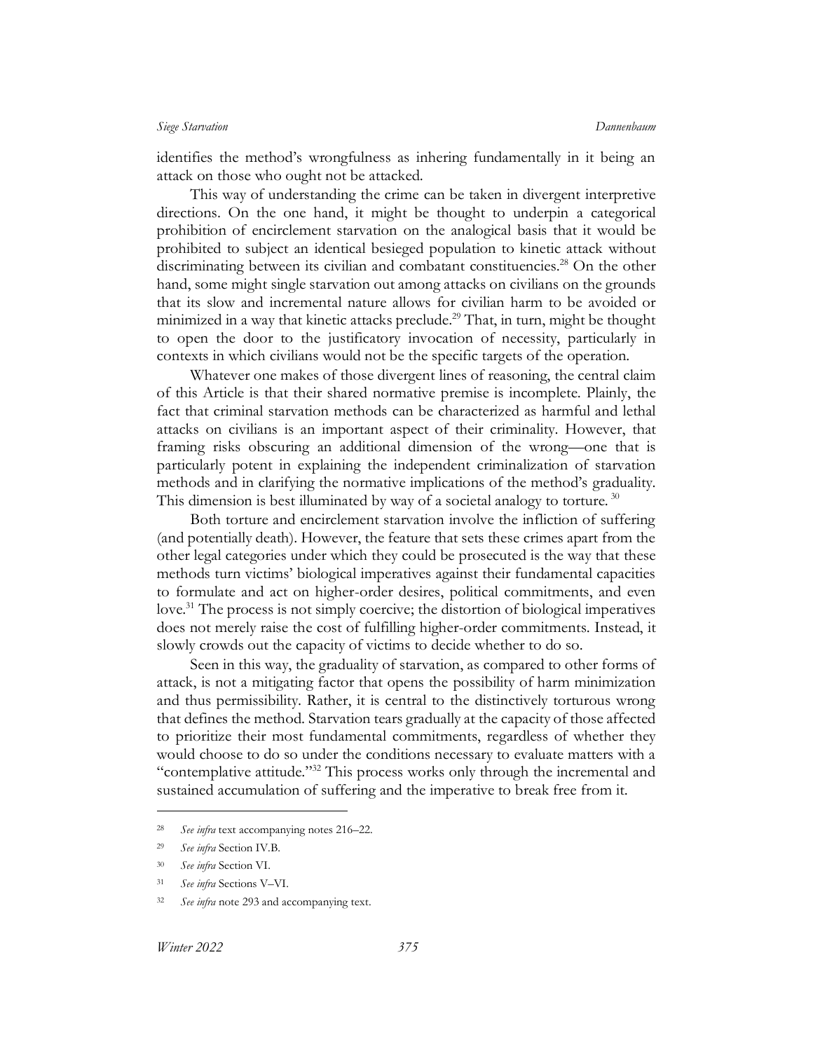identifies the method's wrongfulness as inhering fundamentally in it being an attack on those who ought not be attacked.

This way of understanding the crime can be taken in divergent interpretive directions. On the one hand, it might be thought to underpin a categorical prohibition of encirclement starvation on the analogical basis that it would be prohibited to subject an identical besieged population to kinetic attack without discriminating between its civilian and combatant constituencies.[28] On the other hand, some might single starvation out among attacks on civilians on the grounds that its slow and incremental nature allows for civilian harm to be avoided or minimized in a way that kinetic attacks preclude.[29] That, in turn, might be thought to open the door to the justificatory invocation of necessity, particularly in contexts in which civilians would not be the specific targets of the operation.

Whatever one makes of those divergent lines of reasoning, the central claim of this Article is that their shared normative premise is incomplete. Plainly, the fact that criminal starvation methods can be characterized as harmful and lethal attacks on civilians is an important aspect of their criminality. However, that framing risks obscuring an additional dimension of the wrong—one that is particularly potent in explaining the independent criminalization of starvation methods and in clarifying the normative implications of the method's graduality. This dimension is best illuminated by way of a societal analogy to torture.[30]

Both torture and encirclement starvation involve the infliction of suffering (and potentially death). However, the feature that sets these crimes apart from the other legal categories under which they could be prosecuted is the way that these methods turn victims' biological imperatives against their fundamental capacities to formulate and act on higher-order desires, political commitments, and even love.[31] The process is not simply coercive; the distortion of biological imperatives does not merely raise the cost of fulfilling higher-order commitments. Instead, it slowly crowds out the capacity of victims to decide whether to do so.

Seen in this way, the graduality of starvation, as compared to other forms of attack, is not a mitigating factor that opens the possibility of harm minimization and thus permissibility. Rather, it is central to the distinctively torturous wrong that defines the method. Starvation tears gradually at the capacity of those affected to prioritize their most fundamental commitments, regardless of whether they would choose to do so under the conditions necessary to evaluate matters with a "contemplative attitude."[32] This process works only through the incremental and sustained accumulation of suffering and the imperative to break free from it.

---

[28] *See infra* text accompanying notes 216–22.

[29] *See infra* Section IV.B.

[30] *See infra* Section VI.

[31] *See infra* Sections V–VI.

[32] *See infra* note 293 and accompanying text.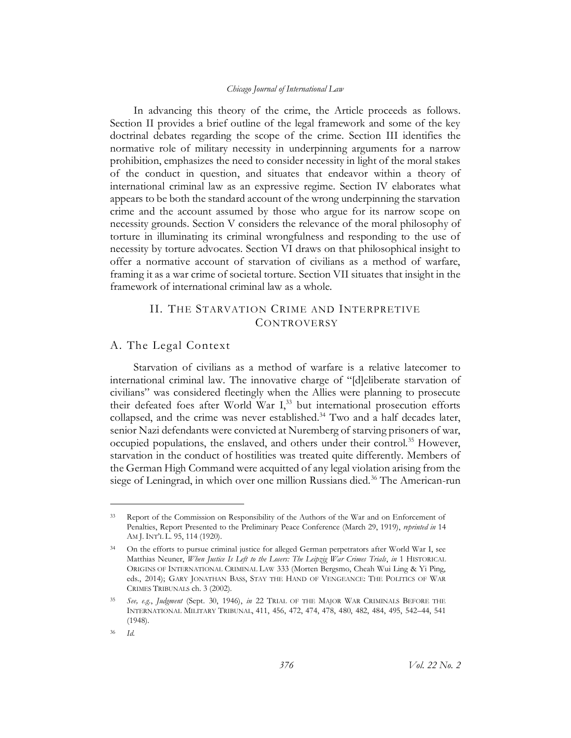In advancing this theory of the crime, the Article proceeds as follows. Section II provides a brief outline of the legal framework and some of the key doctrinal debates regarding the scope of the crime. Section III identifies the normative role of military necessity in underpinning arguments for a narrow prohibition, emphasizes the need to consider necessity in light of the moral stakes of the conduct in question, and situates that endeavor within a theory of international criminal law as an expressive regime. Section IV elaborates what appears to be both the standard account of the wrong underpinning the starvation crime and the account assumed by those who argue for its narrow scope on necessity grounds. Section V considers the relevance of the moral philosophy of torture in illuminating its criminal wrongfulness and responding to the use of necessity by torture advocates. Section VI draws on that philosophical insight to offer a normative account of starvation of civilians as a method of warfare, framing it as a war crime of societal torture. Section VII situates that insight in the framework of international criminal law as a whole.

## II. The Starvation Crime and Interpretive Controversy

### A. The Legal Context

Starvation of civilians as a method of warfare is a relative latecomer to international criminal law. The innovative charge of "[d]eliberate starvation of civilians" was considered fleetingly when the Allies were planning to prosecute their defeated foes after World War I,[33] but international prosecution efforts collapsed, and the crime was never established.[34] Two and a half decades later, senior Nazi defendants were convicted at Nuremberg of starving prisoners of war, occupied populations, the enslaved, and others under their control.[35] However, starvation in the conduct of hostilities was treated quite differently. Members of the German High Command were acquitted of any legal violation arising from the siege of Leningrad, in which over one million Russians died.[36] The American-run

---

[33] Report of the Commission on Responsibility of the Authors of the War and on Enforcement of Penalties, Report Presented to the Preliminary Peace Conference (March 29, 1919), *reprinted in* 14 AM J. INT'L L. 95, 114 (1920).

[34] On the efforts to pursue criminal justice for alleged German perpetrators after World War I, see Matthias Neuner, *When Justice Is Left to the Losers: The Leipzig War Crimes Trials*, *in* 1 HISTORICAL ORIGINS OF INTERNATIONAL CRIMINAL LAW 333 (Morten Bergsmo, Cheah Wui Ling & Yi Ping, eds., 2014); GARY JONATHAN BASS, STAY THE HAND OF VENGEANCE: THE POLITICS OF WAR CRIMES TRIBUNALS ch. 3 (2002).

[35] *See, e.g.*, *Judgment* (Sept. 30, 1946), *in* 22 TRIAL OF THE MAJOR WAR CRIMINALS BEFORE THE INTERNATIONAL MILITARY TRIBUNAL, 411, 456, 472, 474, 478, 480, 482, 484, 495, 542–44, 541 (1948).

[36] *Id.*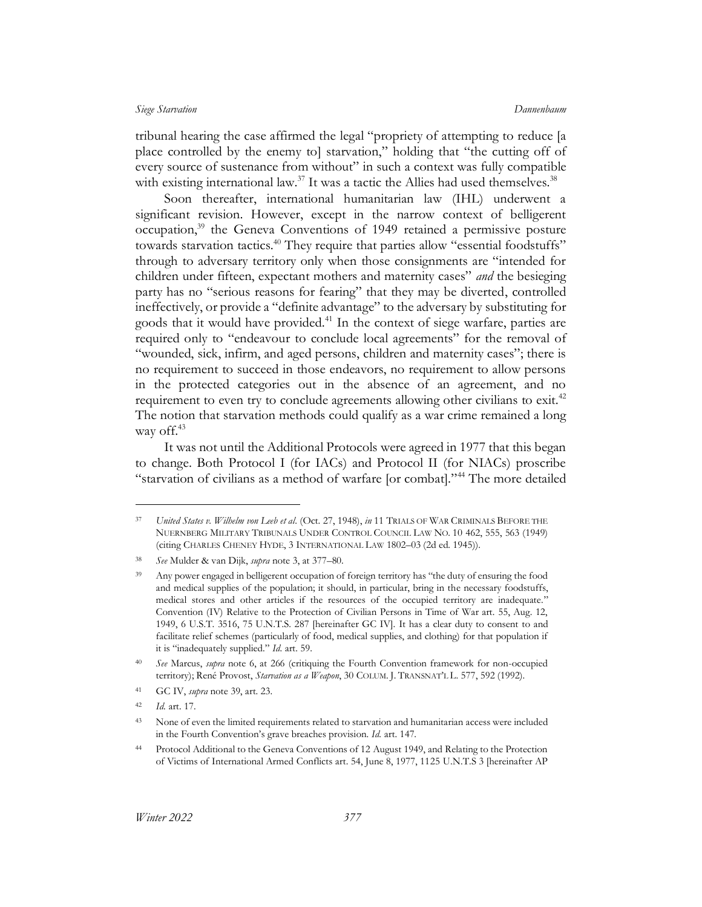tribunal hearing the case affirmed the legal "propriety of attempting to reduce [a place controlled by the enemy to] starvation," holding that "the cutting off of every source of sustenance from without" in such a context was fully compatible with existing international law.[37] It was a tactic the Allies had used themselves.[38]

Soon thereafter, international humanitarian law (IHL) underwent a significant revision. However, except in the narrow context of belligerent occupation,[39] the Geneva Conventions of 1949 retained a permissive posture towards starvation tactics.[40] They require that parties allow "essential foodstuffs" through to adversary territory only when those consignments are "intended for children under fifteen, expectant mothers and maternity cases" *and* the besieging party has no "serious reasons for fearing" that they may be diverted, controlled ineffectively, or provide a "definite advantage" to the adversary by substituting for goods that it would have provided.[41] In the context of siege warfare, parties are required only to "endeavour to conclude local agreements" for the removal of "wounded, sick, infirm, and aged persons, children and maternity cases"; there is no requirement to succeed in those endeavors, no requirement to allow persons in the protected categories out in the absence of an agreement, and no requirement to even try to conclude agreements allowing other civilians to exit.[42] The notion that starvation methods could qualify as a war crime remained a long way off.[43]

It was not until the Additional Protocols were agreed in 1977 that this began to change. Both Protocol I (for IACs) and Protocol II (for NIACs) proscribe "starvation of civilians as a method of warfare [or combat]."[44] The more detailed

---

[37] *United States v. Wilhelm von Leeb et al*. (Oct. 27, 1948), *in* 11 TRIALS OF WAR CRIMINALS BEFORE THE NUERNBERG MILITARY TRIBUNALS UNDER CONTROL COUNCIL LAW NO. 10 462, 555, 563 (1949) (citing CHARLES CHENEY HYDE, 3 INTERNATIONAL LAW 1802–03 (2d ed. 1945)).

[38] *See* Mulder & van Dijk, *supra* note 3, at 377–80.

[39] Any power engaged in belligerent occupation of foreign territory has "the duty of ensuring the food and medical supplies of the population; it should, in particular, bring in the necessary foodstuffs, medical stores and other articles if the resources of the occupied territory are inadequate." Convention (IV) Relative to the Protection of Civilian Persons in Time of War art. 55, Aug. 12, 1949, 6 U.S.T. 3516, 75 U.N.T.S. 287 [hereinafter GC IV]. It has a clear duty to consent to and facilitate relief schemes (particularly of food, medical supplies, and clothing) for that population if it is "inadequately supplied." *Id.* art. 59.

[40] *See* Marcus, *supra* note 6, at 266 (critiquing the Fourth Convention framework for non-occupied territory); René Provost, *Starvation as a Weapon*, 30 COLUM. J. TRANSNAT'L L. 577, 592 (1992).

[41] GC IV, *supra* note 39, art. 23.

[42] *Id.* art. 17.

[43] None of even the limited requirements related to starvation and humanitarian access were included in the Fourth Convention's grave breaches provision. *Id.* art. 147.

[44] Protocol Additional to the Geneva Conventions of 12 August 1949, and Relating to the Protection of Victims of International Armed Conflicts art. 54, June 8, 1977, 1125 U.N.T.S 3 [hereinafter AP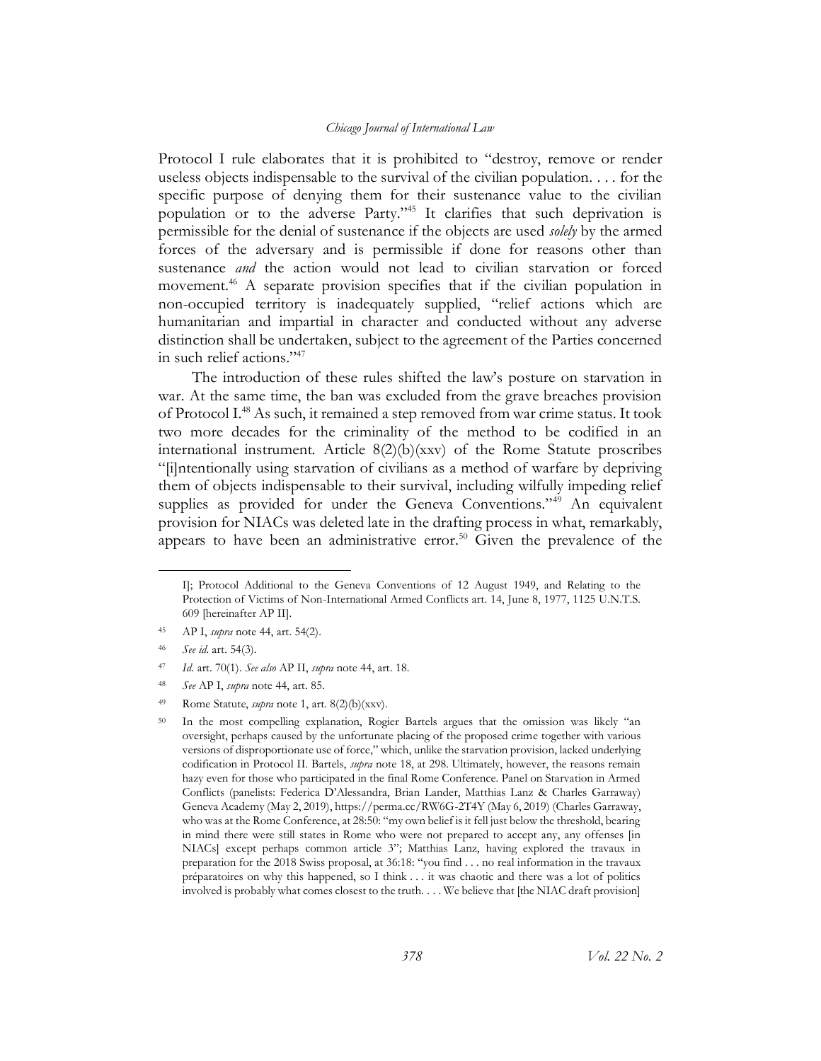Protocol I rule elaborates that it is prohibited to "destroy, remove or render useless objects indispensable to the survival of the civilian population. . . . for the specific purpose of denying them for their sustenance value to the civilian population or to the adverse Party."[45] It clarifies that such deprivation is permissible for the denial of sustenance if the objects are used *solely* by the armed forces of the adversary and is permissible if done for reasons other than sustenance *and* the action would not lead to civilian starvation or forced movement.[46] A separate provision specifies that if the civilian population in non-occupied territory is inadequately supplied, "relief actions which are humanitarian and impartial in character and conducted without any adverse distinction shall be undertaken, subject to the agreement of the Parties concerned in such relief actions."[47]

The introduction of these rules shifted the law's posture on starvation in war. At the same time, the ban was excluded from the grave breaches provision of Protocol I.[48] As such, it remained a step removed from war crime status. It took two more decades for the criminality of the method to be codified in an international instrument. Article 8(2)(b)(xxv) of the Rome Statute proscribes "[i]ntentionally using starvation of civilians as a method of warfare by depriving them of objects indispensable to their survival, including wilfully impeding relief supplies as provided for under the Geneva Conventions."[49] An equivalent provision for NIACs was deleted late in the drafting process in what, remarkably, appears to have been an administrative error.[50] Given the prevalence of the

---

I]; Protocol Additional to the Geneva Conventions of 12 August 1949, and Relating to the Protection of Victims of Non-International Armed Conflicts art. 14, June 8, 1977, 1125 U.N.T.S. 609 [hereinafter AP II].

[45] AP I, *supra* note 44, art. 54(2).

[46] *See id.* art. 54(3).

[47] *Id.* art. 70(1). *See also* AP II, *supra* note 44, art. 18.

[48] *See* AP I, *supra* note 44, art. 85.

[49] Rome Statute, *supra* note 1, art. 8(2)(b)(xxv).

[50] In the most compelling explanation, Rogier Bartels argues that the omission was likely "an oversight, perhaps caused by the unfortunate placing of the proposed crime together with various versions of disproportionate use of force," which, unlike the starvation provision, lacked underlying codification in Protocol II. Bartels, *supra* note 18, at 298. Ultimately, however, the reasons remain hazy even for those who participated in the final Rome Conference. Panel on Starvation in Armed Conflicts (panelists: Federica D'Alessandra, Brian Lander, Matthias Lanz & Charles Garraway) Geneva Academy (May 2, 2019), https://perma.cc/RW6G-2T4Y (May 6, 2019) (Charles Garraway, who was at the Rome Conference, at 28:50: "my own belief is it fell just below the threshold, bearing in mind there were still states in Rome who were not prepared to accept any, any offenses [in NIACs] except perhaps common article 3"; Matthias Lanz, having explored the travaux in preparation for the 2018 Swiss proposal, at 36:18: "you find . . . no real information in the travaux préparatoires on why this happened, so I think . . . it was chaotic and there was a lot of politics involved is probably what comes closest to the truth. . . . We believe that [the NIAC draft provision]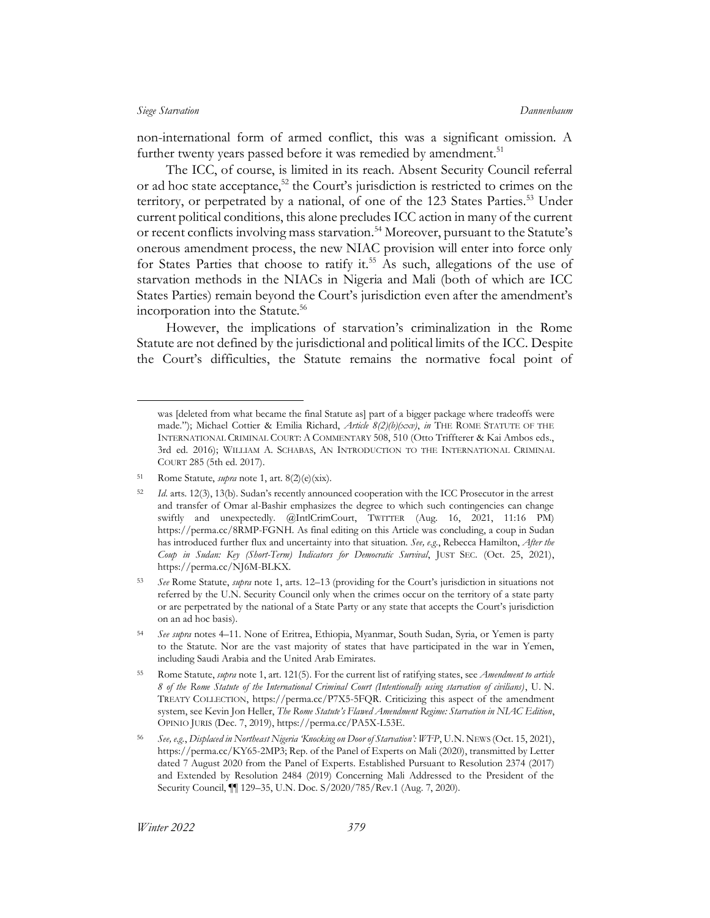non-international form of armed conflict, this was a significant omission. A further twenty years passed before it was remedied by amendment.[51]

The ICC, of course, is limited in its reach. Absent Security Council referral or ad hoc state acceptance,[52] the Court's jurisdiction is restricted to crimes on the territory, or perpetrated by a national, of one of the 123 States Parties.[53] Under current political conditions, this alone precludes ICC action in many of the current or recent conflicts involving mass starvation.[54] Moreover, pursuant to the Statute's onerous amendment process, the new NIAC provision will enter into force only for States Parties that choose to ratify it.[55] As such, allegations of the use of starvation methods in the NIACs in Nigeria and Mali (both of which are ICC States Parties) remain beyond the Court's jurisdiction even after the amendment's incorporation into the Statute.[56]

However, the implications of starvation's criminalization in the Rome Statute are not defined by the jurisdictional and political limits of the ICC. Despite the Court's difficulties, the Statute remains the normative focal point of

---

was [deleted from what became the final Statute as] part of a bigger package where tradeoffs were made."); Michael Cottier & Emilia Richard, *Article 8(2)(b)(xxv)*, *in* THE ROME STATUTE OF THE INTERNATIONAL CRIMINAL COURT: A COMMENTARY 508, 510 (Otto Triffterer & Kai Ambos eds., 3rd ed. 2016); WILLIAM A. SCHABAS, AN INTRODUCTION TO THE INTERNATIONAL CRIMINAL COURT 285 (5th ed. 2017).

51 Rome Statute, *supra* note 1, art. 8(2)(e)(xix).

52 *Id.* arts. 12(3), 13(b). Sudan's recently announced cooperation with the ICC Prosecutor in the arrest and transfer of Omar al-Bashir emphasizes the degree to which such contingencies can change swiftly and unexpectedly. @IntlCrimCourt, TWITTER (Aug. 16, 2021, 11:16 PM) https://perma.cc/8RMP-FGNH. As final editing on this Article was concluding, a coup in Sudan has introduced further flux and uncertainty into that situation. *See, e.g.*, Rebecca Hamilton, *After the Coup in Sudan: Key (Short-Term) Indicators for Democratic Survival*, JUST SEC. (Oct. 25, 2021), https://perma.cc/NJ6M-BLKX.

53 *See* Rome Statute, *supra* note 1, arts. 12–13 (providing for the Court's jurisdiction in situations not referred by the U.N. Security Council only when the crimes occur on the territory of a state party or are perpetrated by the national of a State Party or any state that accepts the Court's jurisdiction on an ad hoc basis).

54 *See supra* notes 4–11. None of Eritrea, Ethiopia, Myanmar, South Sudan, Syria, or Yemen is party to the Statute. Nor are the vast majority of states that have participated in the war in Yemen, including Saudi Arabia and the United Arab Emirates.

55 Rome Statute, *supra* note 1, art. 121(5). For the current list of ratifying states, see *Amendment to article 8 of the Rome Statute of the International Criminal Court (Intentionally using starvation of civilians)*, U. N. TREATY COLLECTION, https://perma.cc/P7X5-5FQR. Criticizing this aspect of the amendment system, see Kevin Jon Heller, *The Rome Statute's Flawed Amendment Regime: Starvation in NIAC Edition*, OPINIO JURIS (Dec. 7, 2019), https://perma.cc/PA5X-L53E.

56 *See, e.g.*, *Displaced in Northeast Nigeria 'Knocking on Door of Starvation': WFP*, U.N. NEWS (Oct. 15, 2021), https://perma.cc/KY65-2MP3; Rep. of the Panel of Experts on Mali (2020), transmitted by Letter dated 7 August 2020 from the Panel of Experts. Established Pursuant to Resolution 2374 (2017) and Extended by Resolution 2484 (2019) Concerning Mali Addressed to the President of the Security Council, ¶¶ 129–35, U.N. Doc. S/2020/785/Rev.1 (Aug. 7, 2020).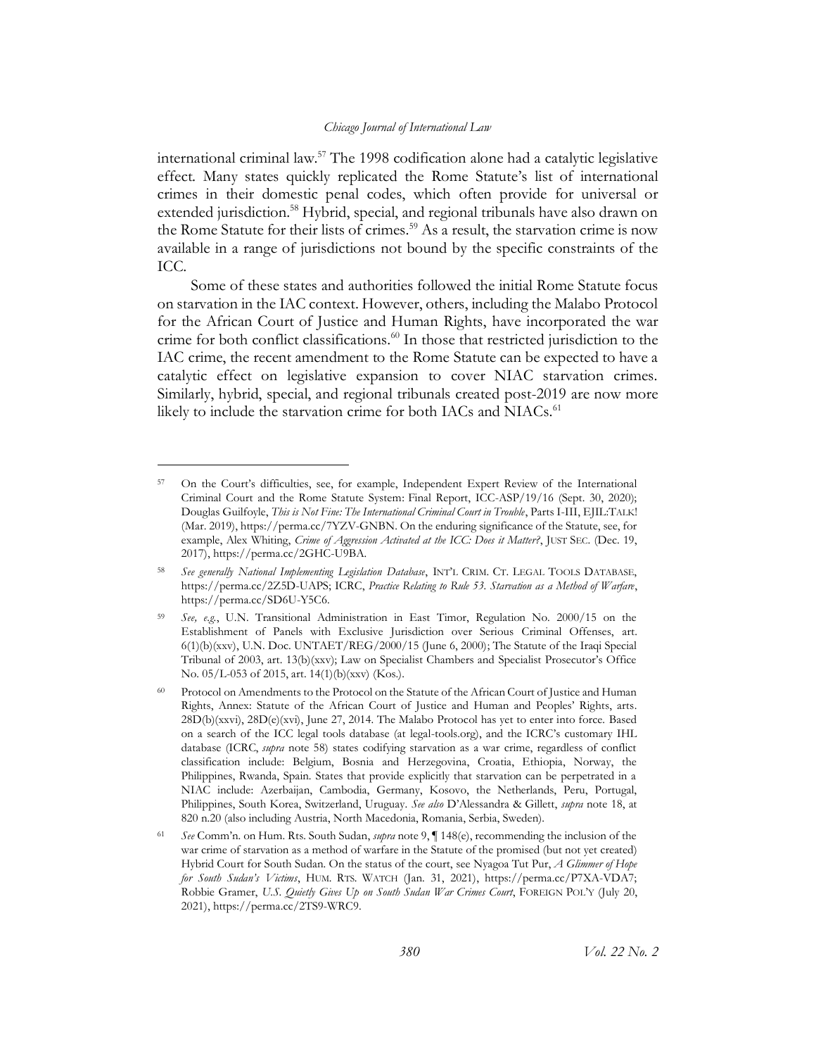international criminal law.[57] The 1998 codification alone had a catalytic legislative effect. Many states quickly replicated the Rome Statute's list of international crimes in their domestic penal codes, which often provide for universal or extended jurisdiction.[58] Hybrid, special, and regional tribunals have also drawn on the Rome Statute for their lists of crimes.[59] As a result, the starvation crime is now available in a range of jurisdictions not bound by the specific constraints of the ICC.

Some of these states and authorities followed the initial Rome Statute focus on starvation in the IAC context. However, others, including the Malabo Protocol for the African Court of Justice and Human Rights, have incorporated the war crime for both conflict classifications.[60] In those that restricted jurisdiction to the IAC crime, the recent amendment to the Rome Statute can be expected to have a catalytic effect on legislative expansion to cover NIAC starvation crimes. Similarly, hybrid, special, and regional tribunals created post-2019 are now more likely to include the starvation crime for both IACs and NIACs.[61]

---

[57] On the Court's difficulties, see, for example, Independent Expert Review of the International Criminal Court and the Rome Statute System: Final Report, ICC-ASP/19/16 (Sept. 30, 2020); Douglas Guilfoyle, *This is Not Fine: The International Criminal Court in Trouble*, Parts I-III, EJIL:TALK! (Mar. 2019), https://perma.cc/7YZV-GNBN. On the enduring significance of the Statute, see, for example, Alex Whiting, *Crime of Aggression Activated at the ICC: Does it Matter?*, JUST SEC. (Dec. 19, 2017), https://perma.cc/2GHC-U9BA.

[58] *See generally National Implementing Legislation Database*, INT'L CRIM. CT. LEGAL TOOLS DATABASE, https://perma.cc/2Z5D-UAPS; ICRC, *Practice Relating to Rule 53. Starvation as a Method of Warfare*, https://perma.cc/SD6U-Y5C6.

[59] *See, e.g.*, U.N. Transitional Administration in East Timor, Regulation No. 2000/15 on the Establishment of Panels with Exclusive Jurisdiction over Serious Criminal Offenses, art. 6(1)(b)(xxv), U.N. Doc. UNTAET/REG/2000/15 (June 6, 2000); The Statute of the Iraqi Special Tribunal of 2003, art. 13(b)(xxv); Law on Specialist Chambers and Specialist Prosecutor's Office No. 05/L-053 of 2015, art. 14(1)(b)(xxv) (Kos.).

[60] Protocol on Amendments to the Protocol on the Statute of the African Court of Justice and Human Rights, Annex: Statute of the African Court of Justice and Human and Peoples' Rights, arts. 28D(b)(xxvi), 28D(e)(xvi), June 27, 2014. The Malabo Protocol has yet to enter into force. Based on a search of the ICC legal tools database (at legal-tools.org), and the ICRC's customary IHL database (ICRC, *supra* note 58) states codifying starvation as a war crime, regardless of conflict classification include: Belgium, Bosnia and Herzegovina, Croatia, Ethiopia, Norway, the Philippines, Rwanda, Spain. States that provide explicitly that starvation can be perpetrated in a NIAC include: Azerbaijan, Cambodia, Germany, Kosovo, the Netherlands, Peru, Portugal, Philippines, South Korea, Switzerland, Uruguay. *See also* D'Alessandra & Gillett, *supra* note 18, at 820 n.20 (also including Austria, North Macedonia, Romania, Serbia, Sweden).

[61] *See* Comm'n. on Hum. Rts. South Sudan, *supra* note 9, ¶ 148(e), recommending the inclusion of the war crime of starvation as a method of warfare in the Statute of the promised (but not yet created) Hybrid Court for South Sudan. On the status of the court, see Nyagoa Tut Pur, *A Glimmer of Hope for South Sudan's Victims*, HUM. RTS. WATCH (Jan. 31, 2021), https://perma.cc/P7XA-VDA7; Robbie Gramer, *U.S. Quietly Gives Up on South Sudan War Crimes Court*, FOREIGN POL'Y (July 20, 2021), https://perma.cc/2TS9-WRC9.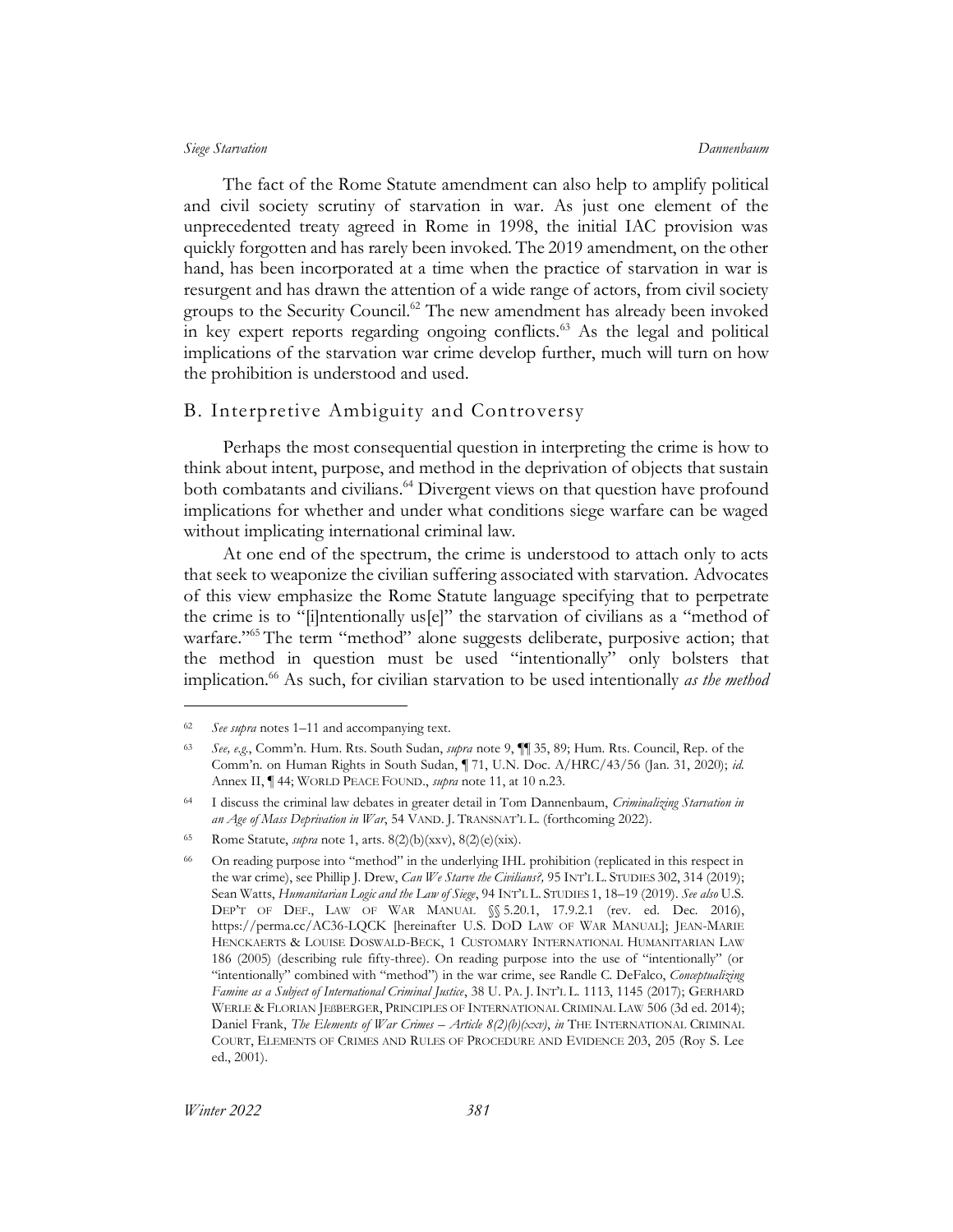The fact of the Rome Statute amendment can also help to amplify political and civil society scrutiny of starvation in war. As just one element of the unprecedented treaty agreed in Rome in 1998, the initial IAC provision was quickly forgotten and has rarely been invoked. The 2019 amendment, on the other hand, has been incorporated at a time when the practice of starvation in war is resurgent and has drawn the attention of a wide range of actors, from civil society groups to the Security Council.[62] The new amendment has already been invoked in key expert reports regarding ongoing conflicts.[63] As the legal and political implications of the starvation war crime develop further, much will turn on how the prohibition is understood and used.

## B. Interpretive Ambiguity and Controversy

Perhaps the most consequential question in interpreting the crime is how to think about intent, purpose, and method in the deprivation of objects that sustain both combatants and civilians.[64] Divergent views on that question have profound implications for whether and under what conditions siege warfare can be waged without implicating international criminal law.

At one end of the spectrum, the crime is understood to attach only to acts that seek to weaponize the civilian suffering associated with starvation. Advocates of this view emphasize the Rome Statute language specifying that to perpetrate the crime is to "[i]ntentionally us[e]" the starvation of civilians as a "method of warfare."[65] The term "method" alone suggests deliberate, purposive action; that the method in question must be used "intentionally" only bolsters that implication.[66] As such, for civilian starvation to be used intentionally *as the method*

---

62 *See supra* notes 1–11 and accompanying text.

63 *See, e.g.*, Comm'n. Hum. Rts. South Sudan, *supra* note 9, ¶¶ 35, 89; Hum. Rts. Council, Rep. of the Comm'n. on Human Rights in South Sudan, ¶ 71, U.N. Doc. A/HRC/43/56 (Jan. 31, 2020); *id.* Annex II, ¶ 44; WORLD PEACE FOUND., *supra* note 11, at 10 n.23.

64 I discuss the criminal law debates in greater detail in Tom Dannenbaum, *Criminalizing Starvation in an Age of Mass Deprivation in War*, 54 VAND. J. TRANSNAT'L L. (forthcoming 2022).

65 Rome Statute, *supra* note 1, arts. 8(2)(b)(xxv), 8(2)(e)(xix).

66 On reading purpose into "method" in the underlying IHL prohibition (replicated in this respect in the war crime), see Phillip J. Drew, *Can We Starve the Civilians?,* 95 INT'L L. STUDIES 302, 314 (2019); Sean Watts, *Humanitarian Logic and the Law of Siege*, 94 INT'L L. STUDIES 1, 18–19 (2019). *See also* U.S. DEP'T OF DEF., LAW OF WAR MANUAL §§ 5.20.1, 17.9.2.1 (rev. ed. Dec. 2016), https://perma.cc/AC36-LQCK [hereinafter U.S. DOD LAW OF WAR MANUAL]; JEAN-MARIE HENCKAERTS & LOUISE DOSWALD-BECK, 1 CUSTOMARY INTERNATIONAL HUMANITARIAN LAW 186 (2005) (describing rule fifty-three). On reading purpose into the use of "intentionally" (or "intentionally" combined with "method") in the war crime, see Randle C. DeFalco, *Conceptualizing Famine as a Subject of International Criminal Justice*, 38 U. PA. J. INT'L L. 1113, 1145 (2017); GERHARD WERLE & FLORIAN JEßBERGER, PRINCIPLES OF INTERNATIONAL CRIMINAL LAW 506 (3d ed. 2014); Daniel Frank, *The Elements of War Crimes – Article 8(2)(b)(xxv)*, *in* THE INTERNATIONAL CRIMINAL COURT, ELEMENTS OF CRIMES AND RULES OF PROCEDURE AND EVIDENCE 203, 205 (Roy S. Lee ed., 2001).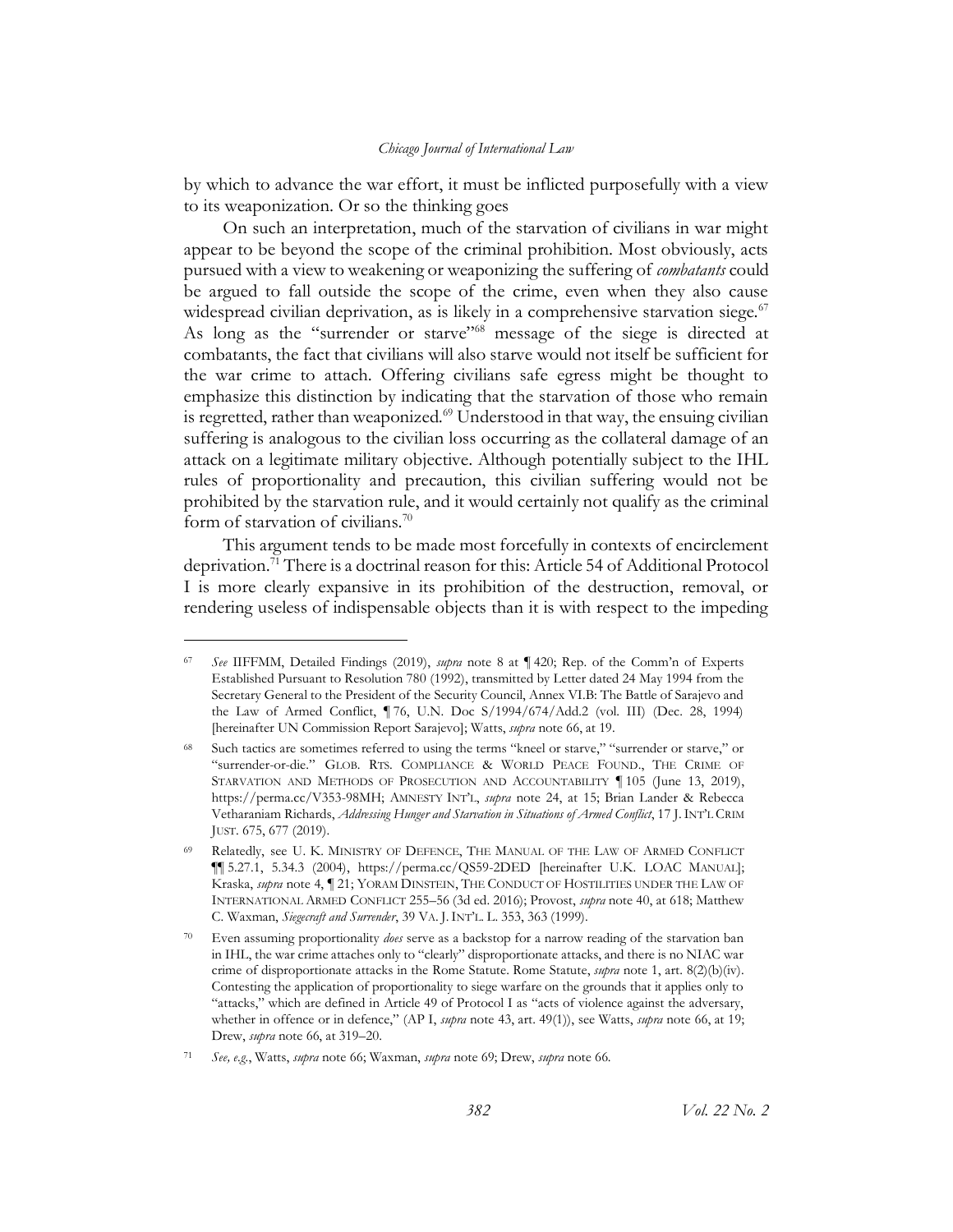by which to advance the war effort, it must be inflicted purposefully with a view to its weaponization. Or so the thinking goes

On such an interpretation, much of the starvation of civilians in war might appear to be beyond the scope of the criminal prohibition. Most obviously, acts pursued with a view to weakening or weaponizing the suffering of *combatants* could be argued to fall outside the scope of the crime, even when they also cause widespread civilian deprivation, as is likely in a comprehensive starvation siege.[67] As long as the "surrender or starve"[68] message of the siege is directed at combatants, the fact that civilians will also starve would not itself be sufficient for the war crime to attach. Offering civilians safe egress might be thought to emphasize this distinction by indicating that the starvation of those who remain is regretted, rather than weaponized.[69] Understood in that way, the ensuing civilian suffering is analogous to the civilian loss occurring as the collateral damage of an attack on a legitimate military objective. Although potentially subject to the IHL rules of proportionality and precaution, this civilian suffering would not be prohibited by the starvation rule, and it would certainly not qualify as the criminal form of starvation of civilians.[70]

This argument tends to be made most forcefully in contexts of encirclement deprivation.[71] There is a doctrinal reason for this: Article 54 of Additional Protocol I is more clearly expansive in its prohibition of the destruction, removal, or rendering useless of indispensable objects than it is with respect to the impeding

---

67 *See* IIFFMM, Detailed Findings (2019), *supra* note 8 at ¶ 420; Rep. of the Comm'n of Experts Established Pursuant to Resolution 780 (1992), transmitted by Letter dated 24 May 1994 from the Secretary General to the President of the Security Council, Annex VI.B: The Battle of Sarajevo and the Law of Armed Conflict, ¶ 76, U.N. Doc S/1994/674/Add.2 (vol. III) (Dec. 28, 1994) [hereinafter UN Commission Report Sarajevo]; Watts, *supra* note 66, at 19.

68 Such tactics are sometimes referred to using the terms "kneel or starve," "surrender or starve," or "surrender-or-die." GLOB. RTS. COMPLIANCE & WORLD PEACE FOUND., THE CRIME OF STARVATION AND METHODS OF PROSECUTION AND ACCOUNTABILITY ¶ 105 (June 13, 2019), https://perma.cc/V353-98MH; AMNESTY INT'L, *supra* note 24, at 15; Brian Lander & Rebecca Vetharaniam Richards, *Addressing Hunger and Starvation in Situations of Armed Conflict*, 17 J. INT'L CRIM JUST. 675, 677 (2019).

69 Relatedly, see U. K. MINISTRY OF DEFENCE, THE MANUAL OF THE LAW OF ARMED CONFLICT ¶¶ 5.27.1, 5.34.3 (2004), https://perma.cc/QS59-2DED [hereinafter U.K. LOAC MANUAL]; Kraska, *supra* note 4, ¶ 21; YORAM DINSTEIN, THE CONDUCT OF HOSTILITIES UNDER THE LAW OF INTERNATIONAL ARMED CONFLICT 255–56 (3d ed. 2016); Provost, *supra* note 40, at 618; Matthew C. Waxman, *Siegecraft and Surrender*, 39 VA. J. INT'L. L. 353, 363 (1999).

70 Even assuming proportionality *does* serve as a backstop for a narrow reading of the starvation ban in IHL, the war crime attaches only to "clearly" disproportionate attacks, and there is no NIAC war crime of disproportionate attacks in the Rome Statute. Rome Statute, *supra* note 1, art. 8(2)(b)(iv). Contesting the application of proportionality to siege warfare on the grounds that it applies only to "attacks," which are defined in Article 49 of Protocol I as "acts of violence against the adversary, whether in offence or in defence," (AP I, *supra* note 43, art. 49(1)), see Watts, *supra* note 66, at 19; Drew, *supra* note 66, at 319–20.

71 *See, e.g.*, Watts, *supra* note 66; Waxman, *supra* note 69; Drew, *supra* note 66.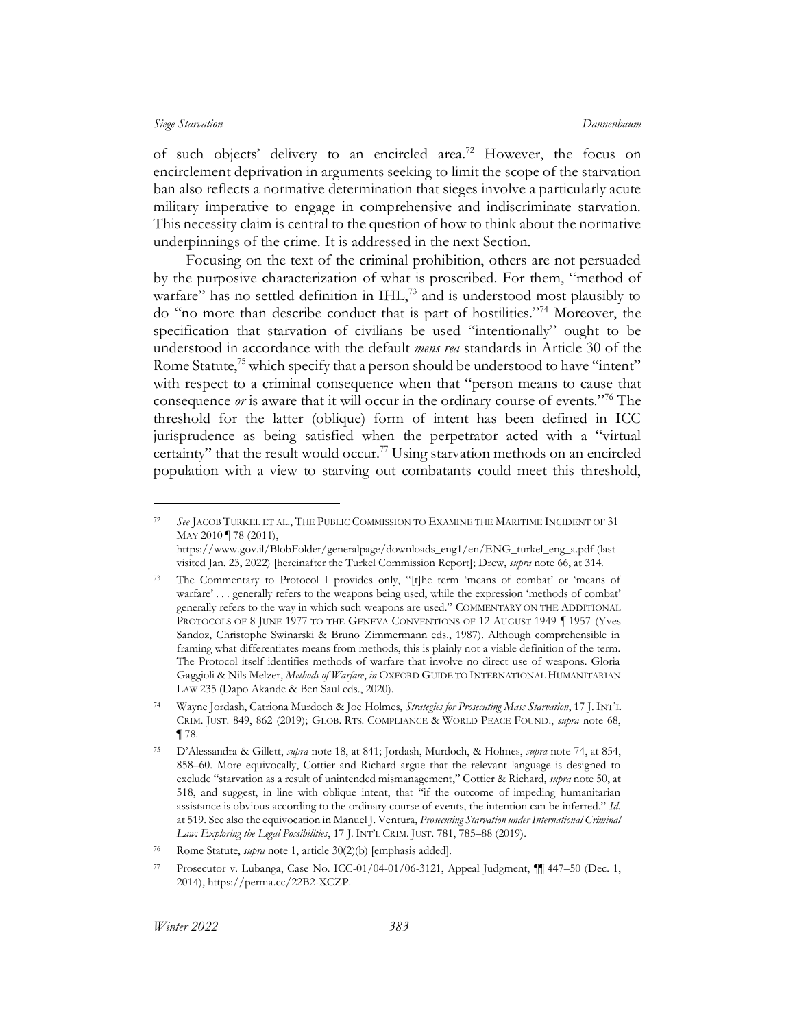of such objects' delivery to an encircled area.[72] However, the focus on encirclement deprivation in arguments seeking to limit the scope of the starvation ban also reflects a normative determination that sieges involve a particularly acute military imperative to engage in comprehensive and indiscriminate starvation. This necessity claim is central to the question of how to think about the normative underpinnings of the crime. It is addressed in the next Section.

Focusing on the text of the criminal prohibition, others are not persuaded by the purposive characterization of what is proscribed. For them, "method of warfare" has no settled definition in IHL,[73] and is understood most plausibly to do "no more than describe conduct that is part of hostilities."[74] Moreover, the specification that starvation of civilians be used "intentionally" ought to be understood in accordance with the default *mens rea* standards in Article 30 of the Rome Statute,[75] which specify that a person should be understood to have "intent" with respect to a criminal consequence when that "person means to cause that consequence *or* is aware that it will occur in the ordinary course of events."[76] The threshold for the latter (oblique) form of intent has been defined in ICC jurisprudence as being satisfied when the perpetrator acted with a "virtual certainty" that the result would occur.[77] Using starvation methods on an encircled population with a view to starving out combatants could meet this threshold,

---

[72] *See* JACOB TURKEL ET AL., THE PUBLIC COMMISSION TO EXAMINE THE MARITIME INCIDENT OF 31 MAY 2010 ¶ 78 (2011), https://www.gov.il/BlobFolder/generalpage/downloads_eng1/en/ENG_turkel_eng_a.pdf (last visited Jan. 23, 2022) [hereinafter the Turkel Commission Report]; Drew, *supra* note 66, at 314.

[73] The Commentary to Protocol I provides only, "[t]he term 'means of combat' or 'means of warfare' . . . generally refers to the weapons being used, while the expression 'methods of combat' generally refers to the way in which such weapons are used." COMMENTARY ON THE ADDITIONAL PROTOCOLS OF 8 JUNE 1977 TO THE GENEVA CONVENTIONS OF 12 AUGUST 1949 ¶ 1957 (Yves Sandoz, Christophe Swinarski & Bruno Zimmermann eds., 1987). Although comprehensible in framing what differentiates means from methods, this is plainly not a viable definition of the term. The Protocol itself identifies methods of warfare that involve no direct use of weapons. Gloria Gaggioli & Nils Melzer, *Methods of Warfare*, *in* OXFORD GUIDE TO INTERNATIONAL HUMANITARIAN LAW 235 (Dapo Akande & Ben Saul eds., 2020).

[74] Wayne Jordash, Catriona Murdoch & Joe Holmes, *Strategies for Prosecuting Mass Starvation*, 17 J. INT'L CRIM. JUST. 849, 862 (2019); GLOB. RTS. COMPLIANCE & WORLD PEACE FOUND., *supra* note 68, ¶ 78.

[75] D'Alessandra & Gillett, *supra* note 18, at 841; Jordash, Murdoch, & Holmes, *supra* note 74, at 854, 858–60. More equivocally, Cottier and Richard argue that the relevant language is designed to exclude "starvation as a result of unintended mismanagement," Cottier & Richard, *supra* note 50, at 518, and suggest, in line with oblique intent, that "if the outcome of impeding humanitarian assistance is obvious according to the ordinary course of events, the intention can be inferred." *Id.* at 519. See also the equivocation in Manuel J. Ventura, *Prosecuting Starvation under International Criminal Law: Exploring the Legal Possibilities*, 17 J. INT'L CRIM. JUST. 781, 785–88 (2019).

[76] Rome Statute, *supra* note 1, article 30(2)(b) [emphasis added].

[77] Prosecutor v. Lubanga, Case No. ICC-01/04-01/06-3121, Appeal Judgment, ¶¶ 447–50 (Dec. 1, 2014), https://perma.cc/22B2-XCZP.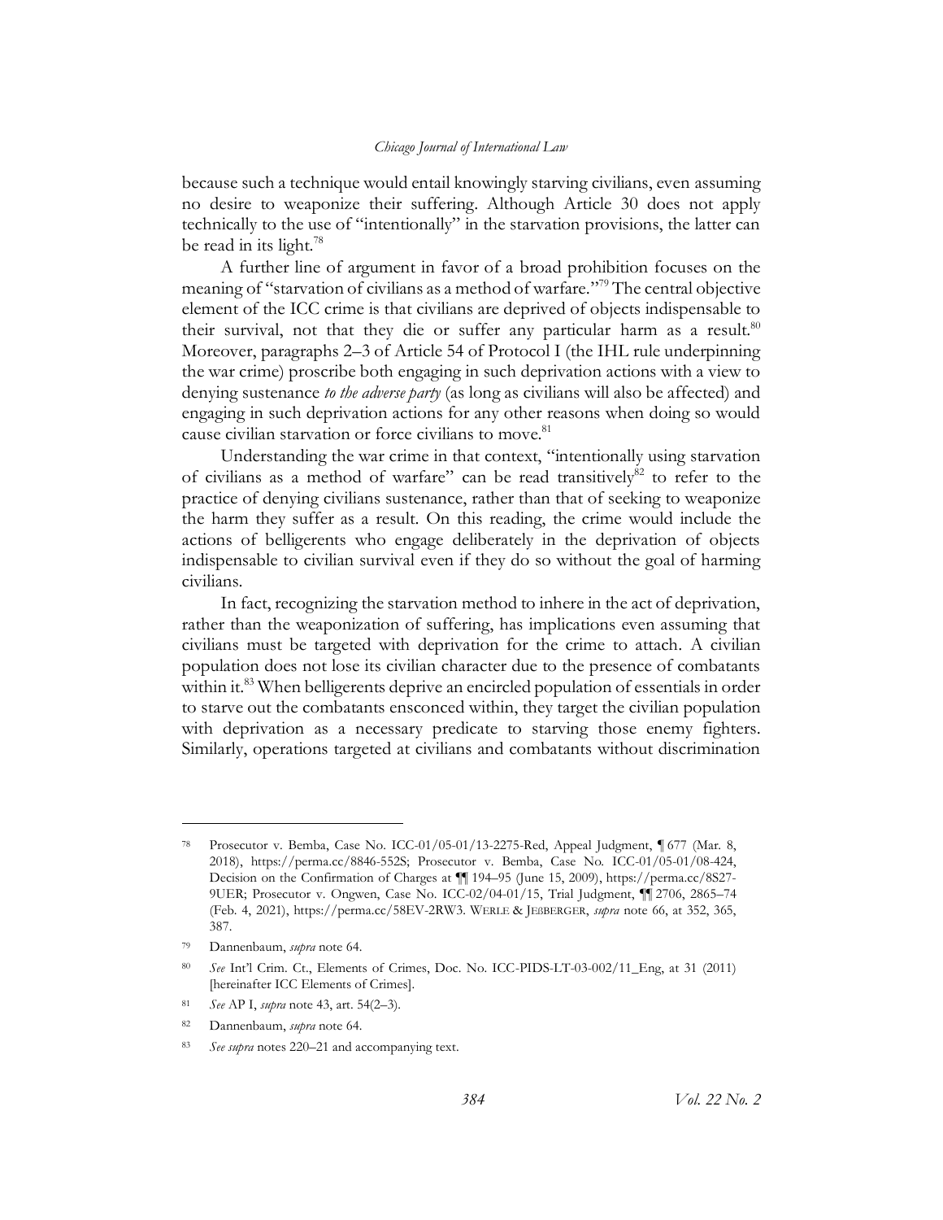because such a technique would entail knowingly starving civilians, even assuming no desire to weaponize their suffering. Although Article 30 does not apply technically to the use of "intentionally" in the starvation provisions, the latter can be read in its light.[78]

A further line of argument in favor of a broad prohibition focuses on the meaning of "starvation of civilians as a method of warfare."[79] The central objective element of the ICC crime is that civilians are deprived of objects indispensable to their survival, not that they die or suffer any particular harm as a result.[80] Moreover, paragraphs 2–3 of Article 54 of Protocol I (the IHL rule underpinning the war crime) proscribe both engaging in such deprivation actions with a view to denying sustenance *to the adverse party* (as long as civilians will also be affected) and engaging in such deprivation actions for any other reasons when doing so would cause civilian starvation or force civilians to move.[81]

Understanding the war crime in that context, "intentionally using starvation of civilians as a method of warfare" can be read transitively[82] to refer to the practice of denying civilians sustenance, rather than that of seeking to weaponize the harm they suffer as a result. On this reading, the crime would include the actions of belligerents who engage deliberately in the deprivation of objects indispensable to civilian survival even if they do so without the goal of harming civilians.

In fact, recognizing the starvation method to inhere in the act of deprivation, rather than the weaponization of suffering, has implications even assuming that civilians must be targeted with deprivation for the crime to attach. A civilian population does not lose its civilian character due to the presence of combatants within it.[83] When belligerents deprive an encircled population of essentials in order to starve out the combatants ensconced within, they target the civilian population with deprivation as a necessary predicate to starving those enemy fighters. Similarly, operations targeted at civilians and combatants without discrimination

---

78 Prosecutor v. Bemba, Case No. ICC-01/05-01/13-2275-Red, Appeal Judgment, ¶ 677 (Mar. 8, 2018), https://perma.cc/8846-552S; Prosecutor v. Bemba, Case No. ICC-01/05-01/08-424, Decision on the Confirmation of Charges at ¶¶ 194–95 (June 15, 2009), https://perma.cc/8S27-9UER; Prosecutor v. Ongwen, Case No. ICC-02/04-01/15, Trial Judgment, ¶¶ 2706, 2865–74 (Feb. 4, 2021), https://perma.cc/58EV-2RW3. WERLE & JEßBERGER, *supra* note 66, at 352, 365, 387.

79 Dannenbaum, *supra* note 64.

80 *See* Int'l Crim. Ct., Elements of Crimes, Doc. No. ICC-PIDS-LT-03-002/11_Eng, at 31 (2011) [hereinafter ICC Elements of Crimes].

81 *See* AP I, *supra* note 43, art. 54(2–3).

82 Dannenbaum, *supra* note 64.

83 *See supra* notes 220–21 and accompanying text.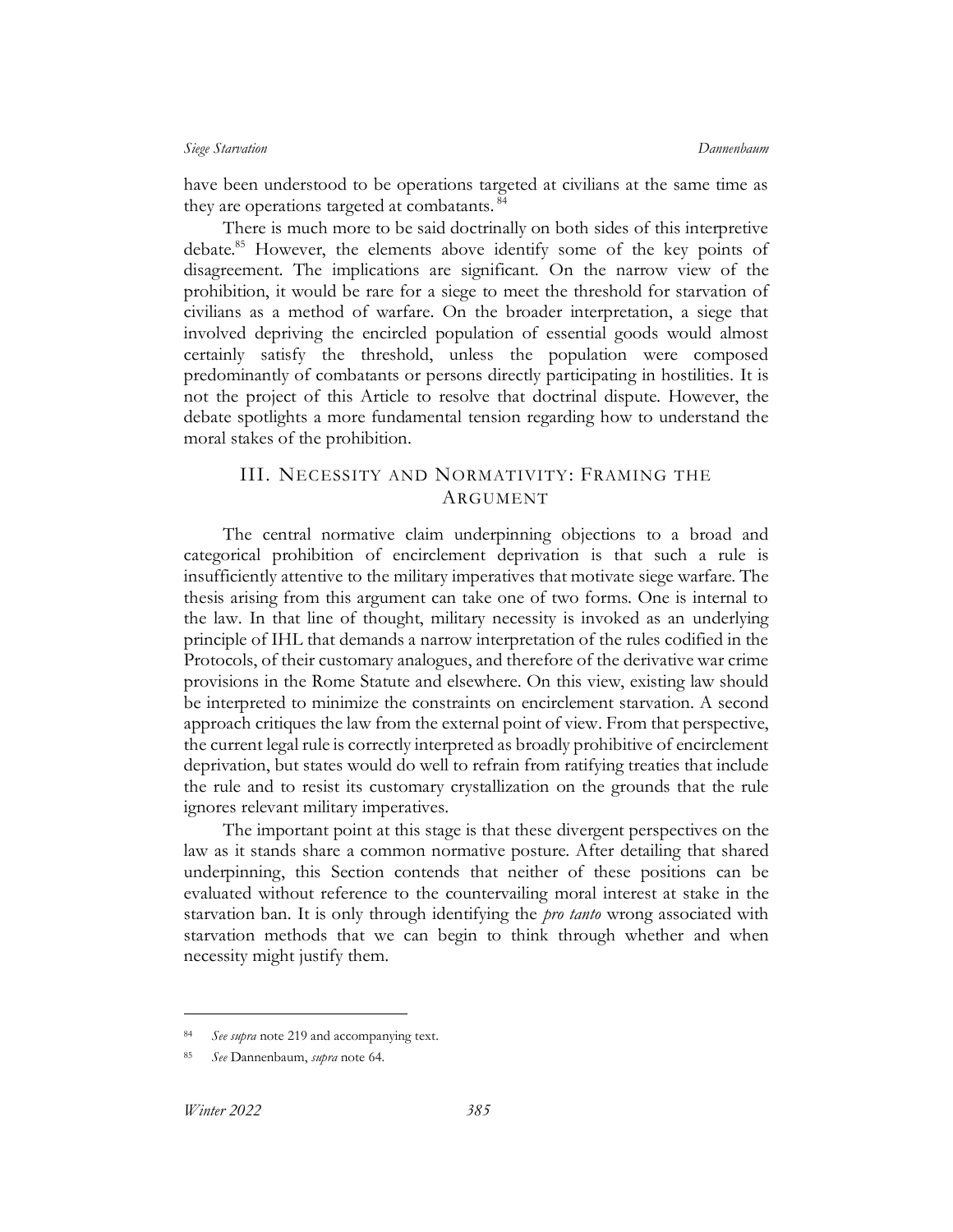have been understood to be operations targeted at civilians at the same time as they are operations targeted at combatants.[84]

There is much more to be said doctrinally on both sides of this interpretive debate.[85] However, the elements above identify some of the key points of disagreement. The implications are significant. On the narrow view of the prohibition, it would be rare for a siege to meet the threshold for starvation of civilians as a method of warfare. On the broader interpretation, a siege that involved depriving the encircled population of essential goods would almost certainly satisfy the threshold, unless the population were composed predominantly of combatants or persons directly participating in hostilities. It is not the project of this Article to resolve that doctrinal dispute. However, the debate spotlights a more fundamental tension regarding how to understand the moral stakes of the prohibition.

## III. Necessity and Normativity: Framing the Argument

The central normative claim underpinning objections to a broad and categorical prohibition of encirclement deprivation is that such a rule is insufficiently attentive to the military imperatives that motivate siege warfare. The thesis arising from this argument can take one of two forms. One is internal to the law. In that line of thought, military necessity is invoked as an underlying principle of IHL that demands a narrow interpretation of the rules codified in the Protocols, of their customary analogues, and therefore of the derivative war crime provisions in the Rome Statute and elsewhere. On this view, existing law should be interpreted to minimize the constraints on encirclement starvation. A second approach critiques the law from the external point of view. From that perspective, the current legal rule is correctly interpreted as broadly prohibitive of encirclement deprivation, but states would do well to refrain from ratifying treaties that include the rule and to resist its customary crystallization on the grounds that the rule ignores relevant military imperatives.

The important point at this stage is that these divergent perspectives on the law as it stands share a common normative posture. After detailing that shared underpinning, this Section contends that neither of these positions can be evaluated without reference to the countervailing moral interest at stake in the starvation ban. It is only through identifying the *pro tanto* wrong associated with starvation methods that we can begin to think through whether and when necessity might justify them.

---

[84] *See supra* note 219 and accompanying text.

[85] *See* Dannenbaum, *supra* note 64.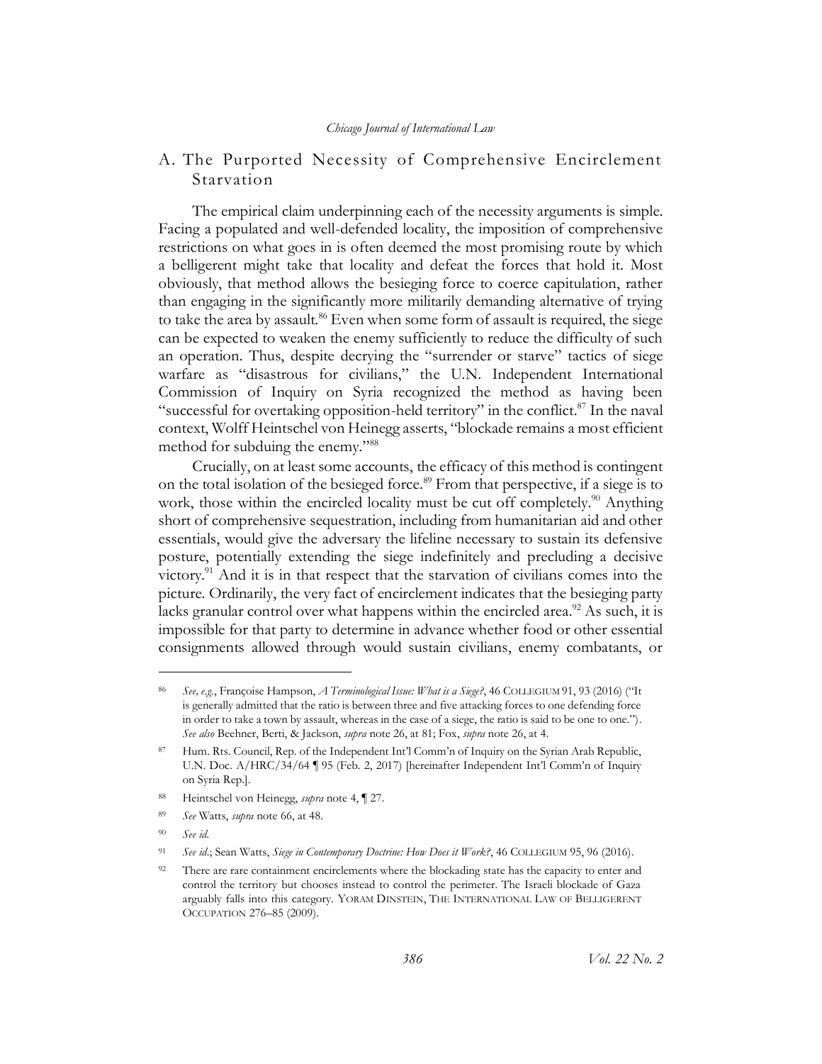## A. The Purported Necessity of Comprehensive Encirclement Starvation

The empirical claim underpinning each of the necessity arguments is simple. Facing a populated and well-defended locality, the imposition of comprehensive restrictions on what goes in is often deemed the most promising route by which a belligerent might take that locality and defeat the forces that hold it. Most obviously, that method allows the besieging force to coerce capitulation, rather than engaging in the significantly more militarily demanding alternative of trying to take the area by assault.[86] Even when some form of assault is required, the siege can be expected to weaken the enemy sufficiently to reduce the difficulty of such an operation. Thus, despite decrying the "surrender or starve" tactics of siege warfare as "disastrous for civilians," the U.N. Independent International Commission of Inquiry on Syria recognized the method as having been "successful for overtaking opposition-held territory" in the conflict.[87] In the naval context, Wolff Heintschel von Heinegg asserts, "blockade remains a most efficient method for subduing the enemy."[88]

Crucially, on at least some accounts, the efficacy of this method is contingent on the total isolation of the besieged force.[89] From that perspective, if a siege is to work, those within the encircled locality must be cut off completely.[90] Anything short of comprehensive sequestration, including from humanitarian aid and other essentials, would give the adversary the lifeline necessary to sustain its defensive posture, potentially extending the siege indefinitely and precluding a decisive victory.[91] And it is in that respect that the starvation of civilians comes into the picture. Ordinarily, the very fact of encirclement indicates that the besieging party lacks granular control over what happens within the encircled area.[92] As such, it is impossible for that party to determine in advance whether food or other essential consignments allowed through would sustain civilians, enemy combatants, or

---

[86] *See, e.g.*, Françoise Hampson, *A Terminological Issue: What is a Siege?*, 46 COLLEGIUM 91, 93 (2016) ("It is generally admitted that the ratio is between three and five attacking forces to one defending force in order to take a town by assault, whereas in the case of a siege, the ratio is said to be one to one."). *See also* Beehner, Berti, & Jackson, *supra* note 26, at 81; Fox, *supra* note 26, at 4.

[87] Hum. Rts. Council, Rep. of the Independent Int'l Comm'n of Inquiry on the Syrian Arab Republic, U.N. Doc. A/HRC/34/64 ¶ 95 (Feb. 2, 2017) [hereinafter Independent Int'l Comm'n of Inquiry on Syria Rep.].

[88] Heintschel von Heinegg, *supra* note 4, ¶ 27.

[89] *See* Watts, *supra* note 66, at 48.

[90] *See id.*

[91] *See id.*; Sean Watts, *Siege in Contemporary Doctrine: How Does it Work?*, 46 COLLEGIUM 95, 96 (2016).

[92] There are rare containment encirclements where the blockading state has the capacity to enter and control the territory but chooses instead to control the perimeter. The Israeli blockade of Gaza arguably falls into this category. YORAM DINSTEIN, THE INTERNATIONAL LAW OF BELLIGERENT OCCUPATION 276–85 (2009).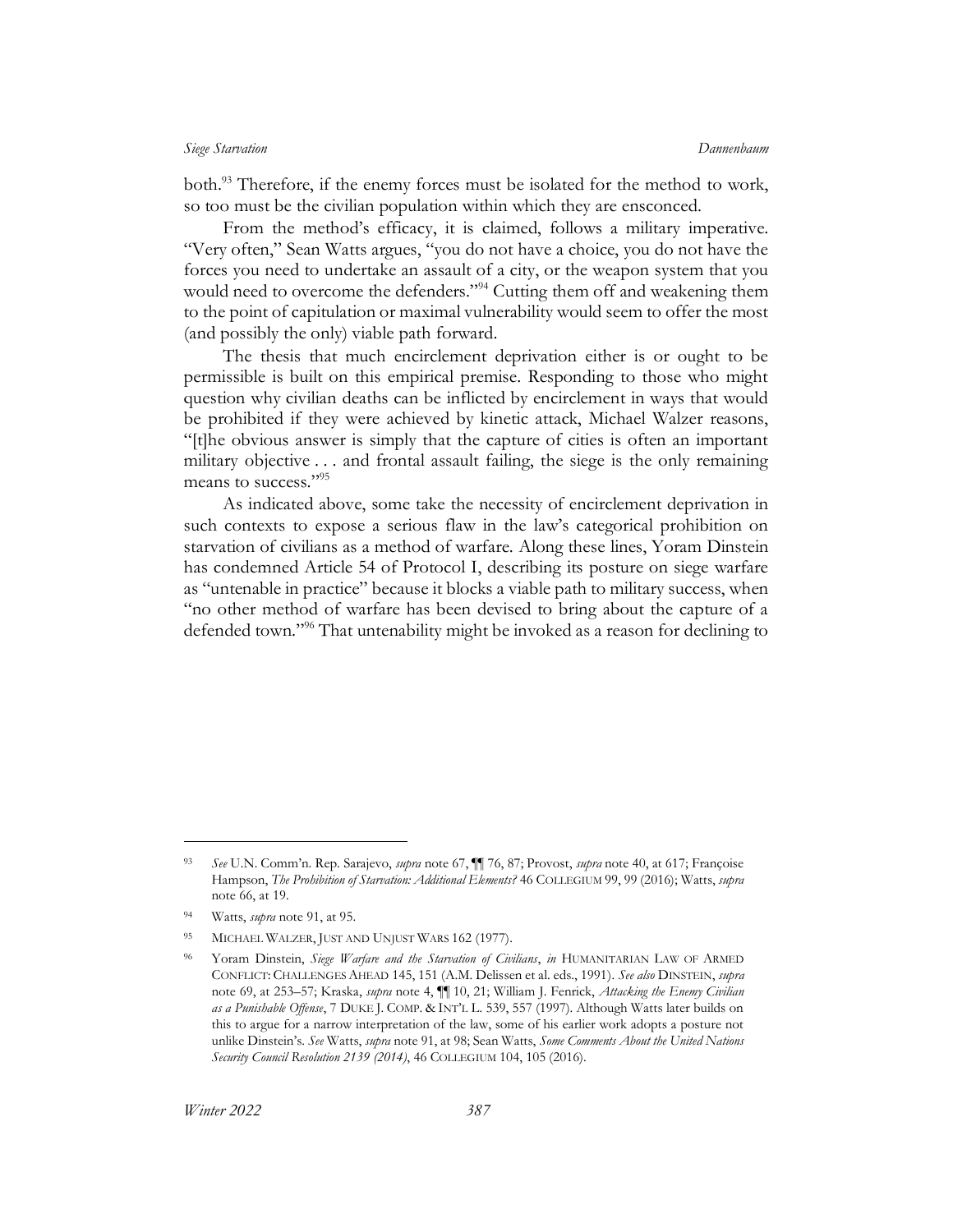both.[93] Therefore, if the enemy forces must be isolated for the method to work, so too must be the civilian population within which they are ensconced.

From the method's efficacy, it is claimed, follows a military imperative. "Very often," Sean Watts argues, "you do not have a choice, you do not have the forces you need to undertake an assault of a city, or the weapon system that you would need to overcome the defenders."[94] Cutting them off and weakening them to the point of capitulation or maximal vulnerability would seem to offer the most (and possibly the only) viable path forward.

The thesis that much encirclement deprivation either is or ought to be permissible is built on this empirical premise. Responding to those who might question why civilian deaths can be inflicted by encirclement in ways that would be prohibited if they were achieved by kinetic attack, Michael Walzer reasons, "[t]he obvious answer is simply that the capture of cities is often an important military objective . . . and frontal assault failing, the siege is the only remaining means to success."[95]

As indicated above, some take the necessity of encirclement deprivation in such contexts to expose a serious flaw in the law's categorical prohibition on starvation of civilians as a method of warfare. Along these lines, Yoram Dinstein has condemned Article 54 of Protocol I, describing its posture on siege warfare as "untenable in practice" because it blocks a viable path to military success, when "no other method of warfare has been devised to bring about the capture of a defended town."[96] That untenability might be invoked as a reason for declining to

---

[93] *See* U.N. Comm'n. Rep. Sarajevo, *supra* note 67, ¶¶ 76, 87; Provost, *supra* note 40, at 617; Françoise Hampson, *The Prohibition of Starvation: Additional Elements?* 46 COLLEGIUM 99, 99 (2016); Watts, *supra* note 66, at 19.

[94] Watts, *supra* note 91, at 95.

[95] MICHAEL WALZER, JUST AND UNJUST WARS 162 (1977).

[96] Yoram Dinstein, *Siege Warfare and the Starvation of Civilians*, *in* HUMANITARIAN LAW OF ARMED CONFLICT: CHALLENGES AHEAD 145, 151 (A.M. Delissen et al. eds., 1991). *See also* DINSTEIN, *supra* note 69, at 253–57; Kraska, *supra* note 4, ¶¶ 10, 21; William J. Fenrick, *Attacking the Enemy Civilian as a Punishable Offense*, 7 DUKE J. COMP. & INT'L L. 539, 557 (1997). Although Watts later builds on this to argue for a narrow interpretation of the law, some of his earlier work adopts a posture not unlike Dinstein's. *See* Watts, *supra* note 91, at 98; Sean Watts, *Some Comments About the United Nations Security Council Resolution 2139 (2014)*, 46 COLLEGIUM 104, 105 (2016).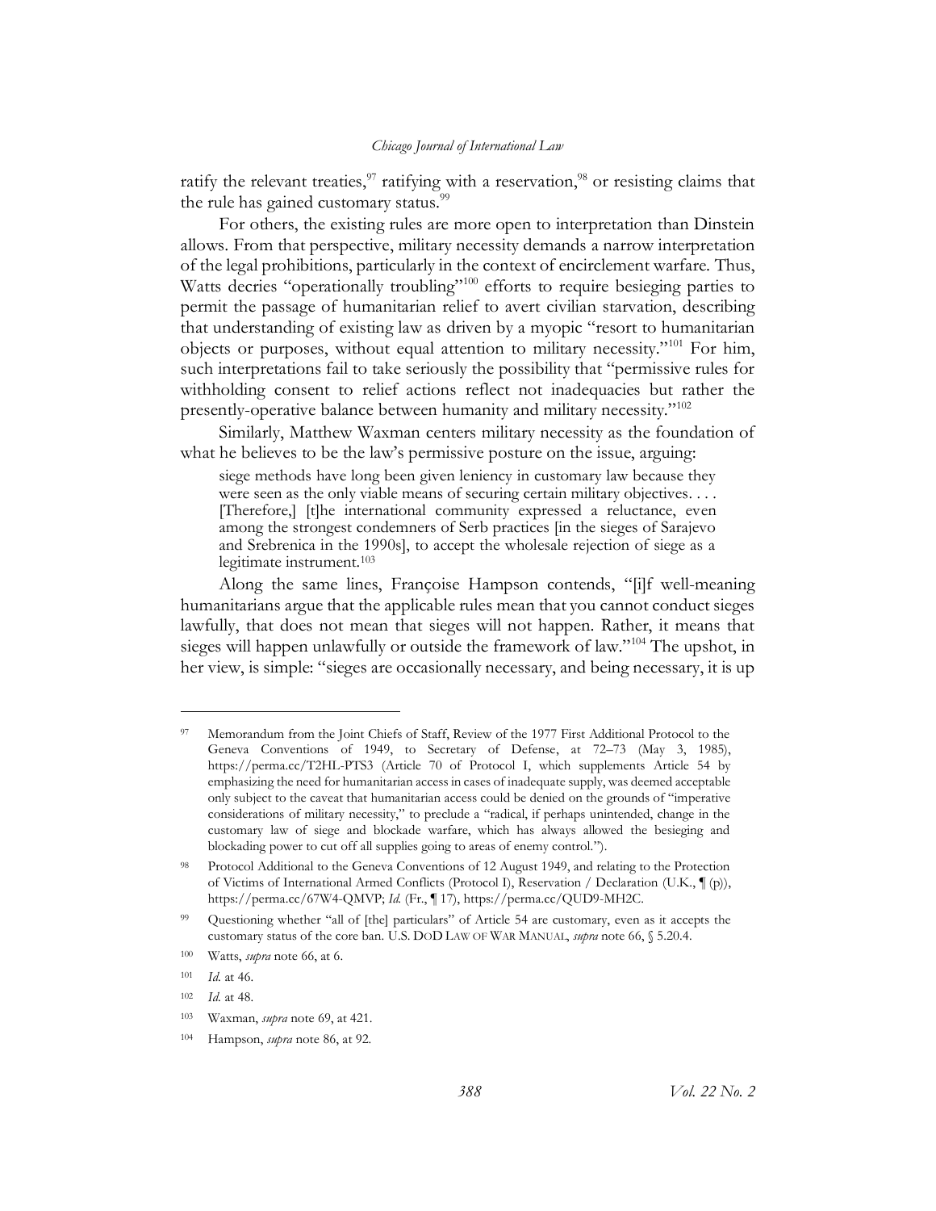ratify the relevant treaties,[97] ratifying with a reservation,[98] or resisting claims that the rule has gained customary status.[99]

For others, the existing rules are more open to interpretation than Dinstein allows. From that perspective, military necessity demands a narrow interpretation of the legal prohibitions, particularly in the context of encirclement warfare. Thus, Watts decries "operationally troubling"[100] efforts to require besieging parties to permit the passage of humanitarian relief to avert civilian starvation, describing that understanding of existing law as driven by a myopic "resort to humanitarian objects or purposes, without equal attention to military necessity."[101] For him, such interpretations fail to take seriously the possibility that "permissive rules for withholding consent to relief actions reflect not inadequacies but rather the presently-operative balance between humanity and military necessity."[102]

Similarly, Matthew Waxman centers military necessity as the foundation of what he believes to be the law's permissive posture on the issue, arguing:

> siege methods have long been given leniency in customary law because they were seen as the only viable means of securing certain military objectives. . . . [Therefore,] [t]he international community expressed a reluctance, even among the strongest condemners of Serb practices [in the sieges of Sarajevo and Srebrenica in the 1990s], to accept the wholesale rejection of siege as a legitimate instrument.[103]

Along the same lines, Françoise Hampson contends, "[i]f well-meaning humanitarians argue that the applicable rules mean that you cannot conduct sieges lawfully, that does not mean that sieges will not happen. Rather, it means that sieges will happen unlawfully or outside the framework of law."[104] The upshot, in her view, is simple: "sieges are occasionally necessary, and being necessary, it is up

---

[97] Memorandum from the Joint Chiefs of Staff, Review of the 1977 First Additional Protocol to the Geneva Conventions of 1949, to Secretary of Defense, at 72–73 (May 3, 1985), https://perma.cc/T2HL-PTS3 (Article 70 of Protocol I, which supplements Article 54 by emphasizing the need for humanitarian access in cases of inadequate supply, was deemed acceptable only subject to the caveat that humanitarian access could be denied on the grounds of "imperative considerations of military necessity," to preclude a "radical, if perhaps unintended, change in the customary law of siege and blockade warfare, which has always allowed the besieging and blockading power to cut off all supplies going to areas of enemy control.").

[98] Protocol Additional to the Geneva Conventions of 12 August 1949, and relating to the Protection of Victims of International Armed Conflicts (Protocol I), Reservation / Declaration (U.K., ¶ (p)), https://perma.cc/67W4-QMVP; *Id.* (Fr., ¶ 17), https://perma.cc/QUD9-MH2C.

[99] Questioning whether "all of [the] particulars" of Article 54 are customary, even as it accepts the customary status of the core ban. U.S. DOD LAW OF WAR MANUAL, *supra* note 66, § 5.20.4.

[100] Watts, *supra* note 66, at 6.

[101] *Id.* at 46.

[102] *Id.* at 48.

[103] Waxman, *supra* note 69, at 421.

[104] Hampson, *supra* note 86, at 92.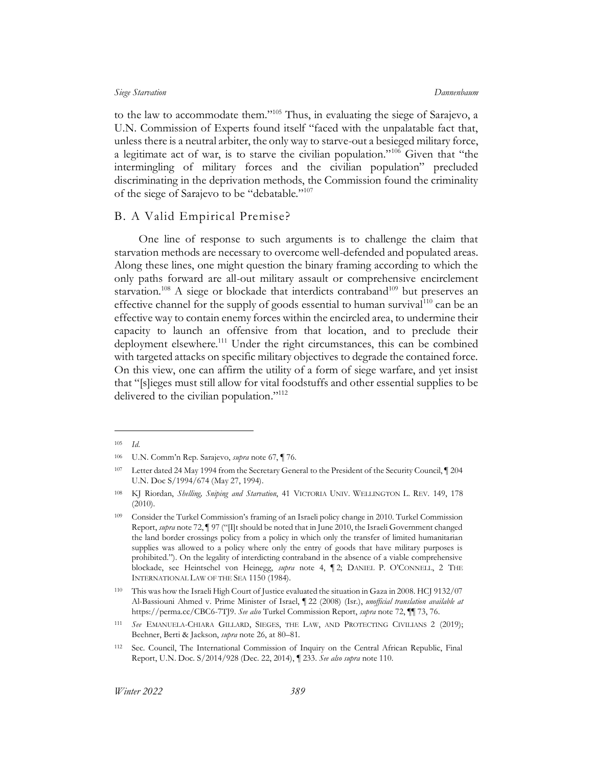to the law to accommodate them."[105] Thus, in evaluating the siege of Sarajevo, a U.N. Commission of Experts found itself "faced with the unpalatable fact that, unless there is a neutral arbiter, the only way to starve-out a besieged military force, a legitimate act of war, is to starve the civilian population."[106] Given that "the intermingling of military forces and the civilian population" precluded discriminating in the deprivation methods, the Commission found the criminality of the siege of Sarajevo to be "debatable."[107]

## B. A Valid Empirical Premise?

One line of response to such arguments is to challenge the claim that starvation methods are necessary to overcome well-defended and populated areas. Along these lines, one might question the binary framing according to which the only paths forward are all-out military assault or comprehensive encirclement starvation.[108] A siege or blockade that interdicts contraband[109] but preserves an effective channel for the supply of goods essential to human survival[110] can be an effective way to contain enemy forces within the encircled area, to undermine their capacity to launch an offensive from that location, and to preclude their deployment elsewhere.[111] Under the right circumstances, this can be combined with targeted attacks on specific military objectives to degrade the contained force. On this view, one can affirm the utility of a form of siege warfare, and yet insist that "[s]ieges must still allow for vital foodstuffs and other essential supplies to be delivered to the civilian population."[112]

---

[105] *Id.*

[106] U.N. Comm'n Rep. Sarajevo, *supra* note 67, ¶ 76.

[107] Letter dated 24 May 1994 from the Secretary General to the President of the Security Council, ¶ 204 U.N. Doc S/1994/674 (May 27, 1994).

[108] KJ Riordan, *Shelling, Sniping and Starvation*, 41 VICTORIA UNIV. WELLINGTON L. REV. 149, 178 (2010).

[109] Consider the Turkel Commission's framing of an Israeli policy change in 2010. Turkel Commission Report, *supra* note 72, ¶ 97 ("[I]t should be noted that in June 2010, the Israeli Government changed the land border crossings policy from a policy in which only the transfer of limited humanitarian supplies was allowed to a policy where only the entry of goods that have military purposes is prohibited."). On the legality of interdicting contraband in the absence of a viable comprehensive blockade, see Heintschel von Heinegg, *supra* note 4, ¶ 2; DANIEL P. O'CONNELL, 2 THE INTERNATIONAL LAW OF THE SEA 1150 (1984).

[110] This was how the Israeli High Court of Justice evaluated the situation in Gaza in 2008. HCJ 9132/07 Al-Bassiouni Ahmed v. Prime Minister of Israel, ¶ 22 (2008) (Isr.), *unofficial translation available at* https://perma.cc/CBC6-7TJ9. *See also* Turkel Commission Report, *supra* note 72, ¶¶ 73, 76.

[111] *See* EMANUELA-CHIARA GILLARD, SIEGES, THE LAW, AND PROTECTING CIVILIANS 2 (2019); Beehner, Berti & Jackson, *supra* note 26, at 80–81.

[112] Sec. Council, The International Commission of Inquiry on the Central African Republic, Final Report, U.N. Doc. S/2014/928 (Dec. 22, 2014), ¶ 233. *See also supra* note 110.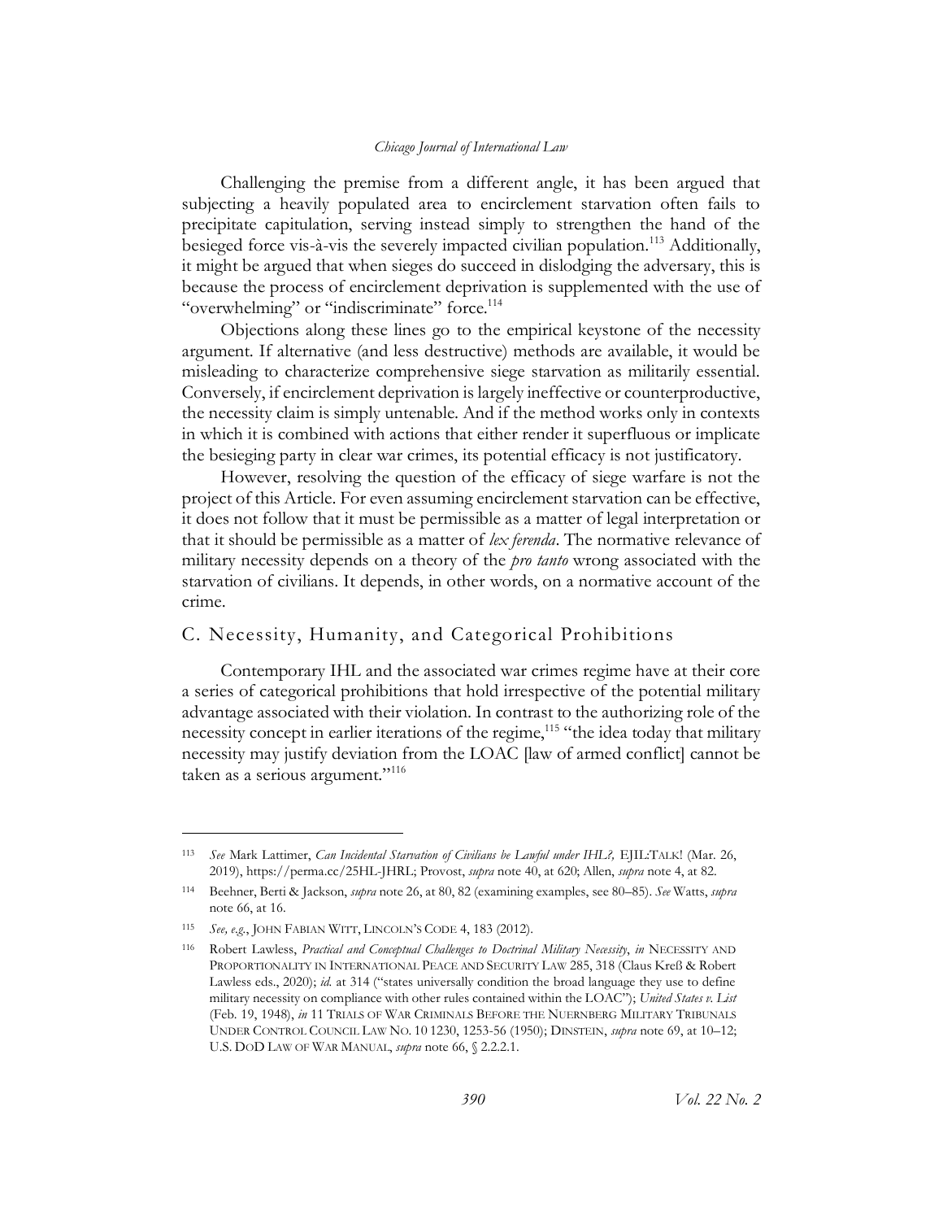Challenging the premise from a different angle, it has been argued that subjecting a heavily populated area to encirclement starvation often fails to precipitate capitulation, serving instead simply to strengthen the hand of the besieged force vis-à-vis the severely impacted civilian population.[113] Additionally, it might be argued that when sieges do succeed in dislodging the adversary, this is because the process of encirclement deprivation is supplemented with the use of "overwhelming" or "indiscriminate" force.[114]

Objections along these lines go to the empirical keystone of the necessity argument. If alternative (and less destructive) methods are available, it would be misleading to characterize comprehensive siege starvation as militarily essential. Conversely, if encirclement deprivation is largely ineffective or counterproductive, the necessity claim is simply untenable. And if the method works only in contexts in which it is combined with actions that either render it superfluous or implicate the besieging party in clear war crimes, its potential efficacy is not justificatory.

However, resolving the question of the efficacy of siege warfare is not the project of this Article. For even assuming encirclement starvation can be effective, it does not follow that it must be permissible as a matter of legal interpretation or that it should be permissible as a matter of *lex ferenda*. The normative relevance of military necessity depends on a theory of the *pro tanto* wrong associated with the starvation of civilians. It depends, in other words, on a normative account of the crime.

## C. Necessity, Humanity, and Categorical Prohibitions

Contemporary IHL and the associated war crimes regime have at their core a series of categorical prohibitions that hold irrespective of the potential military advantage associated with their violation. In contrast to the authorizing role of the necessity concept in earlier iterations of the regime,[115] "the idea today that military necessity may justify deviation from the LOAC [law of armed conflict] cannot be taken as a serious argument."[116]

---

[113] *See* Mark Lattimer, *Can Incidental Starvation of Civilians be Lawful under IHL?,* EJIL:TALK! (Mar. 26, 2019), https://perma.cc/25HL-JHRL; Provost, *supra* note 40, at 620; Allen, *supra* note 4, at 82.

[114] Beehner, Berti & Jackson, *supra* note 26, at 80, 82 (examining examples, see 80–85). *See* Watts, *supra* note 66, at 16.

[115] *See, e.g.*, JOHN FABIAN WITT, LINCOLN'S CODE 4, 183 (2012).

[116] Robert Lawless, *Practical and Conceptual Challenges to Doctrinal Military Necessity*, *in* NECESSITY AND PROPORTIONALITY IN INTERNATIONAL PEACE AND SECURITY LAW 285, 318 (Claus Kreß & Robert Lawless eds., 2020); *id.* at 314 ("states universally condition the broad language they use to define military necessity on compliance with other rules contained within the LOAC"); *United States v. List* (Feb. 19, 1948), *in* 11 TRIALS OF WAR CRIMINALS BEFORE THE NUERNBERG MILITARY TRIBUNALS UNDER CONTROL COUNCIL LAW NO. 10 1230, 1253-56 (1950); DINSTEIN, *supra* note 69, at 10–12; U.S. DOD LAW OF WAR MANUAL, *supra* note 66, § 2.2.2.1.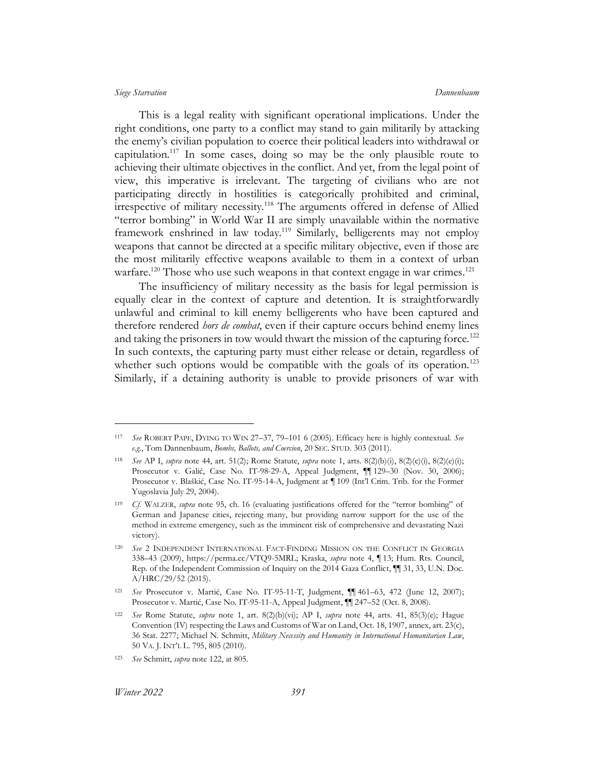This is a legal reality with significant operational implications. Under the right conditions, one party to a conflict may stand to gain militarily by attacking the enemy's civilian population to coerce their political leaders into withdrawal or capitulation.[117] In some cases, doing so may be the only plausible route to achieving their ultimate objectives in the conflict. And yet, from the legal point of view, this imperative is irrelevant. The targeting of civilians who are not participating directly in hostilities is categorically prohibited and criminal, irrespective of military necessity.[118] The arguments offered in defense of Allied "terror bombing" in World War II are simply unavailable within the normative framework enshrined in law today.[119] Similarly, belligerents may not employ weapons that cannot be directed at a specific military objective, even if those are the most militarily effective weapons available to them in a context of urban warfare.[120] Those who use such weapons in that context engage in war crimes.[121]

The insufficiency of military necessity as the basis for legal permission is equally clear in the context of capture and detention. It is straightforwardly unlawful and criminal to kill enemy belligerents who have been captured and therefore rendered *hors de combat*, even if their capture occurs behind enemy lines and taking the prisoners in tow would thwart the mission of the capturing force.[122] In such contexts, the capturing party must either release or detain, regardless of whether such options would be compatible with the goals of its operation.[123] Similarly, if a detaining authority is unable to provide prisoners of war with

---

[117] *See* ROBERT PAPE, DYING TO WIN 27–37, 79–101 6 (2005). Efficacy here is highly contextual. *See e.g.*, Tom Dannenbaum, *Bombs, Ballots, and Coercion*, 20 SEC. STUD. 303 (2011).

[118] *See* AP I, *supra* note 44, art. 51(2); Rome Statute, *supra* note 1, arts. 8(2)(b)(i), 8(2)(c)(i), 8(2)(e)(i); Prosecutor v. Galić, Case No. IT-98-29-A, Appeal Judgment, ¶¶ 129–30 (Nov. 30, 2006); Prosecutor v. Blaškić, Case No. IT-95-14-A, Judgment at ¶ 109 (Int'l Crim. Trib. for the Former Yugoslavia July 29, 2004).

[119] *Cf.* WALZER, *supra* note 95, ch. 16 (evaluating justifications offered for the "terror bombing" of German and Japanese cities, rejecting many, but providing narrow support for the use of the method in extreme emergency, such as the imminent risk of comprehensive and devastating Nazi victory).

[120] *See* 2 INDEPENDENT INTERNATIONAL FACT-FINDING MISSION ON THE CONFLICT IN GEORGIA 338–43 (2009), https://perma.cc/VTQ9-5MRL; Kraska, *supra* note 4, ¶ 13; Hum. Rts. Council, Rep. of the Independent Commission of Inquiry on the 2014 Gaza Conflict, ¶¶ 31, 33, U.N. Doc. A/HRC/29/52 (2015).

[121] *See* Prosecutor v. Martić, Case No. IT-95-11-T, Judgment, ¶¶ 461–63, 472 (June 12, 2007); Prosecutor v. Martić, Case No. IT-95-11-A, Appeal Judgment, ¶¶ 247–52 (Oct. 8, 2008).

[122] *See* Rome Statute, *supra* note 1, art. 8(2)(b)(vi); AP I, *supra* note 44, arts. 41, 85(3)(e); Hague Convention (IV) respecting the Laws and Customs of War on Land, Oct. 18, 1907, annex, art. 23(c), 36 Stat. 2277; Michael N. Schmitt, *Military Necessity and Humanity in International Humanitarian Law*, 50 VA. J. INT'L L. 795, 805 (2010).

[123] *See* Schmitt, *supra* note 122, at 805.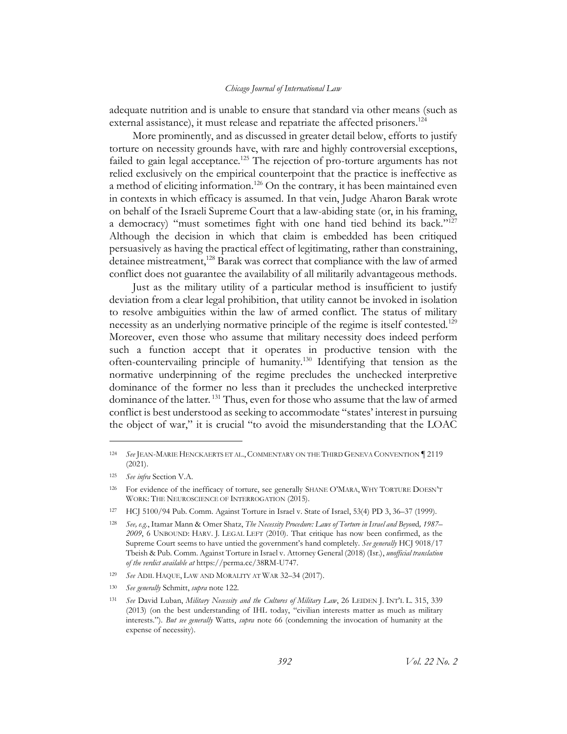adequate nutrition and is unable to ensure that standard via other means (such as external assistance), it must release and repatriate the affected prisoners.[124]

More prominently, and as discussed in greater detail below, efforts to justify torture on necessity grounds have, with rare and highly controversial exceptions, failed to gain legal acceptance.[125] The rejection of pro-torture arguments has not relied exclusively on the empirical counterpoint that the practice is ineffective as a method of eliciting information.[126] On the contrary, it has been maintained even in contexts in which efficacy is assumed. In that vein, Judge Aharon Barak wrote on behalf of the Israeli Supreme Court that a law-abiding state (or, in his framing, a democracy) "must sometimes fight with one hand tied behind its back."[127] Although the decision in which that claim is embedded has been critiqued persuasively as having the practical effect of legitimating, rather than constraining, detainee mistreatment,[128] Barak was correct that compliance with the law of armed conflict does not guarantee the availability of all militarily advantageous methods.

Just as the military utility of a particular method is insufficient to justify deviation from a clear legal prohibition, that utility cannot be invoked in isolation to resolve ambiguities within the law of armed conflict. The status of military necessity as an underlying normative principle of the regime is itself contested.[129] Moreover, even those who assume that military necessity does indeed perform such a function accept that it operates in productive tension with the often-countervailing principle of humanity.[130] Identifying that tension as the normative underpinning of the regime precludes the unchecked interpretive dominance of the former no less than it precludes the unchecked interpretive dominance of the latter.[131] Thus, even for those who assume that the law of armed conflict is best understood as seeking to accommodate "states' interest in pursuing the object of war," it is crucial "to avoid the misunderstanding that the LOAC

---

[124] *See* JEAN-MARIE HENCKAERTS ET AL., COMMENTARY ON THE THIRD GENEVA CONVENTION ¶ 2119 (2021).

[125] *See infra* Section V.A.

[126] For evidence of the inefficacy of torture, see generally SHANE O'MARA, WHY TORTURE DOESN'T WORK: THE NEUROSCIENCE OF INTERROGATION (2015).

[127] HCJ 5100/94 Pub. Comm. Against Torture in Israel v. State of Israel, 53(4) PD 3, 36–37 (1999).

[128] *See, e.g.*, Itamar Mann & Omer Shatz, *The Necessity Procedure: Laws of Torture in Israel and Beyond, 1987–2009*, 6 UNBOUND: HARV. J. LEGAL LEFT (2010). That critique has now been confirmed, as the Supreme Court seems to have untied the government's hand completely. *See generally* HCJ 9018/17 Tbeish & Pub. Comm. Against Torture in Israel v. Attorney General (2018) (Isr.), *unofficial translation of the verdict available at* https://perma.cc/38RM-U747.

[129] *See* ADIL HAQUE, LAW AND MORALITY AT WAR 32–34 (2017).

[130] *See generally* Schmitt, *supra* note 122.

[131] *See* David Luban, *Military Necessity and the Cultures of Military Law*, 26 LEIDEN J. INT'L L. 315, 339 (2013) (on the best understanding of IHL today, "civilian interests matter as much as military interests."). *But see generally* Watts, *supra* note 66 (condemning the invocation of humanity at the expense of necessity).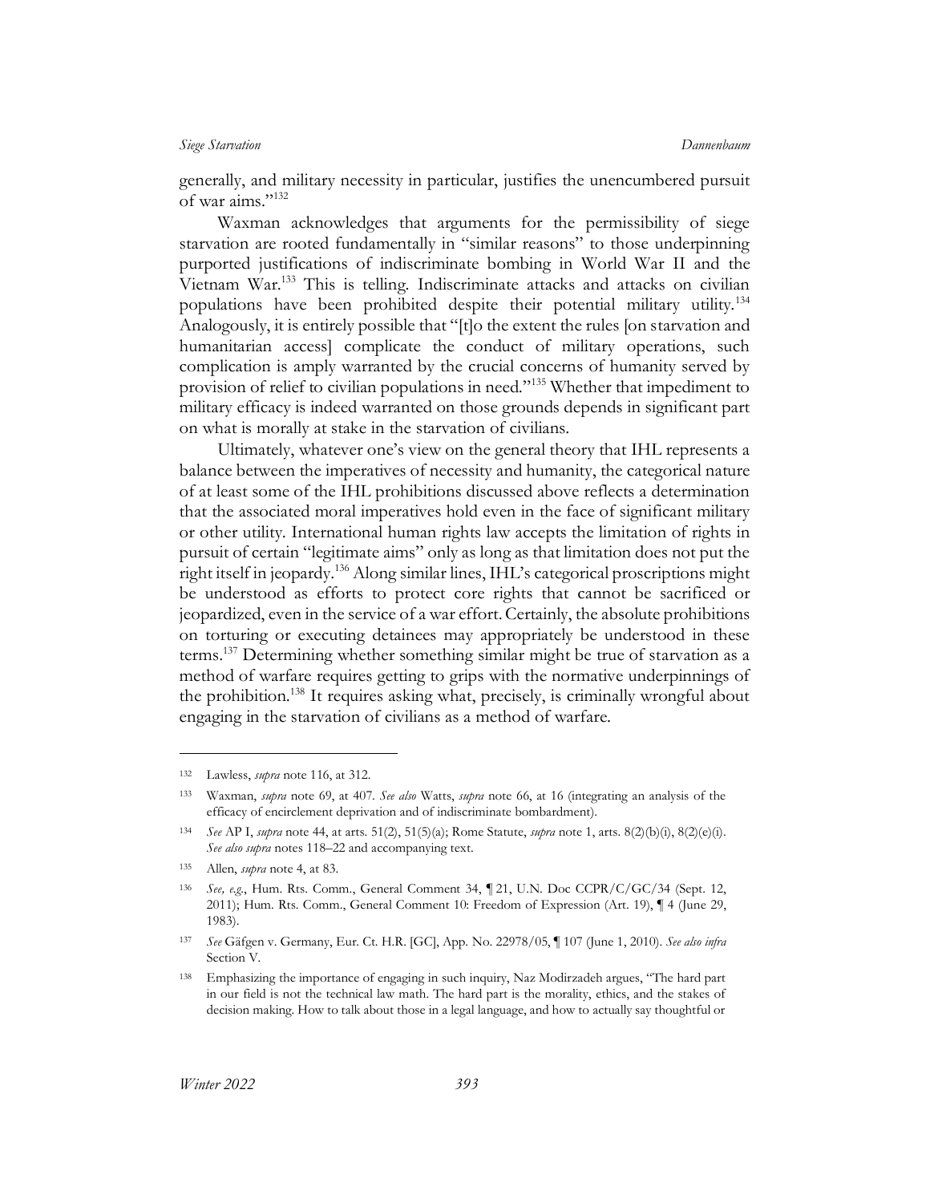generally, and military necessity in particular, justifies the unencumbered pursuit of war aims."[132]

Waxman acknowledges that arguments for the permissibility of siege starvation are rooted fundamentally in "similar reasons" to those underpinning purported justifications of indiscriminate bombing in World War II and the Vietnam War.[133] This is telling. Indiscriminate attacks and attacks on civilian populations have been prohibited despite their potential military utility.[134] Analogously, it is entirely possible that "[t]o the extent the rules [on starvation and humanitarian access] complicate the conduct of military operations, such complication is amply warranted by the crucial concerns of humanity served by provision of relief to civilian populations in need."[135] Whether that impediment to military efficacy is indeed warranted on those grounds depends in significant part on what is morally at stake in the starvation of civilians.

Ultimately, whatever one's view on the general theory that IHL represents a balance between the imperatives of necessity and humanity, the categorical nature of at least some of the IHL prohibitions discussed above reflects a determination that the associated moral imperatives hold even in the face of significant military or other utility. International human rights law accepts the limitation of rights in pursuit of certain "legitimate aims" only as long as that limitation does not put the right itself in jeopardy.[136] Along similar lines, IHL's categorical proscriptions might be understood as efforts to protect core rights that cannot be sacrificed or jeopardized, even in the service of a war effort. Certainly, the absolute prohibitions on torturing or executing detainees may appropriately be understood in these terms.[137] Determining whether something similar might be true of starvation as a method of warfare requires getting to grips with the normative underpinnings of the prohibition.[138] It requires asking what, precisely, is criminally wrongful about engaging in the starvation of civilians as a method of warfare.

---

[132] Lawless, *supra* note 116, at 312.

[133] Waxman, *supra* note 69, at 407. *See also* Watts, *supra* note 66, at 16 (integrating an analysis of the efficacy of encirclement deprivation and of indiscriminate bombardment).

[134] *See* AP I, *supra* note 44, at arts. 51(2), 51(5)(a); Rome Statute, *supra* note 1, arts. 8(2)(b)(i), 8(2)(e)(i). *See also supra* notes 118–22 and accompanying text.

[135] Allen, *supra* note 4, at 83.

[136] *See, e.g.*, Hum. Rts. Comm., General Comment 34, ¶ 21, U.N. Doc CCPR/C/GC/34 (Sept. 12, 2011); Hum. Rts. Comm., General Comment 10: Freedom of Expression (Art. 19), ¶ 4 (June 29, 1983).

[137] *See* Gäfgen v. Germany, Eur. Ct. H.R. [GC], App. No. 22978/05, ¶ 107 (June 1, 2010). *See also infra* Section V.

[138] Emphasizing the importance of engaging in such inquiry, Naz Modirzadeh argues, "The hard part in our field is not the technical law math. The hard part is the morality, ethics, and the stakes of decision making. How to talk about those in a legal language, and how to actually say thoughtful or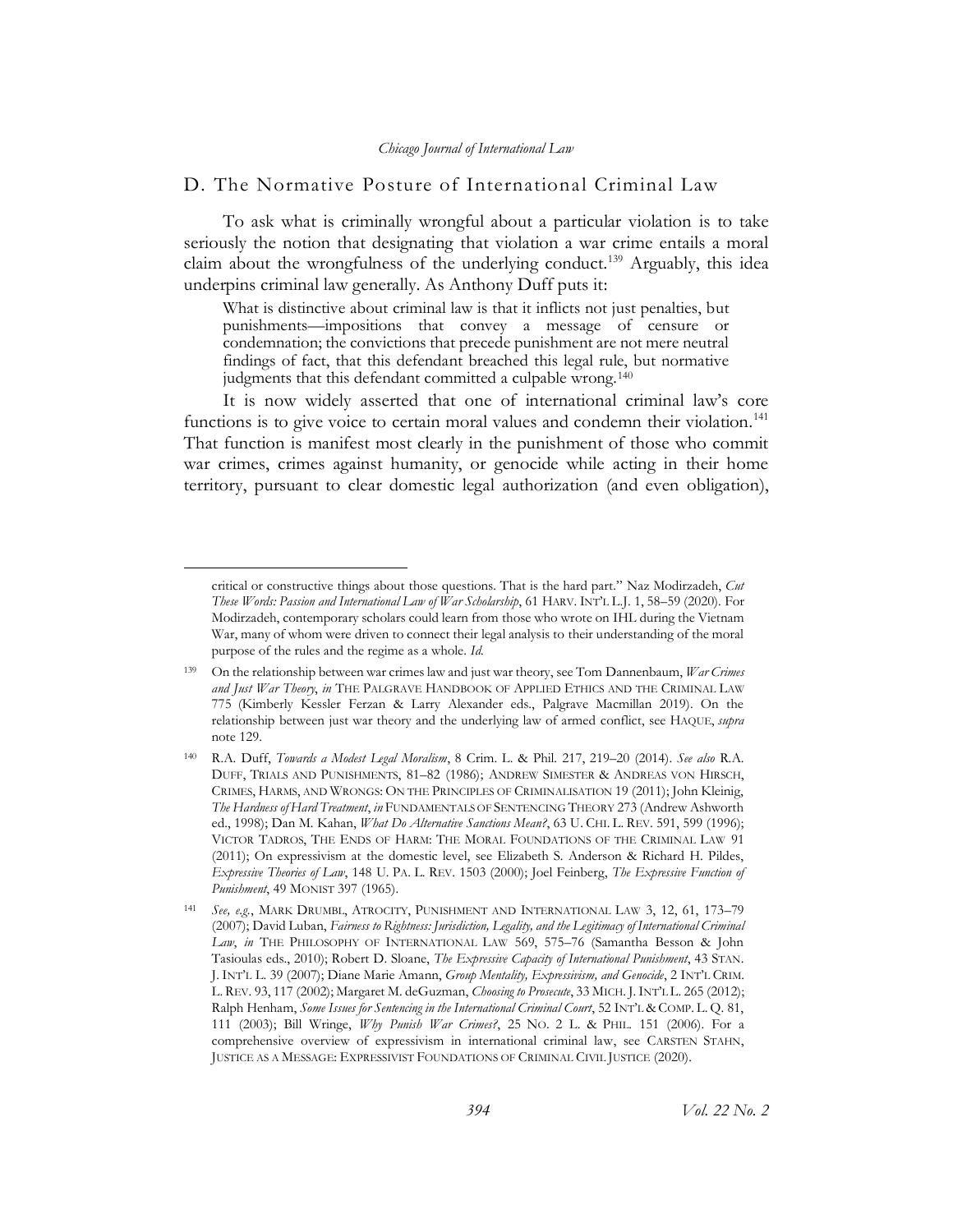## D. The Normative Posture of International Criminal Law

To ask what is criminally wrongful about a particular violation is to take seriously the notion that designating that violation a war crime entails a moral claim about the wrongfulness of the underlying conduct.[139] Arguably, this idea underpins criminal law generally. As Anthony Duff puts it:

> What is distinctive about criminal law is that it inflicts not just penalties, but punishments—impositions that convey a message of censure or condemnation; the convictions that precede punishment are not mere neutral findings of fact, that this defendant breached this legal rule, but normative judgments that this defendant committed a culpable wrong.[140]

It is now widely asserted that one of international criminal law's core functions is to give voice to certain moral values and condemn their violation.[141] That function is manifest most clearly in the punishment of those who commit war crimes, crimes against humanity, or genocide while acting in their home territory, pursuant to clear domestic legal authorization (and even obligation),

---

critical or constructive things about those questions. That is the hard part." Naz Modirzadeh, *Cut These Words: Passion and International Law of War Scholarship*, 61 HARV. INT'L L.J. 1, 58–59 (2020). For Modirzadeh, contemporary scholars could learn from those who wrote on IHL during the Vietnam War, many of whom were driven to connect their legal analysis to their understanding of the moral purpose of the rules and the regime as a whole. *Id.*

[139] On the relationship between war crimes law and just war theory, see Tom Dannenbaum, *War Crimes and Just War Theory*, *in* THE PALGRAVE HANDBOOK OF APPLIED ETHICS AND THE CRIMINAL LAW 775 (Kimberly Kessler Ferzan & Larry Alexander eds., Palgrave Macmillan 2019). On the relationship between just war theory and the underlying law of armed conflict, see HAQUE, *supra* note 129.

[140] R.A. Duff, *Towards a Modest Legal Moralism*, 8 Crim. L. & Phil. 217, 219–20 (2014). *See also* R.A. DUFF, TRIALS AND PUNISHMENTS, 81–82 (1986); ANDREW SIMESTER & ANDREAS VON HIRSCH, CRIMES, HARMS, AND WRONGS: ON THE PRINCIPLES OF CRIMINALISATION 19 (2011); John Kleinig, *The Hardness of Hard Treatment*, *in* FUNDAMENTALS OF SENTENCING THEORY 273 (Andrew Ashworth ed., 1998); Dan M. Kahan, *What Do Alternative Sanctions Mean?*, 63 U. CHI. L. REV. 591, 599 (1996); VICTOR TADROS, THE ENDS OF HARM: THE MORAL FOUNDATIONS OF THE CRIMINAL LAW 91 (2011); On expressivism at the domestic level, see Elizabeth S. Anderson & Richard H. Pildes, *Expressive Theories of Law*, 148 U. PA. L. REV. 1503 (2000); Joel Feinberg, *The Expressive Function of Punishment*, 49 MONIST 397 (1965).

[141] *See, e.g.*, MARK DRUMBL, ATROCITY, PUNISHMENT AND INTERNATIONAL LAW 3, 12, 61, 173–79 (2007); David Luban, *Fairness to Rightness: Jurisdiction, Legality, and the Legitimacy of International Criminal Law*, *in* THE PHILOSOPHY OF INTERNATIONAL LAW 569, 575–76 (Samantha Besson & John Tasioulas eds., 2010); Robert D. Sloane, *The Expressive Capacity of International Punishment*, 43 STAN. J. INT'L L. 39 (2007); Diane Marie Amann, *Group Mentality, Expressivism, and Genocide*, 2 INT'L CRIM. L. REV. 93, 117 (2002); Margaret M. deGuzman, *Choosing to Prosecute*, 33 MICH. J. INT'L L. 265 (2012); Ralph Henham, *Some Issues for Sentencing in the International Criminal Court*, 52 INT'L & COMP. L. Q. 81, 111 (2003); Bill Wringe, *Why Punish War Crimes?*, 25 NO. 2 L. & PHIL. 151 (2006). For a comprehensive overview of expressivism in international criminal law, see CARSTEN STAHN, JUSTICE AS A MESSAGE: EXPRESSIVIST FOUNDATIONS OF CRIMINAL CIVIL JUSTICE (2020).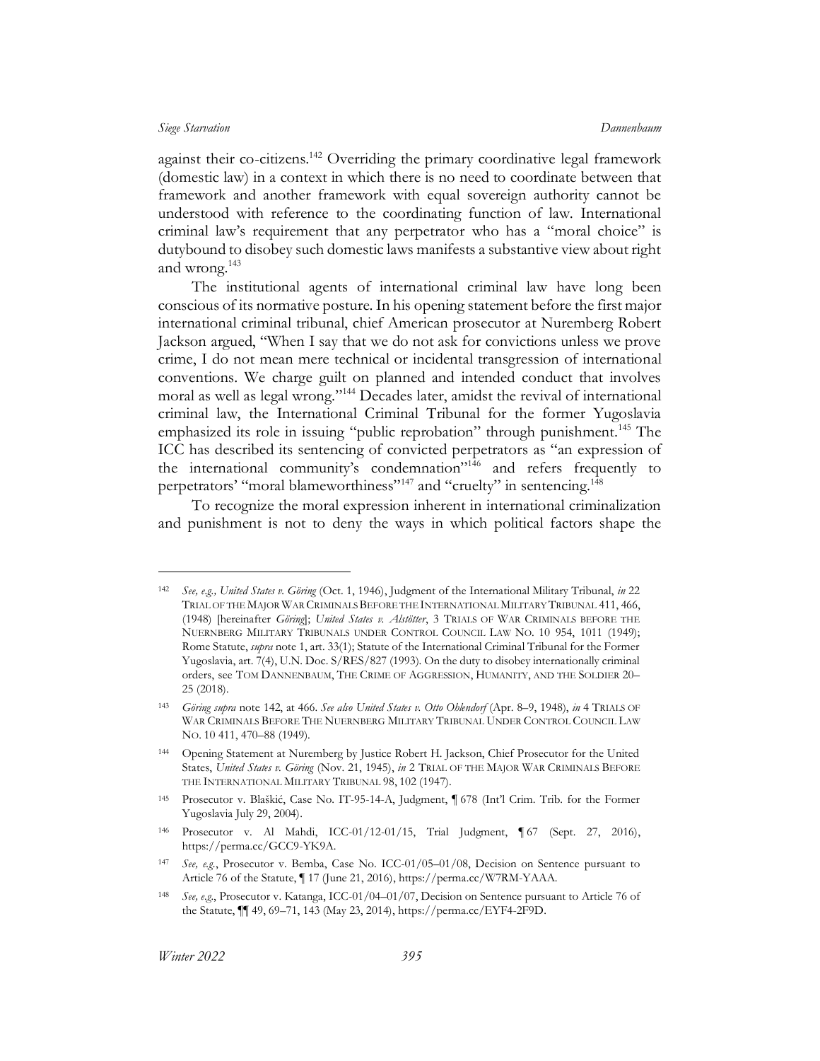against their co-citizens.[142] Overriding the primary coordinative legal framework (domestic law) in a context in which there is no need to coordinate between that framework and another framework with equal sovereign authority cannot be understood with reference to the coordinating function of law. International criminal law's requirement that any perpetrator who has a "moral choice" is dutybound to disobey such domestic laws manifests a substantive view about right and wrong.[143]

The institutional agents of international criminal law have long been conscious of its normative posture. In his opening statement before the first major international criminal tribunal, chief American prosecutor at Nuremberg Robert Jackson argued, "When I say that we do not ask for convictions unless we prove crime, I do not mean mere technical or incidental transgression of international conventions. We charge guilt on planned and intended conduct that involves moral as well as legal wrong."[144] Decades later, amidst the revival of international criminal law, the International Criminal Tribunal for the former Yugoslavia emphasized its role in issuing "public reprobation" through punishment.[145] The ICC has described its sentencing of convicted perpetrators as "an expression of the international community's condemnation"[146] and refers frequently to perpetrators' "moral blameworthiness"[147] and "cruelty" in sentencing.[148]

To recognize the moral expression inherent in international criminalization and punishment is not to deny the ways in which political factors shape the

---

[142] *See, e.g., United States v. Göring* (Oct. 1, 1946), Judgment of the International Military Tribunal, *in* 22 TRIAL OF THE MAJOR WAR CRIMINALS BEFORE THE INTERNATIONAL MILITARY TRIBUNAL 411, 466, (1948) [hereinafter *Göring*]; *United States v. Alstötter*, 3 TRIALS OF WAR CRIMINALS BEFORE THE NUERNBERG MILITARY TRIBUNALS UNDER CONTROL COUNCIL LAW NO. 10 954, 1011 (1949); Rome Statute, *supra* note 1, art. 33(1); Statute of the International Criminal Tribunal for the Former Yugoslavia, art. 7(4), U.N. Doc. S/RES/827 (1993). On the duty to disobey internationally criminal orders, see TOM DANNENBAUM, THE CRIME OF AGGRESSION, HUMANITY, AND THE SOLDIER 20–25 (2018).

[143] *Göring supra* note 142, at 466. *See also United States v. Otto Ohlendorf* (Apr. 8–9, 1948), *in* 4 TRIALS OF WAR CRIMINALS BEFORE THE NUERNBERG MILITARY TRIBUNAL UNDER CONTROL COUNCIL LAW NO. 10 411, 470–88 (1949).

[144] Opening Statement at Nuremberg by Justice Robert H. Jackson, Chief Prosecutor for the United States, *United States v. Göring* (Nov. 21, 1945), *in* 2 TRIAL OF THE MAJOR WAR CRIMINALS BEFORE THE INTERNATIONAL MILITARY TRIBUNAL 98, 102 (1947).

[145] Prosecutor v. Blaškić, Case No. IT-95-14-A, Judgment, ¶ 678 (Int'l Crim. Trib. for the Former Yugoslavia July 29, 2004).

[146] Prosecutor v. Al Mahdi, ICC-01/12-01/15, Trial Judgment, ¶ 67 (Sept. 27, 2016), https://perma.cc/GCC9-YK9A.

[147] *See, e.g.*, Prosecutor v. Bemba, Case No. ICC-01/05–01/08, Decision on Sentence pursuant to Article 76 of the Statute, ¶ 17 (June 21, 2016), https://perma.cc/W7RM-YAAA.

[148] *See, e.g.*, Prosecutor v. Katanga, ICC-01/04–01/07, Decision on Sentence pursuant to Article 76 of the Statute, ¶¶ 49, 69–71, 143 (May 23, 2014), https://perma.cc/EYF4-2F9D.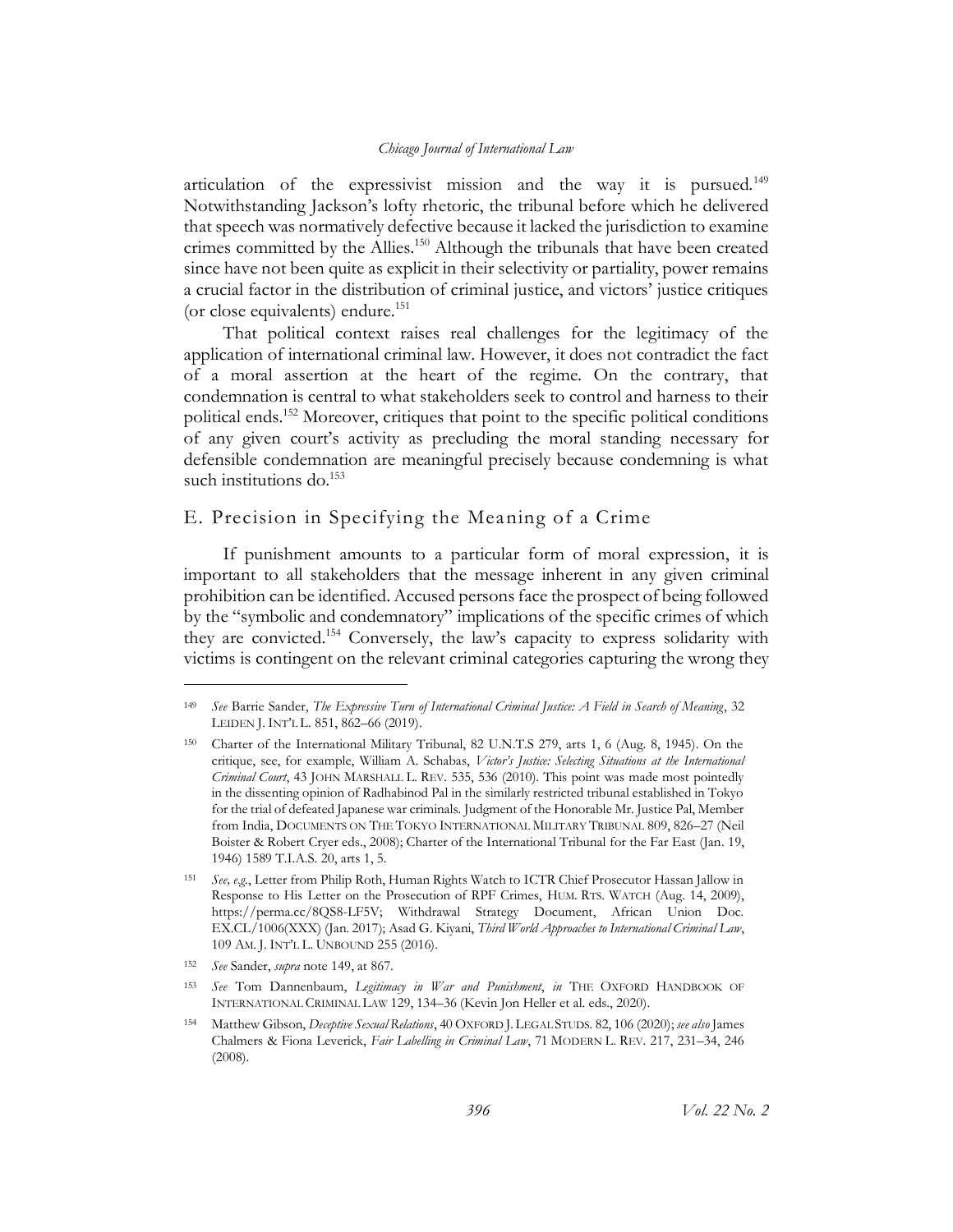articulation of the expressivist mission and the way it is pursued.[149] Notwithstanding Jackson's lofty rhetoric, the tribunal before which he delivered that speech was normatively defective because it lacked the jurisdiction to examine crimes committed by the Allies.[150] Although the tribunals that have been created since have not been quite as explicit in their selectivity or partiality, power remains a crucial factor in the distribution of criminal justice, and victors' justice critiques (or close equivalents) endure.[151]

That political context raises real challenges for the legitimacy of the application of international criminal law. However, it does not contradict the fact of a moral assertion at the heart of the regime. On the contrary, that condemnation is central to what stakeholders seek to control and harness to their political ends.[152] Moreover, critiques that point to the specific political conditions of any given court's activity as precluding the moral standing necessary for defensible condemnation are meaningful precisely because condemning is what such institutions do.[153]

## E. Precision in Specifying the Meaning of a Crime

If punishment amounts to a particular form of moral expression, it is important to all stakeholders that the message inherent in any given criminal prohibition can be identified. Accused persons face the prospect of being followed by the "symbolic and condemnatory" implications of the specific crimes of which they are convicted.[154] Conversely, the law's capacity to express solidarity with victims is contingent on the relevant criminal categories capturing the wrong they

---

[149] *See* Barrie Sander, *The Expressive Turn of International Criminal Justice: A Field in Search of Meaning*, 32 LEIDEN J. INT'L L. 851, 862–66 (2019).

[150] Charter of the International Military Tribunal, 82 U.N.T.S 279, arts 1, 6 (Aug. 8, 1945). On the critique, see, for example, William A. Schabas, *Victor's Justice: Selecting Situations at the International Criminal Court*, 43 JOHN MARSHALL L. REV. 535, 536 (2010). This point was made most pointedly in the dissenting opinion of Radhabinod Pal in the similarly restricted tribunal established in Tokyo for the trial of defeated Japanese war criminals. Judgment of the Honorable Mr. Justice Pal, Member from India, DOCUMENTS ON THE TOKYO INTERNATIONAL MILITARY TRIBUNAL 809, 826–27 (Neil Boister & Robert Cryer eds., 2008); Charter of the International Tribunal for the Far East (Jan. 19, 1946) 1589 T.I.A.S. 20, arts 1, 5.

[151] *See, e.g.*, Letter from Philip Roth, Human Rights Watch to ICTR Chief Prosecutor Hassan Jallow in Response to His Letter on the Prosecution of RPF Crimes, HUM. RTS. WATCH (Aug. 14, 2009), https://perma.cc/8QS8-LF5V; Withdrawal Strategy Document, African Union Doc. EX.CL/1006(XXX) (Jan. 2017); Asad G. Kiyani, *Third World Approaches to International Criminal Law*, 109 AM. J. INT'L L. UNBOUND 255 (2016).

[152] *See* Sander, *supra* note 149, at 867.

[153] *See* Tom Dannenbaum, *Legitimacy in War and Punishment*, *in* THE OXFORD HANDBOOK OF INTERNATIONAL CRIMINAL LAW 129, 134–36 (Kevin Jon Heller et al. eds., 2020).

[154] Matthew Gibson, *Deceptive Sexual Relations*, 40 OXFORD J. LEGAL STUDS. 82, 106 (2020); *see also* James Chalmers & Fiona Leverick, *Fair Labelling in Criminal Law*, 71 MODERN L. REV. 217, 231–34, 246 (2008).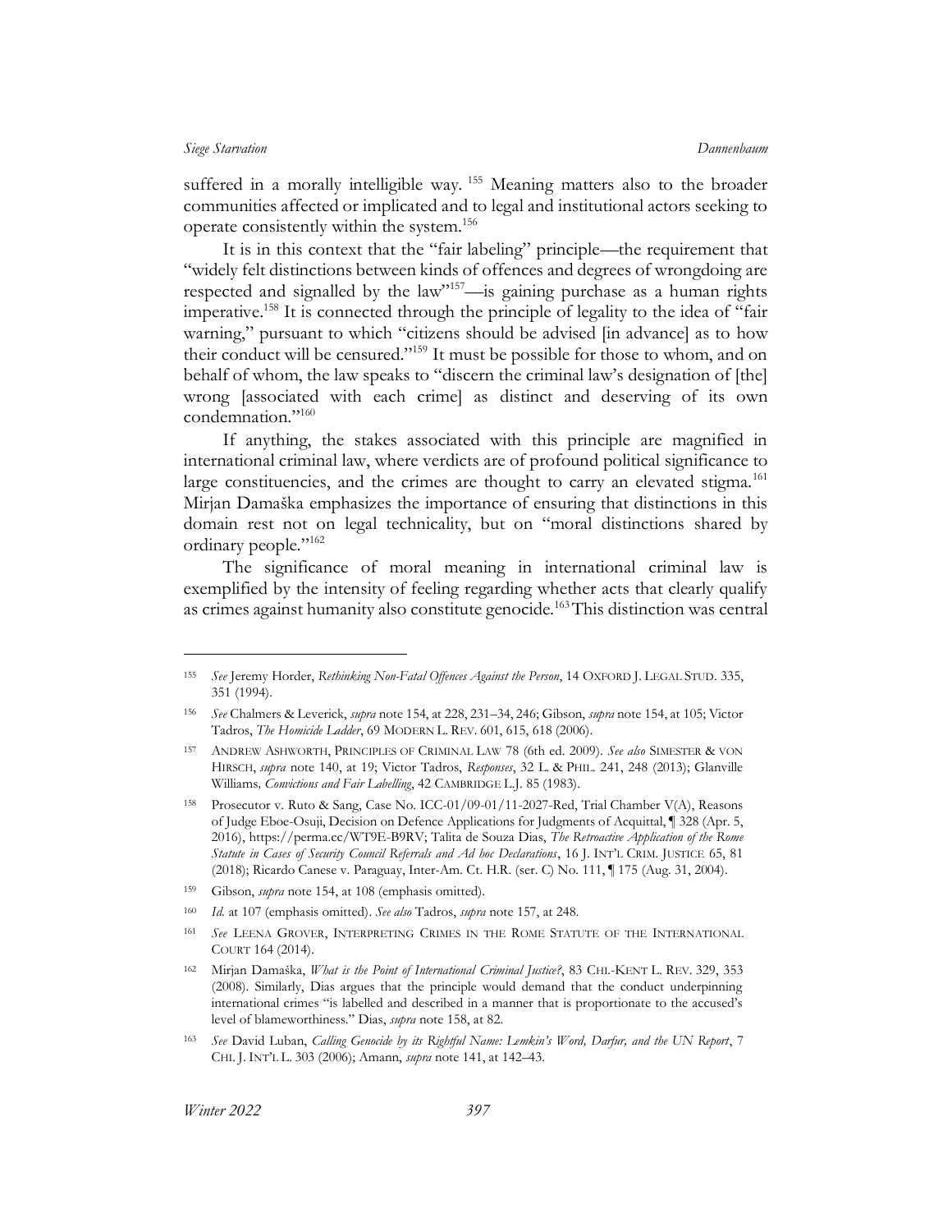suffered in a morally intelligible way. [155] Meaning matters also to the broader communities affected or implicated and to legal and institutional actors seeking to operate consistently within the system.[156]

It is in this context that the "fair labeling" principle—the requirement that "widely felt distinctions between kinds of offences and degrees of wrongdoing are respected and signalled by the law"[157]—is gaining purchase as a human rights imperative.[158] It is connected through the principle of legality to the idea of "fair warning," pursuant to which "citizens should be advised [in advance] as to how their conduct will be censured."[159] It must be possible for those to whom, and on behalf of whom, the law speaks to "discern the criminal law's designation of [the] wrong [associated with each crime] as distinct and deserving of its own condemnation."[160]

If anything, the stakes associated with this principle are magnified in international criminal law, where verdicts are of profound political significance to large constituencies, and the crimes are thought to carry an elevated stigma.[161] Mirjan Damaška emphasizes the importance of ensuring that distinctions in this domain rest not on legal technicality, but on "moral distinctions shared by ordinary people."[162]

The significance of moral meaning in international criminal law is exemplified by the intensity of feeling regarding whether acts that clearly qualify as crimes against humanity also constitute genocide.[163] This distinction was central

---

155 *See* Jeremy Horder, *Rethinking Non-Fatal Offences Against the Person*, 14 OXFORD J. LEGAL STUD. 335, 351 (1994).

156 *See* Chalmers & Leverick, *supra* note 154, at 228, 231–34, 246; Gibson, *supra* note 154, at 105; Victor Tadros, *The Homicide Ladder*, 69 MODERN L. REV. 601, 615, 618 (2006).

157 ANDREW ASHWORTH, PRINCIPLES OF CRIMINAL LAW 78 (6th ed. 2009). *See also* SIMESTER & VON HIRSCH, *supra* note 140, at 19; Victor Tadros, *Responses*, 32 L. & PHIL. 241, 248 (2013); Glanville Williams, *Convictions and Fair Labelling*, 42 CAMBRIDGE L.J. 85 (1983).

158 Prosecutor v. Ruto & Sang, Case No. ICC-01/09-01/11-2027-Red, Trial Chamber V(A), Reasons of Judge Eboe-Osuji, Decision on Defence Applications for Judgments of Acquittal, ¶ 328 (Apr. 5, 2016), https://perma.cc/WT9E-B9RV; Talita de Souza Dias, *The Retroactive Application of the Rome Statute in Cases of Security Council Referrals and Ad hoc Declarations*, 16 J. INT'L CRIM. JUSTICE 65, 81 (2018); Ricardo Canese v. Paraguay, Inter-Am. Ct. H.R. (ser. C) No. 111, ¶ 175 (Aug. 31, 2004).

159 Gibson, *supra* note 154, at 108 (emphasis omitted).

160 *Id.* at 107 (emphasis omitted). *See also* Tadros, *supra* note 157, at 248.

161 *See* LEENA GROVER, INTERPRETING CRIMES IN THE ROME STATUTE OF THE INTERNATIONAL COURT 164 (2014).

162 Mirjan Damaška, *What is the Point of International Criminal Justice?*, 83 CHI.-KENT L. REV. 329, 353 (2008). Similarly, Dias argues that the principle would demand that the conduct underpinning international crimes "is labelled and described in a manner that is proportionate to the accused's level of blameworthiness." Dias, *supra* note 158, at 82.

163 *See* David Luban, *Calling Genocide by its Rightful Name: Lemkin's Word, Darfur, and the UN Report*, 7 CHI. J. INT'L L. 303 (2006); Amann, *supra* note 141, at 142–43.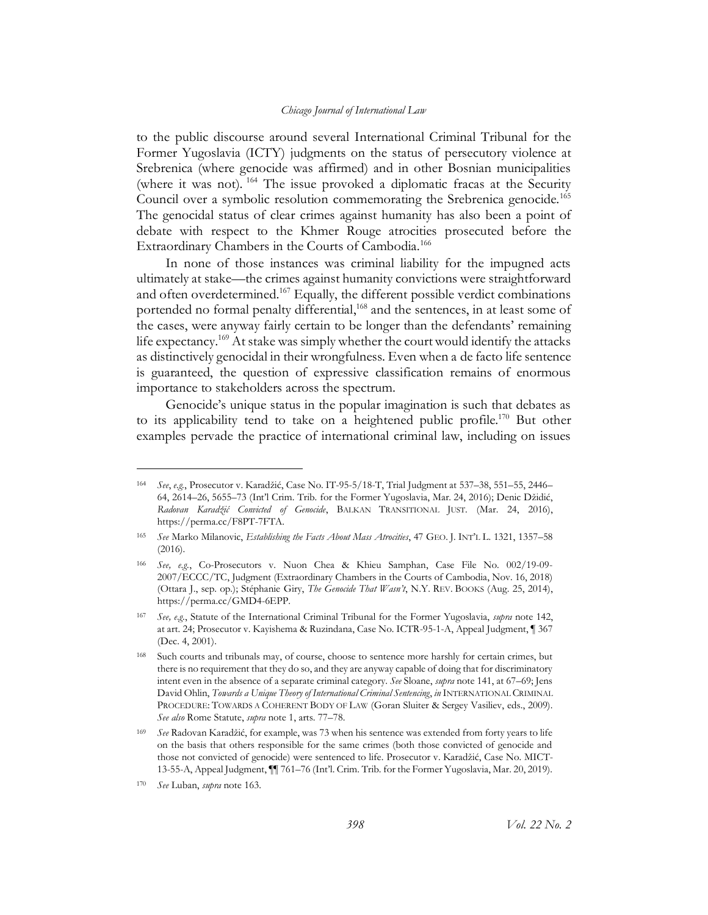to the public discourse around several International Criminal Tribunal for the Former Yugoslavia (ICTY) judgments on the status of persecutory violence at Srebrenica (where genocide was affirmed) and in other Bosnian municipalities (where it was not).[164] The issue provoked a diplomatic fracas at the Security Council over a symbolic resolution commemorating the Srebrenica genocide.[165] The genocidal status of clear crimes against humanity has also been a point of debate with respect to the Khmer Rouge atrocities prosecuted before the Extraordinary Chambers in the Courts of Cambodia.[166]

In none of those instances was criminal liability for the impugned acts ultimately at stake—the crimes against humanity convictions were straightforward and often overdetermined.[167] Equally, the different possible verdict combinations portended no formal penalty differential,[168] and the sentences, in at least some of the cases, were anyway fairly certain to be longer than the defendants' remaining life expectancy.[169] At stake was simply whether the court would identify the attacks as distinctively genocidal in their wrongfulness. Even when a de facto life sentence is guaranteed, the question of expressive classification remains of enormous importance to stakeholders across the spectrum.

Genocide's unique status in the popular imagination is such that debates as to its applicability tend to take on a heightened public profile.[170] But other examples pervade the practice of international criminal law, including on issues

---

[164] *See*, *e.g.*, Prosecutor v. Karadžić, Case No. IT-95-5/18-T, Trial Judgment at 537–38, 551–55, 2446–64, 2614–26, 5655–73 (Int'l Crim. Trib. for the Former Yugoslavia, Mar. 24, 2016); Denic Džidić, *Radovan Karadžić Convicted of Genocide*, BALKAN TRANSITIONAL JUST. (Mar. 24, 2016), https://perma.cc/F8PT-7FTA.

[165] *See* Marko Milanovic, *Establishing the Facts About Mass Atrocities*, 47 GEO. J. INT'L L. 1321, 1357–58 (2016).

[166] *See, e.g.*, Co-Prosecutors v. Nuon Chea & Khieu Samphan, Case File No. 002/19-09-2007/ECCC/TC, Judgment (Extraordinary Chambers in the Courts of Cambodia, Nov. 16, 2018) (Ottara J., sep. op.); Stéphanie Giry, *The Genocide That Wasn't*, N.Y. REV. BOOKS (Aug. 25, 2014), https://perma.cc/GMD4-6EPP.

[167] *See, e.g.*, Statute of the International Criminal Tribunal for the Former Yugoslavia, *supra* note 142, at art. 24; Prosecutor v. Kayishema & Ruzindana, Case No. ICTR-95-1-A, Appeal Judgment, ¶ 367 (Dec. 4, 2001).

[168] Such courts and tribunals may, of course, choose to sentence more harshly for certain crimes, but there is no requirement that they do so, and they are anyway capable of doing that for discriminatory intent even in the absence of a separate criminal category. *See* Sloane, *supra* note 141, at 67–69; Jens David Ohlin, *Towards a Unique Theory of International Criminal Sentencing*, *in* INTERNATIONAL CRIMINAL PROCEDURE: TOWARDS A COHERENT BODY OF LAW (Goran Sluiter & Sergey Vasiliev, eds., 2009). *See also* Rome Statute, *supra* note 1, arts. 77–78.

[169] *See* Radovan Karadžić, for example, was 73 when his sentence was extended from forty years to life on the basis that others responsible for the same crimes (both those convicted of genocide and those not convicted of genocide) were sentenced to life. Prosecutor v. Karadžić, Case No. MICT-13-55-A, Appeal Judgment, ¶¶ 761–76 (Int'l. Crim. Trib. for the Former Yugoslavia, Mar. 20, 2019).

[170] *See* Luban, *supra* note 163.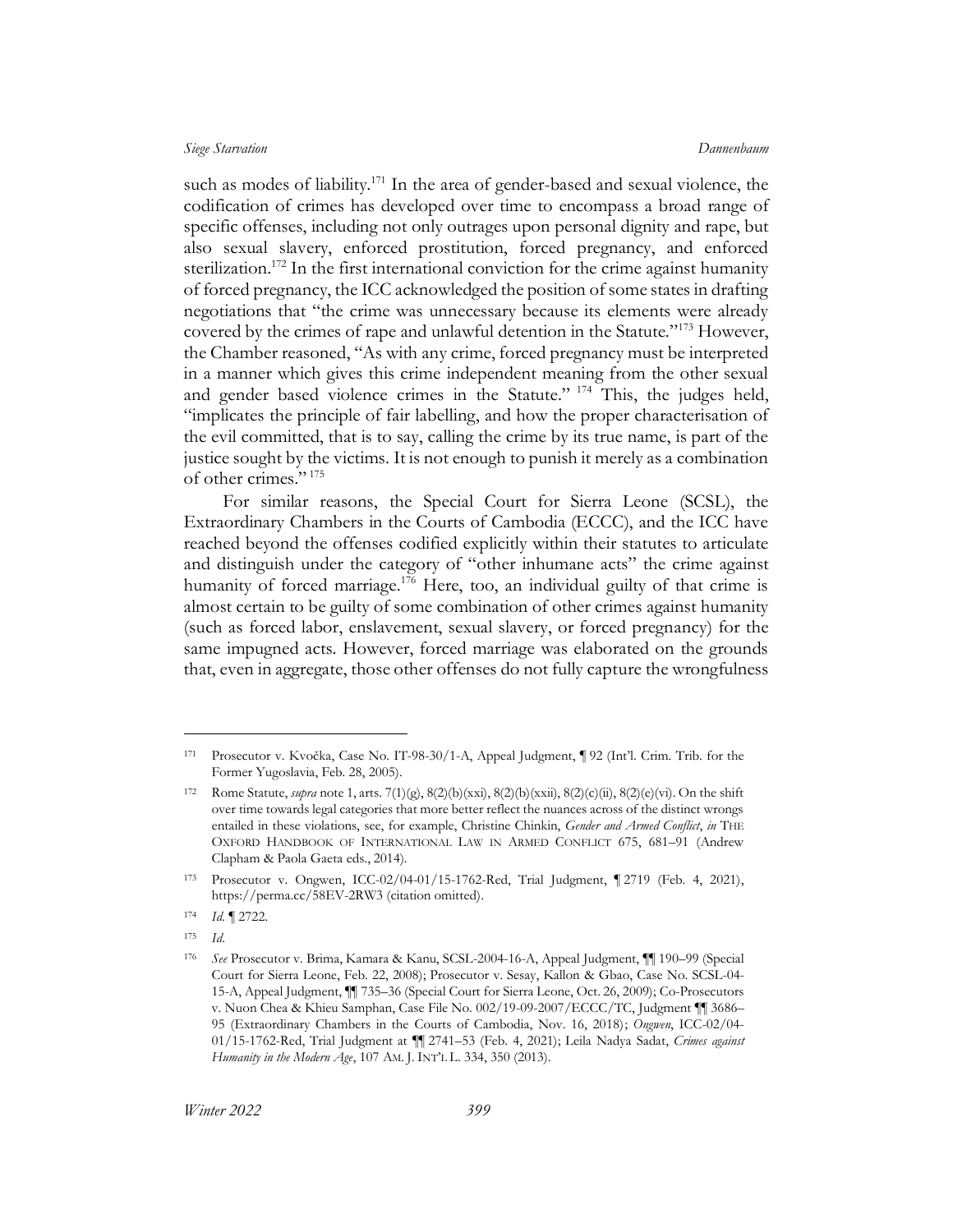such as modes of liability.[171] In the area of gender-based and sexual violence, the codification of crimes has developed over time to encompass a broad range of specific offenses, including not only outrages upon personal dignity and rape, but also sexual slavery, enforced prostitution, forced pregnancy, and enforced sterilization.[172] In the first international conviction for the crime against humanity of forced pregnancy, the ICC acknowledged the position of some states in drafting negotiations that "the crime was unnecessary because its elements were already covered by the crimes of rape and unlawful detention in the Statute."[173] However, the Chamber reasoned, "As with any crime, forced pregnancy must be interpreted in a manner which gives this crime independent meaning from the other sexual and gender based violence crimes in the Statute."[174] This, the judges held, "implicates the principle of fair labelling, and how the proper characterisation of the evil committed, that is to say, calling the crime by its true name, is part of the justice sought by the victims. It is not enough to punish it merely as a combination of other crimes."[175]

For similar reasons, the Special Court for Sierra Leone (SCSL), the Extraordinary Chambers in the Courts of Cambodia (ECCC), and the ICC have reached beyond the offenses codified explicitly within their statutes to articulate and distinguish under the category of "other inhumane acts" the crime against humanity of forced marriage.[176] Here, too, an individual guilty of that crime is almost certain to be guilty of some combination of other crimes against humanity (such as forced labor, enslavement, sexual slavery, or forced pregnancy) for the same impugned acts. However, forced marriage was elaborated on the grounds that, even in aggregate, those other offenses do not fully capture the wrongfulness

---

[171] Prosecutor v. Kvočka, Case No. IT-98-30/1-A, Appeal Judgment, ¶ 92 (Int'l. Crim. Trib. for the Former Yugoslavia, Feb. 28, 2005).

[172] Rome Statute, *supra* note 1, arts. 7(1)(g), 8(2)(b)(xxi), 8(2)(b)(xxii), 8(2)(c)(ii), 8(2)(e)(vi). On the shift over time towards legal categories that more better reflect the nuances across of the distinct wrongs entailed in these violations, see, for example, Christine Chinkin, *Gender and Armed Conflict*, *in* THE OXFORD HANDBOOK OF INTERNATIONAL LAW IN ARMED CONFLICT 675, 681–91 (Andrew Clapham & Paola Gaeta eds., 2014).

[173] Prosecutor v. Ongwen, ICC-02/04-01/15-1762-Red, Trial Judgment, ¶ 2719 (Feb. 4, 2021), https://perma.cc/58EV-2RW3 (citation omitted).

[174] *Id.* ¶ 2722.

[175] *Id.*

[176] *See* Prosecutor v. Brima, Kamara & Kanu, SCSL-2004-16-A, Appeal Judgment, ¶¶ 190–99 (Special Court for Sierra Leone, Feb. 22, 2008); Prosecutor v. Sesay, Kallon & Gbao, Case No. SCSL-04-15-A, Appeal Judgment, ¶¶ 735–36 (Special Court for Sierra Leone, Oct. 26, 2009); Co-Prosecutors v. Nuon Chea & Khieu Samphan, Case File No. 002/19-09-2007/ECCC/TC, Judgment ¶¶ 3686–95 (Extraordinary Chambers in the Courts of Cambodia, Nov. 16, 2018); *Ongwen*, ICC-02/04-01/15-1762-Red, Trial Judgment at ¶¶ 2741–53 (Feb. 4, 2021); Leila Nadya Sadat, *Crimes against Humanity in the Modern Age*, 107 AM. J. INT'L L. 334, 350 (2013).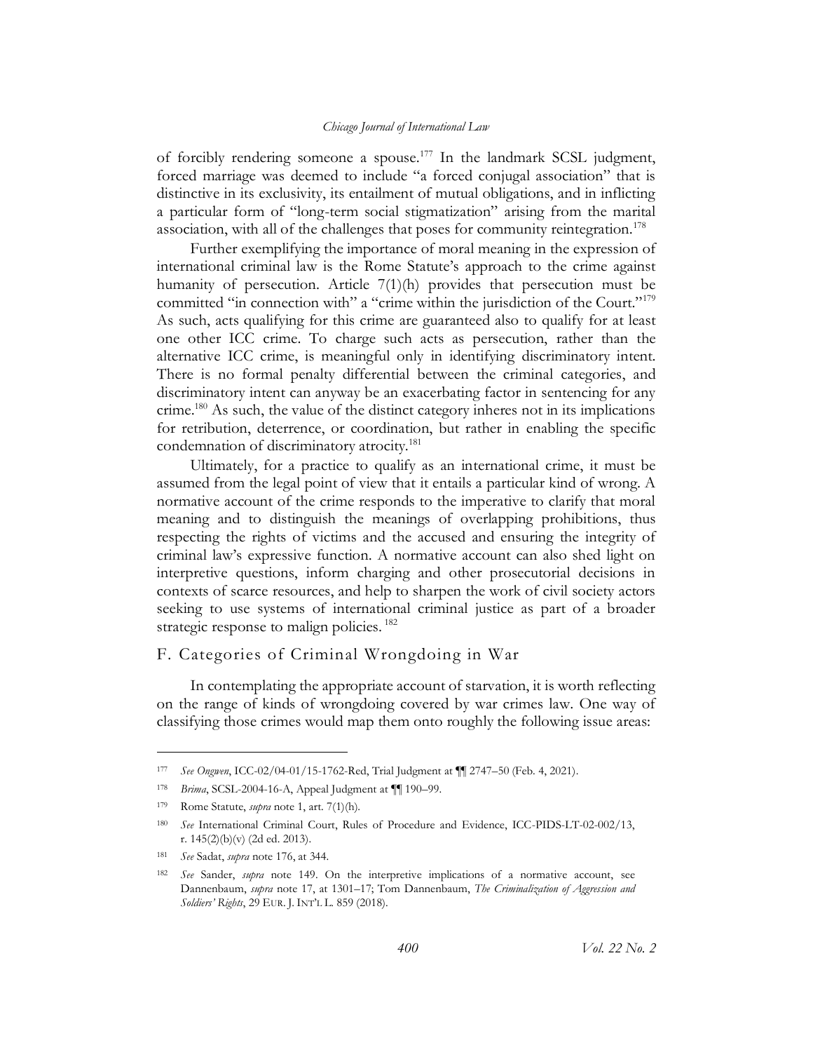of forcibly rendering someone a spouse.[177] In the landmark SCSL judgment, forced marriage was deemed to include "a forced conjugal association" that is distinctive in its exclusivity, its entailment of mutual obligations, and in inflicting a particular form of "long-term social stigmatization" arising from the marital association, with all of the challenges that poses for community reintegration.[178]

Further exemplifying the importance of moral meaning in the expression of international criminal law is the Rome Statute's approach to the crime against humanity of persecution. Article 7(1)(h) provides that persecution must be committed "in connection with" a "crime within the jurisdiction of the Court."[179] As such, acts qualifying for this crime are guaranteed also to qualify for at least one other ICC crime. To charge such acts as persecution, rather than the alternative ICC crime, is meaningful only in identifying discriminatory intent. There is no formal penalty differential between the criminal categories, and discriminatory intent can anyway be an exacerbating factor in sentencing for any crime.[180] As such, the value of the distinct category inheres not in its implications for retribution, deterrence, or coordination, but rather in enabling the specific condemnation of discriminatory atrocity.[181]

Ultimately, for a practice to qualify as an international crime, it must be assumed from the legal point of view that it entails a particular kind of wrong. A normative account of the crime responds to the imperative to clarify that moral meaning and to distinguish the meanings of overlapping prohibitions, thus respecting the rights of victims and the accused and ensuring the integrity of criminal law's expressive function. A normative account can also shed light on interpretive questions, inform charging and other prosecutorial decisions in contexts of scarce resources, and help to sharpen the work of civil society actors seeking to use systems of international criminal justice as part of a broader strategic response to malign policies.[182]

## F. Categories of Criminal Wrongdoing in War

In contemplating the appropriate account of starvation, it is worth reflecting on the range of kinds of wrongdoing covered by war crimes law. One way of classifying those crimes would map them onto roughly the following issue areas:

---

[177] *See Ongwen*, ICC-02/04-01/15-1762-Red, Trial Judgment at ¶¶ 2747–50 (Feb. 4, 2021).

[178] *Brima*, SCSL-2004-16-A, Appeal Judgment at ¶¶ 190–99.

[179] Rome Statute, *supra* note 1, art. 7(1)(h).

[180] *See* International Criminal Court, Rules of Procedure and Evidence, ICC-PIDS-LT-02-002/13, r. 145(2)(b)(v) (2d ed. 2013).

[181] *See* Sadat, *supra* note 176, at 344.

[182] *See* Sander, *supra* note 149. On the interpretive implications of a normative account, see Dannenbaum, *supra* note 17, at 1301–17; Tom Dannenbaum, *The Criminalization of Aggression and Soldiers' Rights*, 29 EUR. J. INT'L L. 859 (2018).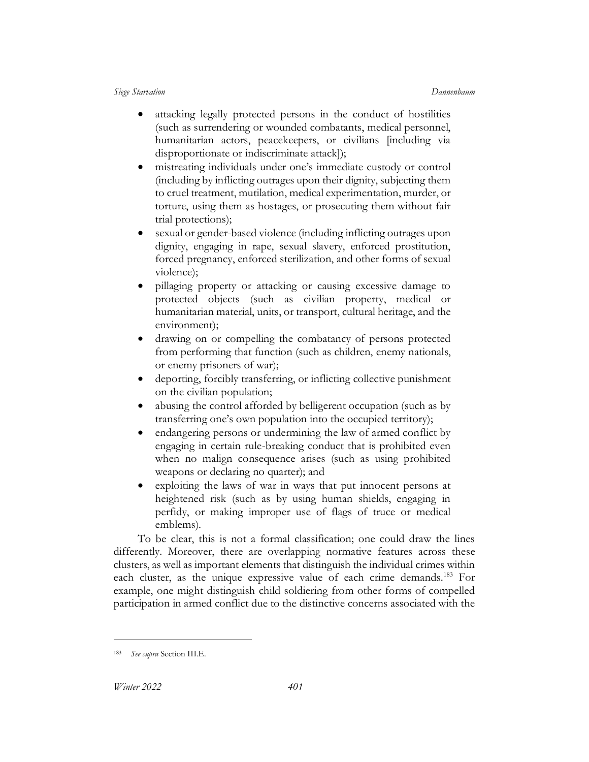- attacking legally protected persons in the conduct of hostilities (such as surrendering or wounded combatants, medical personnel, humanitarian actors, peacekeepers, or civilians [including via disproportionate or indiscriminate attack]);
- mistreating individuals under one's immediate custody or control (including by inflicting outrages upon their dignity, subjecting them to cruel treatment, mutilation, medical experimentation, murder, or torture, using them as hostages, or prosecuting them without fair trial protections);
- sexual or gender-based violence (including inflicting outrages upon dignity, engaging in rape, sexual slavery, enforced prostitution, forced pregnancy, enforced sterilization, and other forms of sexual violence);
- pillaging property or attacking or causing excessive damage to protected objects (such as civilian property, medical or humanitarian material, units, or transport, cultural heritage, and the environment);
- drawing on or compelling the combatancy of persons protected from performing that function (such as children, enemy nationals, or enemy prisoners of war);
- deporting, forcibly transferring, or inflicting collective punishment on the civilian population;
- abusing the control afforded by belligerent occupation (such as by transferring one's own population into the occupied territory);
- endangering persons or undermining the law of armed conflict by engaging in certain rule-breaking conduct that is prohibited even when no malign consequence arises (such as using prohibited weapons or declaring no quarter); and
- exploiting the laws of war in ways that put innocent persons at heightened risk (such as by using human shields, engaging in perfidy, or making improper use of flags of truce or medical emblems).

To be clear, this is not a formal classification; one could draw the lines differently. Moreover, there are overlapping normative features across these clusters, as well as important elements that distinguish the individual crimes within each cluster, as the unique expressive value of each crime demands.[183] For example, one might distinguish child soldiering from other forms of compelled participation in armed conflict due to the distinctive concerns associated with the

[183] *See supra* Section III.E.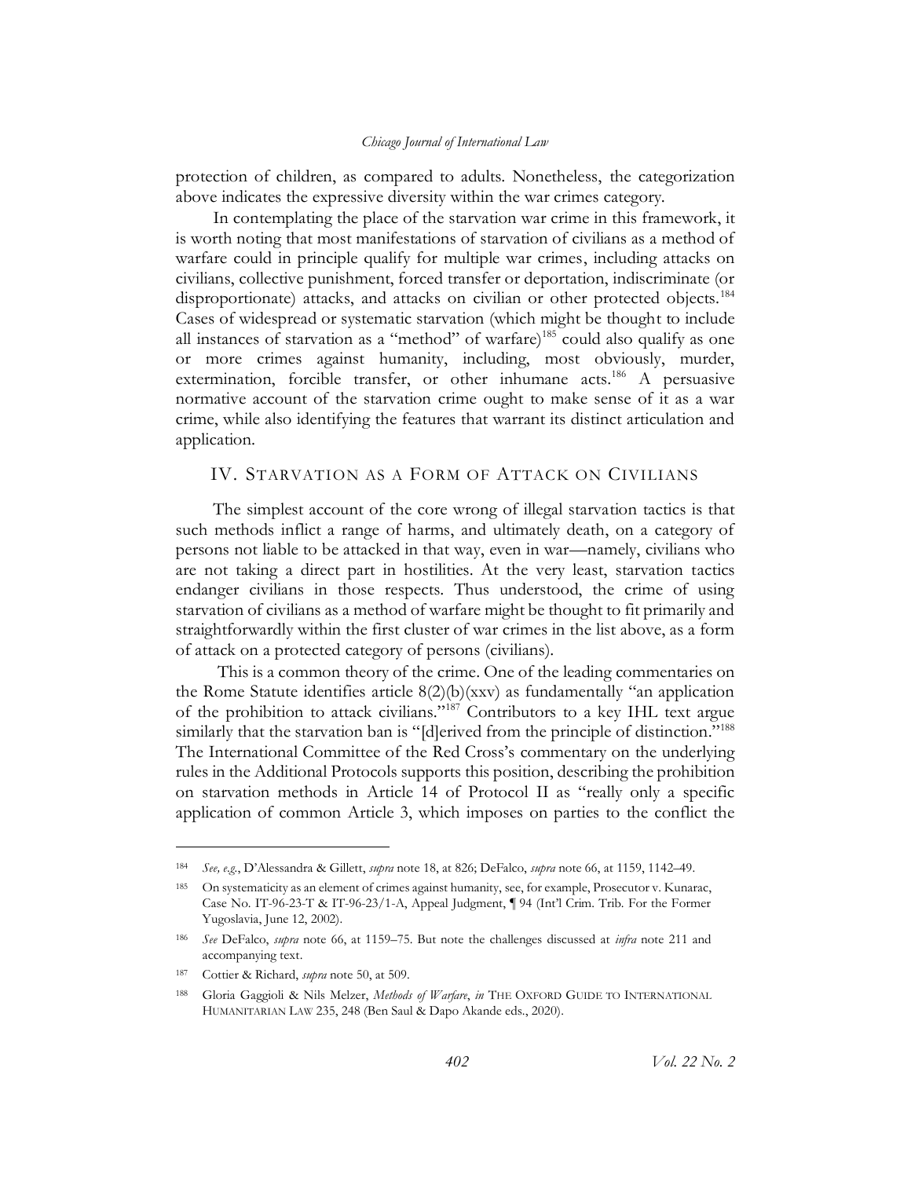protection of children, as compared to adults. Nonetheless, the categorization above indicates the expressive diversity within the war crimes category.

In contemplating the place of the starvation war crime in this framework, it is worth noting that most manifestations of starvation of civilians as a method of warfare could in principle qualify for multiple war crimes, including attacks on civilians, collective punishment, forced transfer or deportation, indiscriminate (or disproportionate) attacks, and attacks on civilian or other protected objects.[184] Cases of widespread or systematic starvation (which might be thought to include all instances of starvation as a "method" of warfare)[185] could also qualify as one or more crimes against humanity, including, most obviously, murder, extermination, forcible transfer, or other inhumane acts.[186] A persuasive normative account of the starvation crime ought to make sense of it as a war crime, while also identifying the features that warrant its distinct articulation and application.

## IV. Starvation as a Form of Attack on Civilians

The simplest account of the core wrong of illegal starvation tactics is that such methods inflict a range of harms, and ultimately death, on a category of persons not liable to be attacked in that way, even in war—namely, civilians who are not taking a direct part in hostilities. At the very least, starvation tactics endanger civilians in those respects. Thus understood, the crime of using starvation of civilians as a method of warfare might be thought to fit primarily and straightforwardly within the first cluster of war crimes in the list above, as a form of attack on a protected category of persons (civilians).

This is a common theory of the crime. One of the leading commentaries on the Rome Statute identifies article 8(2)(b)(xxv) as fundamentally "an application of the prohibition to attack civilians."[187] Contributors to a key IHL text argue similarly that the starvation ban is "[d]erived from the principle of distinction."[188] The International Committee of the Red Cross's commentary on the underlying rules in the Additional Protocols supports this position, describing the prohibition on starvation methods in Article 14 of Protocol II as "really only a specific application of common Article 3, which imposes on parties to the conflict the

---

[184] *See, e.g.*, D'Alessandra & Gillett, *supra* note 18, at 826; DeFalco, *supra* note 66, at 1159, 1142–49.

[185] On systematicity as an element of crimes against humanity, see, for example, Prosecutor v. Kunarac, Case No. IT-96-23-T & IT-96-23/1-A, Appeal Judgment, ¶ 94 (Int'l Crim. Trib. For the Former Yugoslavia, June 12, 2002).

[186] *See* DeFalco, *supra* note 66, at 1159–75. But note the challenges discussed at *infra* note 211 and accompanying text.

[187] Cottier & Richard, *supra* note 50, at 509.

[188] Gloria Gaggioli & Nils Melzer, *Methods of Warfare*, *in* The Oxford Guide to International Humanitarian Law 235, 248 (Ben Saul & Dapo Akande eds., 2020).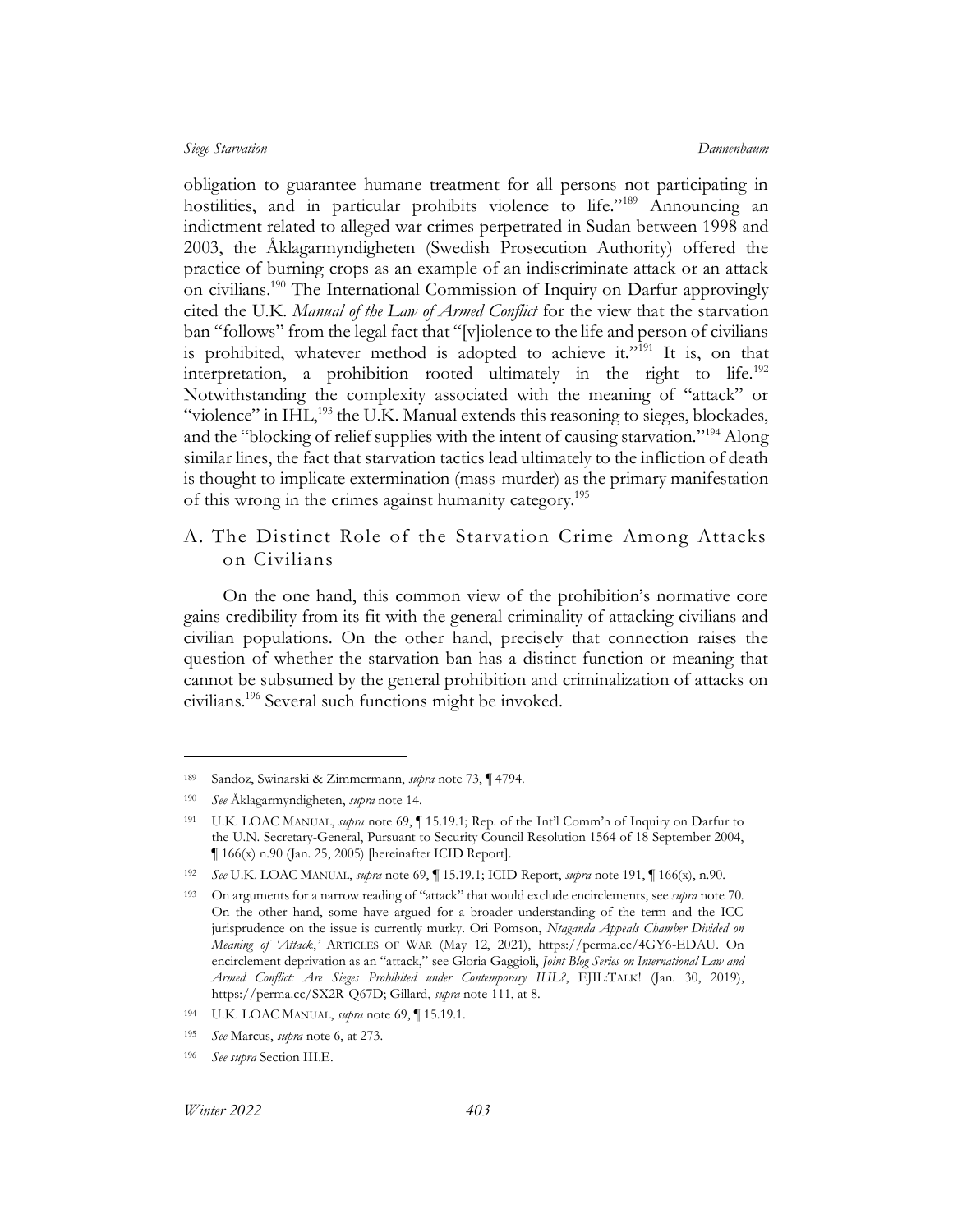obligation to guarantee humane treatment for all persons not participating in hostilities, and in particular prohibits violence to life."[189] Announcing an indictment related to alleged war crimes perpetrated in Sudan between 1998 and 2003, the Åklagarmyndigheten (Swedish Prosecution Authority) offered the practice of burning crops as an example of an indiscriminate attack or an attack on civilians.[190] The International Commission of Inquiry on Darfur approvingly cited the U.K. *Manual of the Law of Armed Conflict* for the view that the starvation ban "follows" from the legal fact that "[v]iolence to the life and person of civilians is prohibited, whatever method is adopted to achieve it."[191] It is, on that interpretation, a prohibition rooted ultimately in the right to life.[192] Notwithstanding the complexity associated with the meaning of "attack" or "violence" in IHL,[193] the U.K. Manual extends this reasoning to sieges, blockades, and the "blocking of relief supplies with the intent of causing starvation."[194] Along similar lines, the fact that starvation tactics lead ultimately to the infliction of death is thought to implicate extermination (mass-murder) as the primary manifestation of this wrong in the crimes against humanity category.[195]

## A. The Distinct Role of the Starvation Crime Among Attacks on Civilians

On the one hand, this common view of the prohibition's normative core gains credibility from its fit with the general criminality of attacking civilians and civilian populations. On the other hand, precisely that connection raises the question of whether the starvation ban has a distinct function or meaning that cannot be subsumed by the general prohibition and criminalization of attacks on civilians.[196] Several such functions might be invoked.

---

189 Sandoz, Swinarski & Zimmermann, *supra* note 73, ¶ 4794.

190 *See* Åklagarmyndigheten, *supra* note 14.

191 U.K. LOAC MANUAL, *supra* note 69, ¶ 15.19.1; Rep. of the Int'l Comm'n of Inquiry on Darfur to the U.N. Secretary-General, Pursuant to Security Council Resolution 1564 of 18 September 2004, ¶ 166(x) n.90 (Jan. 25, 2005) [hereinafter ICID Report].

192 *See* U.K. LOAC MANUAL, *supra* note 69, ¶ 15.19.1; ICID Report, *supra* note 191, ¶ 166(x), n.90.

193 On arguments for a narrow reading of "attack" that would exclude encirclements, see *supra* note 70. On the other hand, some have argued for a broader understanding of the term and the ICC jurisprudence on the issue is currently murky. Ori Pomson, *Ntaganda Appeals Chamber Divided on Meaning of 'Attack*,*'* ARTICLES OF WAR (May 12, 2021), https://perma.cc/4GY6-EDAU. On encirclement deprivation as an "attack," see Gloria Gaggioli, *Joint Blog Series on International Law and Armed Conflict: Are Sieges Prohibited under Contemporary IHL?*, EJIL:TALK! (Jan. 30, 2019), https://perma.cc/SX2R-Q67D; Gillard, *supra* note 111, at 8.

194 U.K. LOAC MANUAL, *supra* note 69, ¶ 15.19.1.

195 *See* Marcus, *supra* note 6, at 273.

196 *See supra* Section III.E.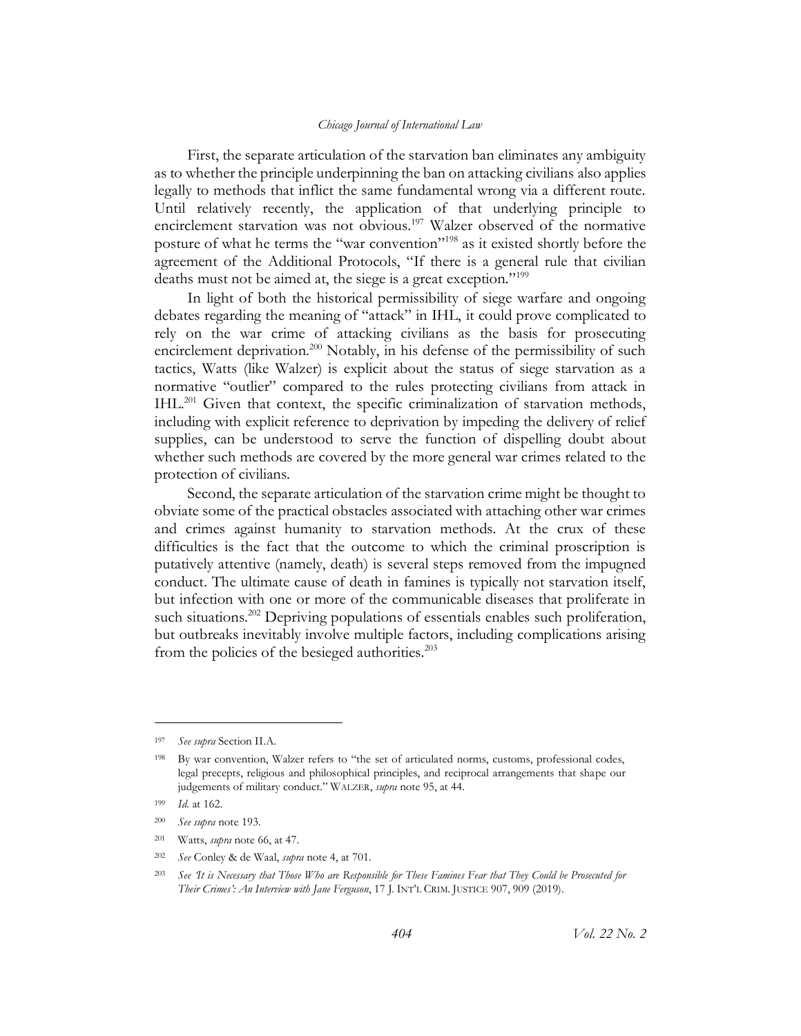First, the separate articulation of the starvation ban eliminates any ambiguity as to whether the principle underpinning the ban on attacking civilians also applies legally to methods that inflict the same fundamental wrong via a different route. Until relatively recently, the application of that underlying principle to encirclement starvation was not obvious.[197] Walzer observed of the normative posture of what he terms the "war convention"[198] as it existed shortly before the agreement of the Additional Protocols, "If there is a general rule that civilian deaths must not be aimed at, the siege is a great exception."[199]

In light of both the historical permissibility of siege warfare and ongoing debates regarding the meaning of "attack" in IHL, it could prove complicated to rely on the war crime of attacking civilians as the basis for prosecuting encirclement deprivation.[200] Notably, in his defense of the permissibility of such tactics, Watts (like Walzer) is explicit about the status of siege starvation as a normative "outlier" compared to the rules protecting civilians from attack in IHL.[201] Given that context, the specific criminalization of starvation methods, including with explicit reference to deprivation by impeding the delivery of relief supplies, can be understood to serve the function of dispelling doubt about whether such methods are covered by the more general war crimes related to the protection of civilians.

Second, the separate articulation of the starvation crime might be thought to obviate some of the practical obstacles associated with attaching other war crimes and crimes against humanity to starvation methods. At the crux of these difficulties is the fact that the outcome to which the criminal proscription is putatively attentive (namely, death) is several steps removed from the impugned conduct. The ultimate cause of death in famines is typically not starvation itself, but infection with one or more of the communicable diseases that proliferate in such situations.[202] Depriving populations of essentials enables such proliferation, but outbreaks inevitably involve multiple factors, including complications arising from the policies of the besieged authorities.[203]

---

[197] *See supra* Section II.A.

[198] By war convention, Walzer refers to "the set of articulated norms, customs, professional codes, legal precepts, religious and philosophical principles, and reciprocal arrangements that shape our judgements of military conduct." WALZER, *supra* note 95, at 44.

[199] *Id.* at 162.

[200] *See supra* note 193.

[201] Watts, *supra* note 66, at 47.

[202] *See* Conley & de Waal, *supra* note 4, at 701.

[203] *See 'It is Necessary that Those Who are Responsible for These Famines Fear that They Could be Prosecuted for Their Crimes': An Interview with Jane Ferguson*, 17 J. INT'L CRIM. JUSTICE 907, 909 (2019).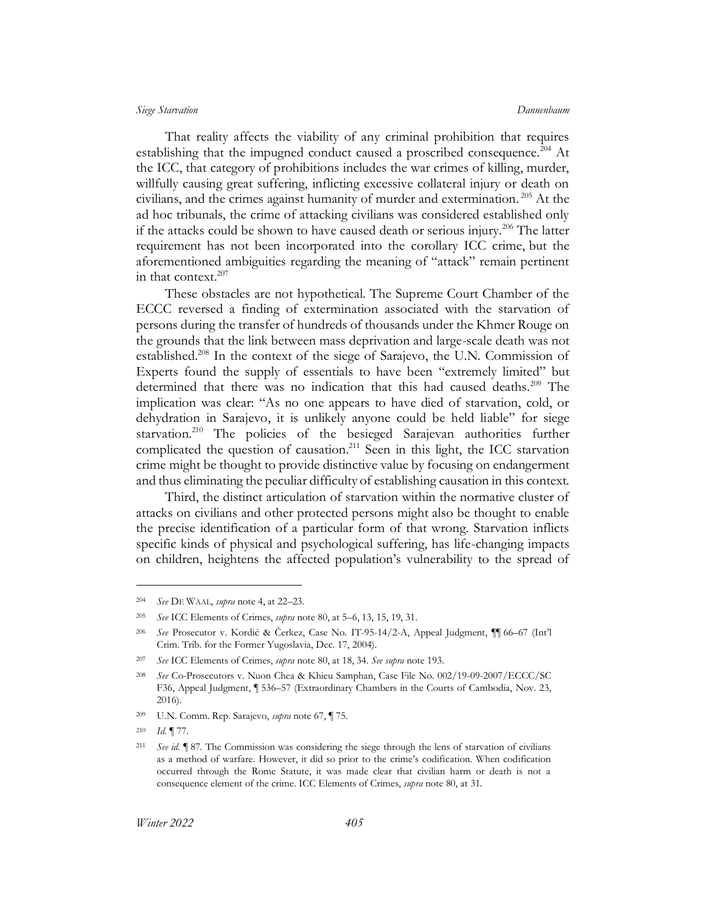That reality affects the viability of any criminal prohibition that requires establishing that the impugned conduct caused a proscribed consequence.[204] At the ICC, that category of prohibitions includes the war crimes of killing, murder, willfully causing great suffering, inflicting excessive collateral injury or death on civilians, and the crimes against humanity of murder and extermination.[205] At the ad hoc tribunals, the crime of attacking civilians was considered established only if the attacks could be shown to have caused death or serious injury.[206] The latter requirement has not been incorporated into the corollary ICC crime, but the aforementioned ambiguities regarding the meaning of "attack" remain pertinent in that context.[207]

These obstacles are not hypothetical. The Supreme Court Chamber of the ECCC reversed a finding of extermination associated with the starvation of persons during the transfer of hundreds of thousands under the Khmer Rouge on the grounds that the link between mass deprivation and large-scale death was not established.[208] In the context of the siege of Sarajevo, the U.N. Commission of Experts found the supply of essentials to have been "extremely limited" but determined that there was no indication that this had caused deaths.[209] The implication was clear: "As no one appears to have died of starvation, cold, or dehydration in Sarajevo, it is unlikely anyone could be held liable" for siege starvation.[210] The policies of the besieged Sarajevan authorities further complicated the question of causation.[211] Seen in this light, the ICC starvation crime might be thought to provide distinctive value by focusing on endangerment and thus eliminating the peculiar difficulty of establishing causation in this context.

Third, the distinct articulation of starvation within the normative cluster of attacks on civilians and other protected persons might also be thought to enable the precise identification of a particular form of that wrong. Starvation inflicts specific kinds of physical and psychological suffering, has life-changing impacts on children, heightens the affected population's vulnerability to the spread of

---

[204] *See* DE WAAL, *supra* note 4, at 22–23.

[205] *See* ICC Elements of Crimes, *supra* note 80, at 5–6, 13, 15, 19, 31.

[206] *See* Prosecutor v. Kordić & Čerkez, Case No. IT-95-14/2-A, Appeal Judgment, ¶¶ 66–67 (Int'l Crim. Trib. for the Former Yugoslavia, Dec. 17, 2004).

[207] *See* ICC Elements of Crimes, *supra* note 80, at 18, 34. *See supra* note 193.

[208] *See* Co-Prosecutors v. Nuon Chea & Khieu Samphan, Case File No. 002/19-09-2007/ECCC/SC F36, Appeal Judgment, ¶ 536–57 (Extraordinary Chambers in the Courts of Cambodia, Nov. 23, 2016).

[209] U.N. Comm. Rep. Sarajevo, *supra* note 67, ¶ 75.

[210] *Id.* ¶ 77.

[211] *See id.* ¶ 87. The Commission was considering the siege through the lens of starvation of civilians as a method of warfare. However, it did so prior to the crime's codification. When codification occurred through the Rome Statute, it was made clear that civilian harm or death is not a consequence element of the crime. ICC Elements of Crimes, *supra* note 80, at 31.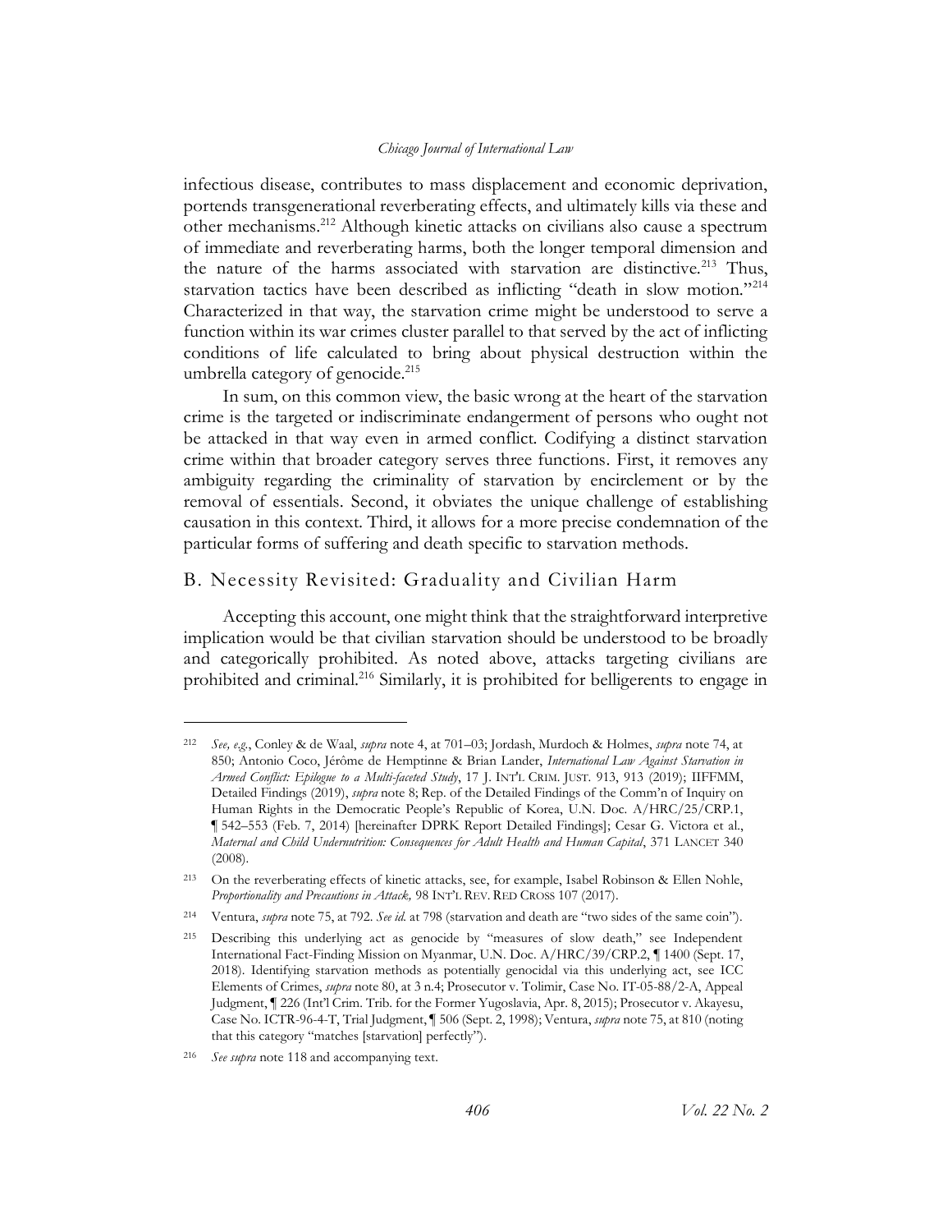infectious disease, contributes to mass displacement and economic deprivation, portends transgenerational reverberating effects, and ultimately kills via these and other mechanisms.[212] Although kinetic attacks on civilians also cause a spectrum of immediate and reverberating harms, both the longer temporal dimension and the nature of the harms associated with starvation are distinctive.[213] Thus, starvation tactics have been described as inflicting "death in slow motion."[214] Characterized in that way, the starvation crime might be understood to serve a function within its war crimes cluster parallel to that served by the act of inflicting conditions of life calculated to bring about physical destruction within the umbrella category of genocide.[215]

In sum, on this common view, the basic wrong at the heart of the starvation crime is the targeted or indiscriminate endangerment of persons who ought not be attacked in that way even in armed conflict. Codifying a distinct starvation crime within that broader category serves three functions. First, it removes any ambiguity regarding the criminality of starvation by encirclement or by the removal of essentials. Second, it obviates the unique challenge of establishing causation in this context. Third, it allows for a more precise condemnation of the particular forms of suffering and death specific to starvation methods.

## B. Necessity Revisited: Graduality and Civilian Harm

Accepting this account, one might think that the straightforward interpretive implication would be that civilian starvation should be understood to be broadly and categorically prohibited. As noted above, attacks targeting civilians are prohibited and criminal.[216] Similarly, it is prohibited for belligerents to engage in

---

[212] *See, e.g.*, Conley & de Waal, *supra* note 4, at 701–03; Jordash, Murdoch & Holmes, *supra* note 74, at 850; Antonio Coco, Jérôme de Hemptinne & Brian Lander, *International Law Against Starvation in Armed Conflict: Epilogue to a Multi-faceted Study*, 17 J. INT'L CRIM. JUST. 913, 913 (2019); IIFFMM, Detailed Findings (2019), *supra* note 8; Rep. of the Detailed Findings of the Comm'n of Inquiry on Human Rights in the Democratic People's Republic of Korea, U.N. Doc. A/HRC/25/CRP.1, ¶ 542–553 (Feb. 7, 2014) [hereinafter DPRK Report Detailed Findings]; Cesar G. Victora et al., *Maternal and Child Undernutrition: Consequences for Adult Health and Human Capital*, 371 LANCET 340 (2008).

[213] On the reverberating effects of kinetic attacks, see, for example, Isabel Robinson & Ellen Nohle, *Proportionality and Precautions in Attack,* 98 INT'L REV. RED CROSS 107 (2017).

[214] Ventura, *supra* note 75, at 792. *See id.* at 798 (starvation and death are "two sides of the same coin").

[215] Describing this underlying act as genocide by "measures of slow death," see Independent International Fact-Finding Mission on Myanmar, U.N. Doc. A/HRC/39/CRP.2, ¶ 1400 (Sept. 17, 2018). Identifying starvation methods as potentially genocidal via this underlying act, see ICC Elements of Crimes, *supra* note 80, at 3 n.4; Prosecutor v. Tolimir, Case No. IT-05-88/2-A, Appeal Judgment, ¶ 226 (Int'l Crim. Trib. for the Former Yugoslavia, Apr. 8, 2015); Prosecutor v. Akayesu, Case No. ICTR-96-4-T, Trial Judgment, ¶ 506 (Sept. 2, 1998); Ventura, *supra* note 75, at 810 (noting that this category "matches [starvation] perfectly").

[216] *See supra* note 118 and accompanying text.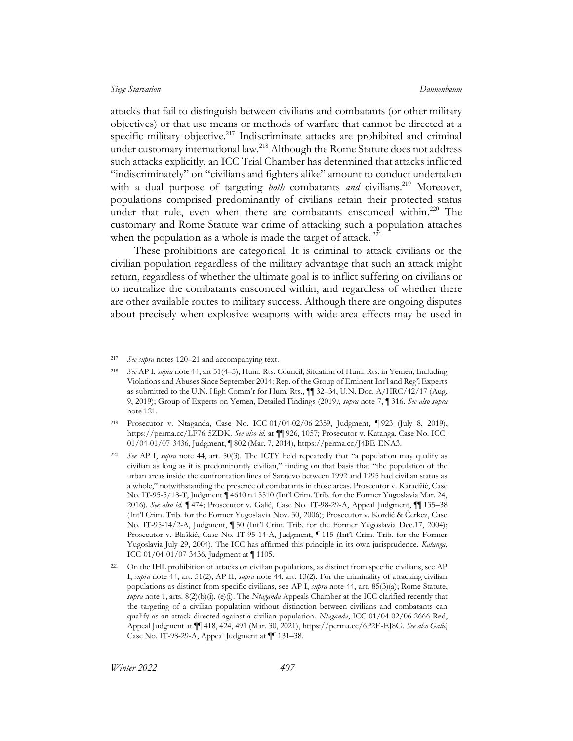attacks that fail to distinguish between civilians and combatants (or other military objectives) or that use means or methods of warfare that cannot be directed at a specific military objective.[217] Indiscriminate attacks are prohibited and criminal under customary international law.[218] Although the Rome Statute does not address such attacks explicitly, an ICC Trial Chamber has determined that attacks inflicted "indiscriminately" on "civilians and fighters alike" amount to conduct undertaken with a dual purpose of targeting *both* combatants *and* civilians.[219] Moreover, populations comprised predominantly of civilians retain their protected status under that rule, even when there are combatants ensconced within.[220] The customary and Rome Statute war crime of attacking such a population attaches when the population as a whole is made the target of attack.[221]

These prohibitions are categorical. It is criminal to attack civilians or the civilian population regardless of the military advantage that such an attack might return, regardless of whether the ultimate goal is to inflict suffering on civilians or to neutralize the combatants ensconced within, and regardless of whether there are other available routes to military success. Although there are ongoing disputes about precisely when explosive weapons with wide-area effects may be used in

---

[217] *See supra* notes 120–21 and accompanying text.

[218] *See* AP I, *supra* note 44, art 51(4–5); Hum. Rts. Council, Situation of Hum. Rts. in Yemen, Including Violations and Abuses Since September 2014: Rep. of the Group of Eminent Int'l and Reg'l Experts as submitted to the U.N. High Comm'r for Hum. Rts., ¶¶ 32–34, U.N. Doc. A/HRC/42/17 (Aug. 9, 2019); Group of Experts on Yemen, Detailed Findings (2019*), supra* note 7, ¶ 316. *See also supra* note 121.

[219] Prosecutor v. Ntaganda, Case No. ICC-01/04-02/06-2359, Judgment, ¶ 923 (July 8, 2019), https://perma.cc/LF76-5ZDK. *See also id.* at ¶¶ 926, 1057; Prosecutor v. Katanga, Case No. ICC-01/04-01/07-3436, Judgment, ¶ 802 (Mar. 7, 2014), https://perma.cc/J4BE-ENA3.

[220] *See* AP I, *supra* note 44, art. 50(3). The ICTY held repeatedly that "a population may qualify as civilian as long as it is predominantly civilian," finding on that basis that "the population of the urban areas inside the confrontation lines of Sarajevo between 1992 and 1995 had civilian status as a whole," notwithstanding the presence of combatants in those areas. Prosecutor v. Karadžić, Case No. IT-95-5/18-T, Judgment ¶ 4610 n.15510 (Int'l Crim. Trib. for the Former Yugoslavia Mar. 24, 2016). *See also id.* ¶ 474; Prosecutor v. Galić, Case No. IT-98-29-A, Appeal Judgment, ¶¶ 135–38 (Int'l Crim. Trib. for the Former Yugoslavia Nov. 30, 2006); Prosecutor v. Kordić & Čerkez, Case No. IT-95-14/2-A, Judgment, ¶ 50 (Int'l Crim. Trib. for the Former Yugoslavia Dec.17, 2004); Prosecutor v. Blaškić, Case No. IT-95-14-A, Judgment, ¶ 115 (Int'l Crim. Trib. for the Former Yugoslavia July 29, 2004). The ICC has affirmed this principle in its own jurisprudence. *Katanga*, ICC-01/04-01/07-3436, Judgment at ¶ 1105.

[221] On the IHL prohibition of attacks on civilian populations, as distinct from specific civilians, see AP I, *supra* note 44, art. 51(2); AP II, *supra* note 44, art. 13(2). For the criminality of attacking civilian populations as distinct from specific civilians, see AP I, *supra* note 44, art. 85(3)(a); Rome Statute, *supra* note 1, arts. 8(2)(b)(i), (e)(i). The *Ntaganda* Appeals Chamber at the ICC clarified recently that the targeting of a civilian population without distinction between civilians and combatants can qualify as an attack directed against a civilian population. *Ntaganda*, ICC-01/04-02/06-2666-Red, Appeal Judgment at ¶¶ 418, 424, 491 (Mar. 30, 2021), https://perma.cc/6P2E-EJ8G. *See also Galić*, Case No. IT-98-29-A, Appeal Judgment at ¶¶ 131–38.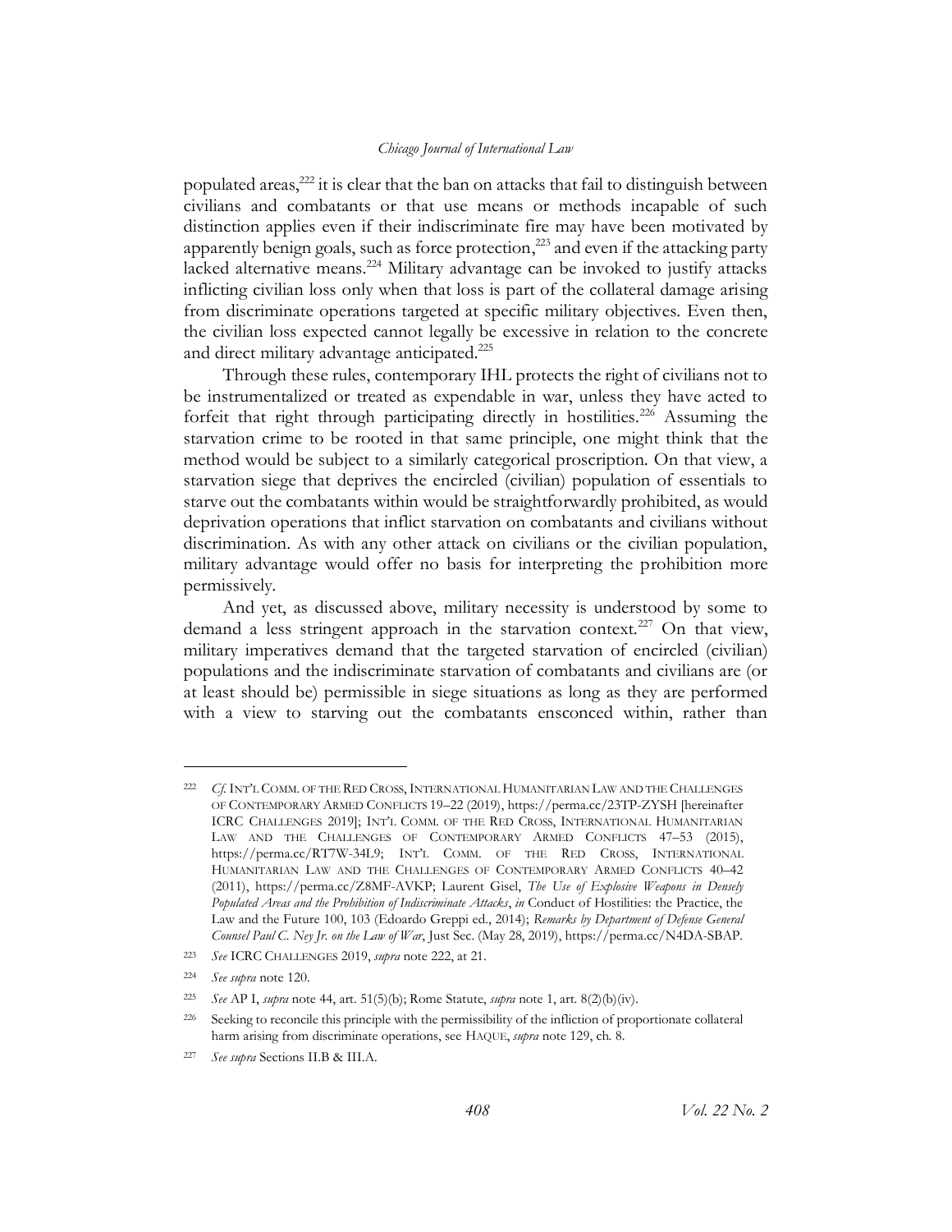populated areas,[222] it is clear that the ban on attacks that fail to distinguish between civilians and combatants or that use means or methods incapable of such distinction applies even if their indiscriminate fire may have been motivated by apparently benign goals, such as force protection,[223] and even if the attacking party lacked alternative means.[224] Military advantage can be invoked to justify attacks inflicting civilian loss only when that loss is part of the collateral damage arising from discriminate operations targeted at specific military objectives. Even then, the civilian loss expected cannot legally be excessive in relation to the concrete and direct military advantage anticipated.[225]

Through these rules, contemporary IHL protects the right of civilians not to be instrumentalized or treated as expendable in war, unless they have acted to forfeit that right through participating directly in hostilities.[226] Assuming the starvation crime to be rooted in that same principle, one might think that the method would be subject to a similarly categorical proscription. On that view, a starvation siege that deprives the encircled (civilian) population of essentials to starve out the combatants within would be straightforwardly prohibited, as would deprivation operations that inflict starvation on combatants and civilians without discrimination. As with any other attack on civilians or the civilian population, military advantage would offer no basis for interpreting the prohibition more permissively.

And yet, as discussed above, military necessity is understood by some to demand a less stringent approach in the starvation context.[227] On that view, military imperatives demand that the targeted starvation of encircled (civilian) populations and the indiscriminate starvation of combatants and civilians are (or at least should be) permissible in siege situations as long as they are performed with a view to starving out the combatants ensconced within, rather than

---

[222] *Cf.* INT'L COMM. OF THE RED CROSS, INTERNATIONAL HUMANITARIAN LAW AND THE CHALLENGES OF CONTEMPORARY ARMED CONFLICTS 19–22 (2019), https://perma.cc/23TP-ZYSH [hereinafter ICRC CHALLENGES 2019]; INT'L COMM. OF THE RED CROSS, INTERNATIONAL HUMANITARIAN LAW AND THE CHALLENGES OF CONTEMPORARY ARMED CONFLICTS 47–53 (2015), https://perma.cc/RT7W-34L9; INT'L COMM. OF THE RED CROSS, INTERNATIONAL HUMANITARIAN LAW AND THE CHALLENGES OF CONTEMPORARY ARMED CONFLICTS 40–42 (2011), https://perma.cc/Z8MF-AVKP; Laurent Gisel, *The Use of Explosive Weapons in Densely Populated Areas and the Prohibition of Indiscriminate Attacks*, *in* Conduct of Hostilities: the Practice, the Law and the Future 100, 103 (Edoardo Greppi ed., 2014); *Remarks by Department of Defense General Counsel Paul C. Ney Jr. on the Law of War*, Just Sec. (May 28, 2019), https://perma.cc/N4DA-SBAP.

[223] *See* ICRC CHALLENGES 2019, *supra* note 222, at 21.

[224] *See supra* note 120.

[225] *See* AP I, *supra* note 44, art. 51(5)(b); Rome Statute, *supra* note 1, art. 8(2)(b)(iv).

[226] Seeking to reconcile this principle with the permissibility of the infliction of proportionate collateral harm arising from discriminate operations, see HAQUE, *supra* note 129, ch. 8.

[227] *See supra* Sections II.B & III.A.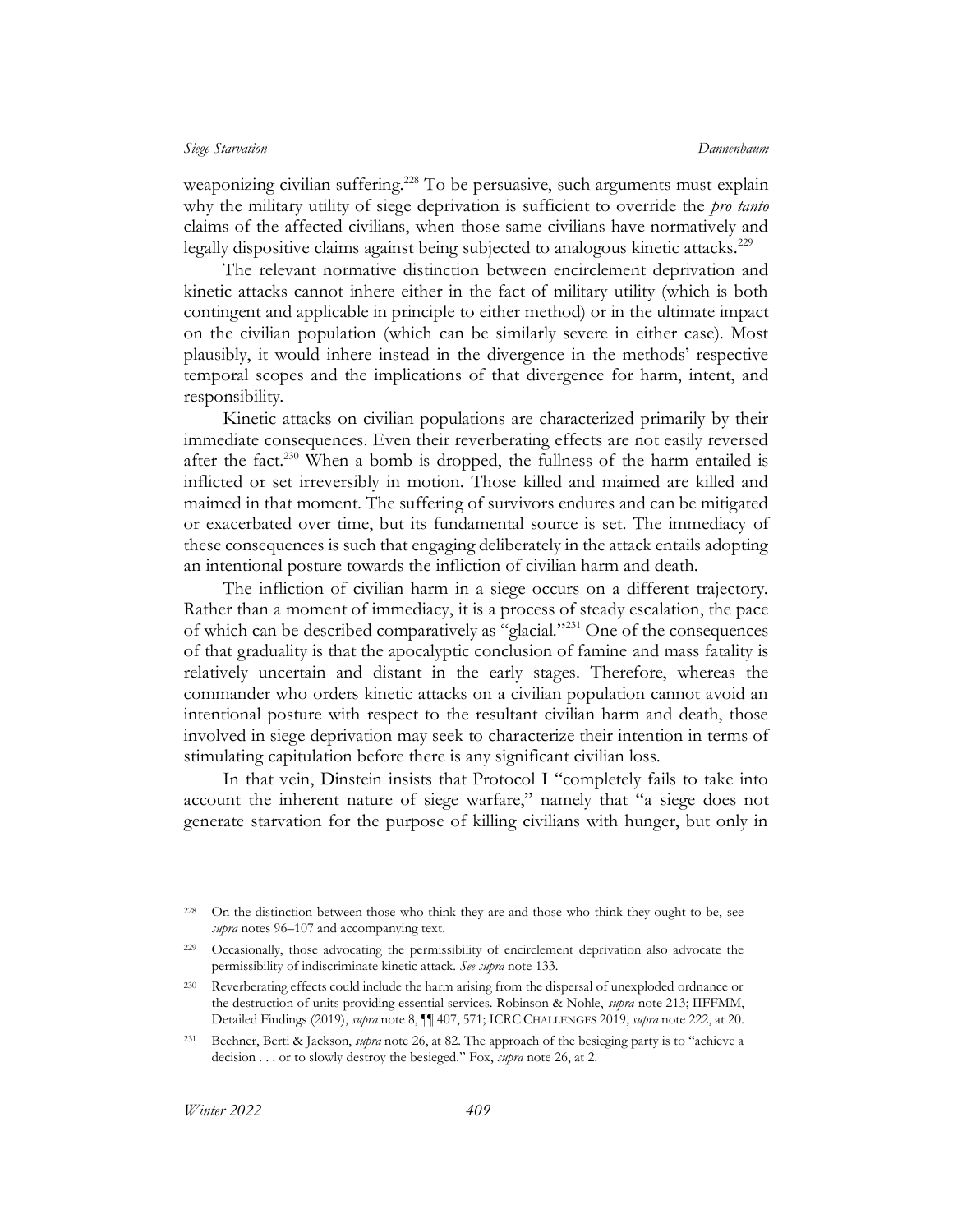weaponizing civilian suffering.[228] To be persuasive, such arguments must explain why the military utility of siege deprivation is sufficient to override the *pro tanto* claims of the affected civilians, when those same civilians have normatively and legally dispositive claims against being subjected to analogous kinetic attacks.[229]

The relevant normative distinction between encirclement deprivation and kinetic attacks cannot inhere either in the fact of military utility (which is both contingent and applicable in principle to either method) or in the ultimate impact on the civilian population (which can be similarly severe in either case). Most plausibly, it would inhere instead in the divergence in the methods' respective temporal scopes and the implications of that divergence for harm, intent, and responsibility.

Kinetic attacks on civilian populations are characterized primarily by their immediate consequences. Even their reverberating effects are not easily reversed after the fact.[230] When a bomb is dropped, the fullness of the harm entailed is inflicted or set irreversibly in motion. Those killed and maimed are killed and maimed in that moment. The suffering of survivors endures and can be mitigated or exacerbated over time, but its fundamental source is set. The immediacy of these consequences is such that engaging deliberately in the attack entails adopting an intentional posture towards the infliction of civilian harm and death.

The infliction of civilian harm in a siege occurs on a different trajectory. Rather than a moment of immediacy, it is a process of steady escalation, the pace of which can be described comparatively as "glacial."[231] One of the consequences of that graduality is that the apocalyptic conclusion of famine and mass fatality is relatively uncertain and distant in the early stages. Therefore, whereas the commander who orders kinetic attacks on a civilian population cannot avoid an intentional posture with respect to the resultant civilian harm and death, those involved in siege deprivation may seek to characterize their intention in terms of stimulating capitulation before there is any significant civilian loss.

In that vein, Dinstein insists that Protocol I "completely fails to take into account the inherent nature of siege warfare," namely that "a siege does not generate starvation for the purpose of killing civilians with hunger, but only in

---

[228] On the distinction between those who think they are and those who think they ought to be, see *supra* notes 96–107 and accompanying text.

[229] Occasionally, those advocating the permissibility of encirclement deprivation also advocate the permissibility of indiscriminate kinetic attack. *See supra* note 133.

[230] Reverberating effects could include the harm arising from the dispersal of unexploded ordnance or the destruction of units providing essential services. Robinson & Nohle, *supra* note 213; IIFFMM, Detailed Findings (2019), *supra* note 8, ¶¶ 407, 571; ICRC CHALLENGES 2019, *supra* note 222, at 20.

[231] Beehner, Berti & Jackson, *supra* note 26, at 82. The approach of the besieging party is to "achieve a decision . . . or to slowly destroy the besieged." Fox, *supra* note 26, at 2.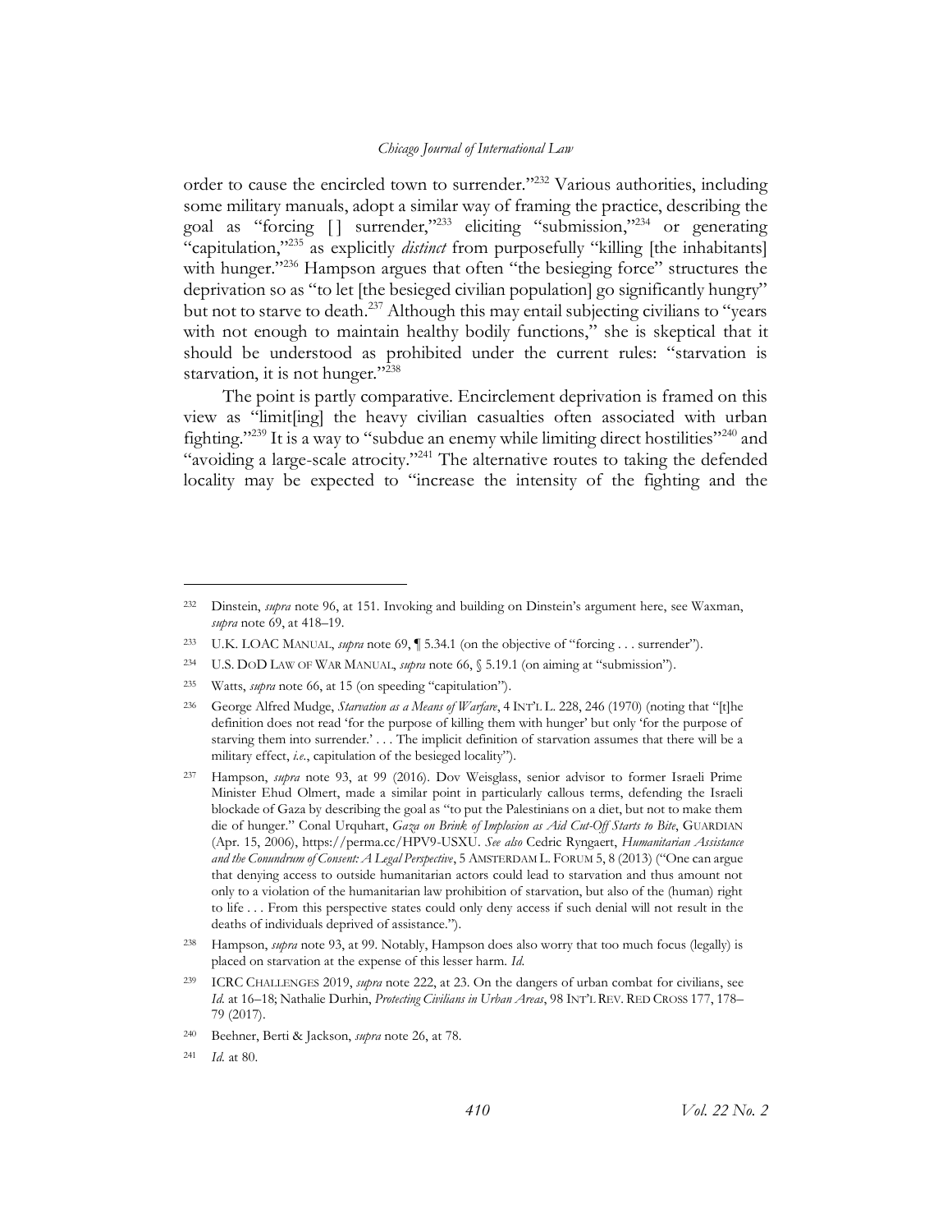order to cause the encircled town to surrender."[232] Various authorities, including some military manuals, adopt a similar way of framing the practice, describing the goal as "forcing [ ] surrender,"[233] eliciting "submission,"[234] or generating "capitulation,"[235] as explicitly *distinct* from purposefully "killing [the inhabitants] with hunger."[236] Hampson argues that often "the besieging force" structures the deprivation so as "to let [the besieged civilian population] go significantly hungry" but not to starve to death.[237] Although this may entail subjecting civilians to "years with not enough to maintain healthy bodily functions," she is skeptical that it should be understood as prohibited under the current rules: "starvation is starvation, it is not hunger."[238]

The point is partly comparative. Encirclement deprivation is framed on this view as "limit[ing] the heavy civilian casualties often associated with urban fighting."[239] It is a way to "subdue an enemy while limiting direct hostilities"[240] and "avoiding a large-scale atrocity."[241] The alternative routes to taking the defended locality may be expected to "increase the intensity of the fighting and the

---

232 Dinstein, *supra* note 96, at 151. Invoking and building on Dinstein's argument here, see Waxman, *supra* note 69, at 418–19.

233 U.K. LOAC MANUAL, *supra* note 69, ¶ 5.34.1 (on the objective of "forcing . . . surrender").

234 U.S. DOD LAW OF WAR MANUAL, *supra* note 66, § 5.19.1 (on aiming at "submission").

235 Watts, *supra* note 66, at 15 (on speeding "capitulation").

236 George Alfred Mudge, *Starvation as a Means of Warfare*, 4 INT'L L. 228, 246 (1970) (noting that "[t]he definition does not read 'for the purpose of killing them with hunger' but only 'for the purpose of starving them into surrender.' . . . The implicit definition of starvation assumes that there will be a military effect, *i.e.*, capitulation of the besieged locality").

237 Hampson, *supra* note 93, at 99 (2016). Dov Weisglass, senior advisor to former Israeli Prime Minister Ehud Olmert, made a similar point in particularly callous terms, defending the Israeli blockade of Gaza by describing the goal as "to put the Palestinians on a diet, but not to make them die of hunger." Conal Urquhart, *Gaza on Brink of Implosion as Aid Cut-Off Starts to Bite*, GUARDIAN (Apr. 15, 2006), https://perma.cc/HPV9-USXU. *See also* Cedric Ryngaert, *Humanitarian Assistance and the Conundrum of Consent: A Legal Perspective*, 5 AMSTERDAM L. FORUM 5, 8 (2013) ("One can argue that denying access to outside humanitarian actors could lead to starvation and thus amount not only to a violation of the humanitarian law prohibition of starvation, but also of the (human) right to life . . . From this perspective states could only deny access if such denial will not result in the deaths of individuals deprived of assistance.").

238 Hampson, *supra* note 93, at 99. Notably, Hampson does also worry that too much focus (legally) is placed on starvation at the expense of this lesser harm. *Id.*

239 ICRC CHALLENGES 2019, *supra* note 222, at 23. On the dangers of urban combat for civilians, see *Id.* at 16–18; Nathalie Durhin, *Protecting Civilians in Urban Areas*, 98 INT'L REV. RED CROSS 177, 178–79 (2017).

240 Beehner, Berti & Jackson, *supra* note 26, at 78.

241 *Id.* at 80.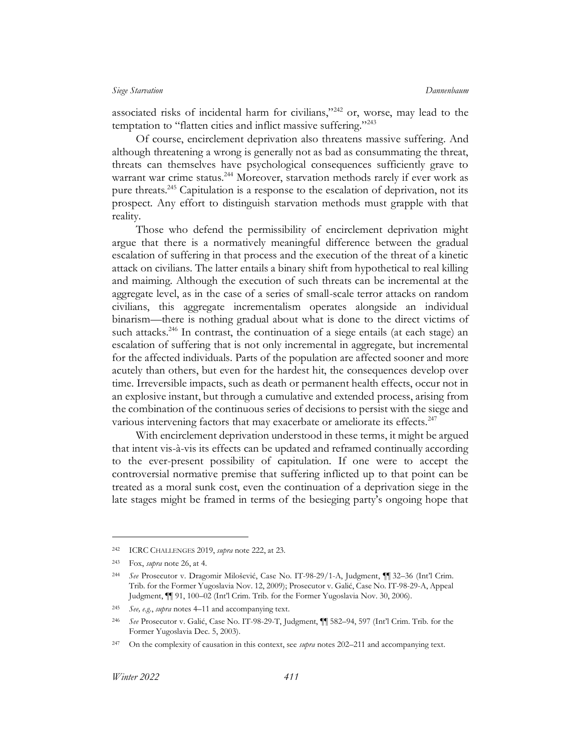associated risks of incidental harm for civilians,"[242] or, worse, may lead to the temptation to "flatten cities and inflict massive suffering."[243]

Of course, encirclement deprivation also threatens massive suffering. And although threatening a wrong is generally not as bad as consummating the threat, threats can themselves have psychological consequences sufficiently grave to warrant war crime status.[244] Moreover, starvation methods rarely if ever work as pure threats.[245] Capitulation is a response to the escalation of deprivation, not its prospect. Any effort to distinguish starvation methods must grapple with that reality.

Those who defend the permissibility of encirclement deprivation might argue that there is a normatively meaningful difference between the gradual escalation of suffering in that process and the execution of the threat of a kinetic attack on civilians. The latter entails a binary shift from hypothetical to real killing and maiming. Although the execution of such threats can be incremental at the aggregate level, as in the case of a series of small-scale terror attacks on random civilians, this aggregate incrementalism operates alongside an individual binarism—there is nothing gradual about what is done to the direct victims of such attacks.[246] In contrast, the continuation of a siege entails (at each stage) an escalation of suffering that is not only incremental in aggregate, but incremental for the affected individuals. Parts of the population are affected sooner and more acutely than others, but even for the hardest hit, the consequences develop over time. Irreversible impacts, such as death or permanent health effects, occur not in an explosive instant, but through a cumulative and extended process, arising from the combination of the continuous series of decisions to persist with the siege and various intervening factors that may exacerbate or ameliorate its effects.[247]

With encirclement deprivation understood in these terms, it might be argued that intent vis-à-vis its effects can be updated and reframed continually according to the ever-present possibility of capitulation. If one were to accept the controversial normative premise that suffering inflicted up to that point can be treated as a moral sunk cost, even the continuation of a deprivation siege in the late stages might be framed in terms of the besieging party's ongoing hope that

---

[242] ICRC CHALLENGES 2019, *supra* note 222, at 23.

[243] Fox, *supra* note 26, at 4.

[244] *See* Prosecutor v. Dragomir Milošević, Case No. IT-98-29/1-A, Judgment, ¶¶ 32–36 (Int'l Crim. Trib. for the Former Yugoslavia Nov. 12, 2009); Prosecutor v. Galić, Case No. IT-98-29-A, Appeal Judgment, ¶¶ 91, 100–02 (Int'l Crim. Trib. for the Former Yugoslavia Nov. 30, 2006).

[245] *See, e.g.*, *supra* notes 4–11 and accompanying text.

[246] *See* Prosecutor v. Galić, Case No. IT-98-29-T, Judgment, ¶¶ 582–94, 597 (Int'l Crim. Trib. for the Former Yugoslavia Dec. 5, 2003).

[247] On the complexity of causation in this context, see *supra* notes 202–211 and accompanying text.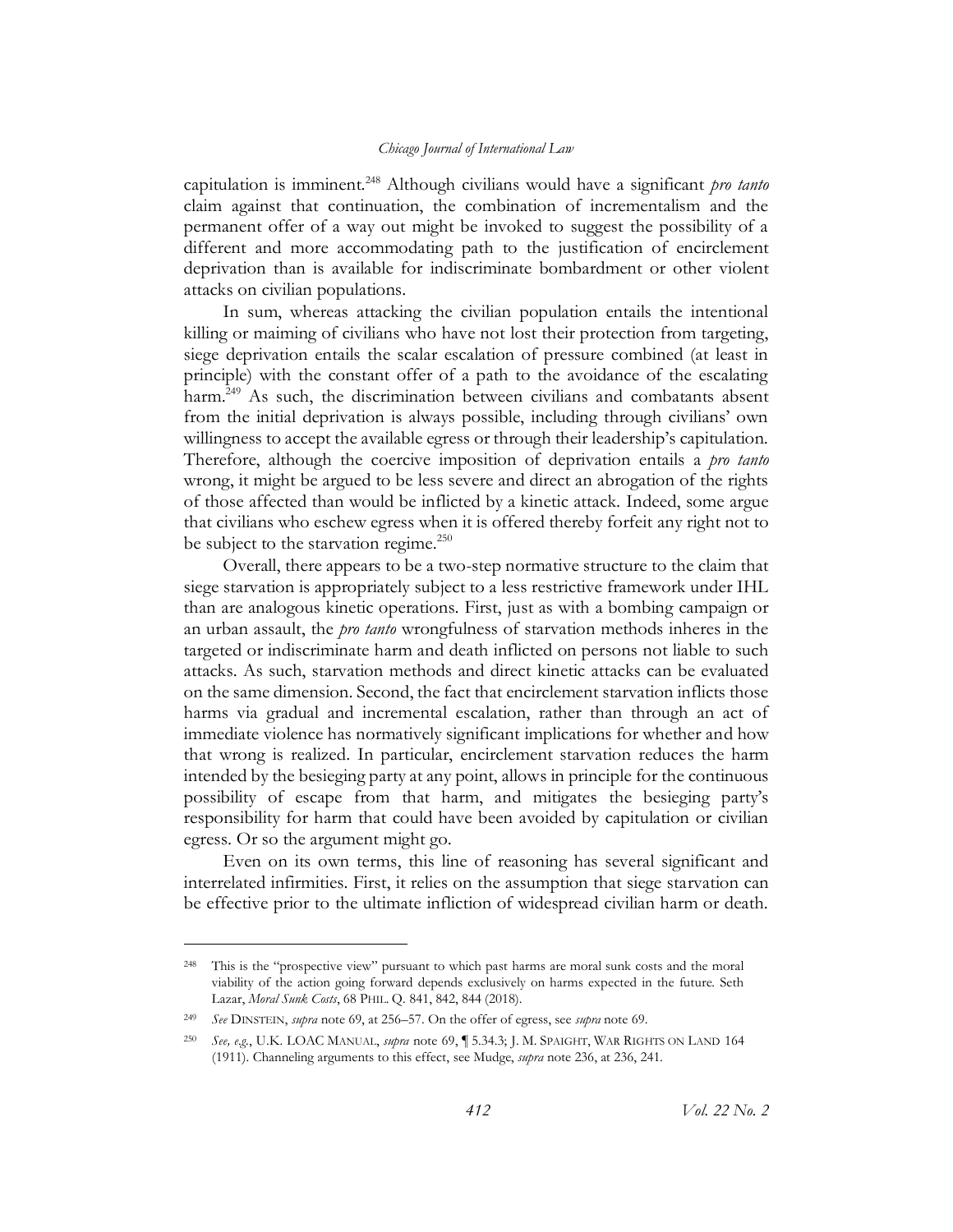capitulation is imminent.[248] Although civilians would have a significant *pro tanto* claim against that continuation, the combination of incrementalism and the permanent offer of a way out might be invoked to suggest the possibility of a different and more accommodating path to the justification of encirclement deprivation than is available for indiscriminate bombardment or other violent attacks on civilian populations.

In sum, whereas attacking the civilian population entails the intentional killing or maiming of civilians who have not lost their protection from targeting, siege deprivation entails the scalar escalation of pressure combined (at least in principle) with the constant offer of a path to the avoidance of the escalating harm.[249] As such, the discrimination between civilians and combatants absent from the initial deprivation is always possible, including through civilians' own willingness to accept the available egress or through their leadership's capitulation. Therefore, although the coercive imposition of deprivation entails a *pro tanto* wrong, it might be argued to be less severe and direct an abrogation of the rights of those affected than would be inflicted by a kinetic attack. Indeed, some argue that civilians who eschew egress when it is offered thereby forfeit any right not to be subject to the starvation regime.[250]

Overall, there appears to be a two-step normative structure to the claim that siege starvation is appropriately subject to a less restrictive framework under IHL than are analogous kinetic operations. First, just as with a bombing campaign or an urban assault, the *pro tanto* wrongfulness of starvation methods inheres in the targeted or indiscriminate harm and death inflicted on persons not liable to such attacks. As such, starvation methods and direct kinetic attacks can be evaluated on the same dimension. Second, the fact that encirclement starvation inflicts those harms via gradual and incremental escalation, rather than through an act of immediate violence has normatively significant implications for whether and how that wrong is realized. In particular, encirclement starvation reduces the harm intended by the besieging party at any point, allows in principle for the continuous possibility of escape from that harm, and mitigates the besieging party's responsibility for harm that could have been avoided by capitulation or civilian egress. Or so the argument might go.

Even on its own terms, this line of reasoning has several significant and interrelated infirmities. First, it relies on the assumption that siege starvation can be effective prior to the ultimate infliction of widespread civilian harm or death.

---

[248] This is the "prospective view" pursuant to which past harms are moral sunk costs and the moral viability of the action going forward depends exclusively on harms expected in the future. Seth Lazar, *Moral Sunk Costs*, 68 PHIL. Q. 841, 842, 844 (2018).

[249] *See* DINSTEIN, *supra* note 69, at 256–57. On the offer of egress, see *supra* note 69.

[250] *See, e.g.*, U.K. LOAC MANUAL, *supra* note 69, ¶ 5.34.3; J. M. SPAIGHT, WAR RIGHTS ON LAND 164 (1911). Channeling arguments to this effect, see Mudge, *supra* note 236, at 236, 241.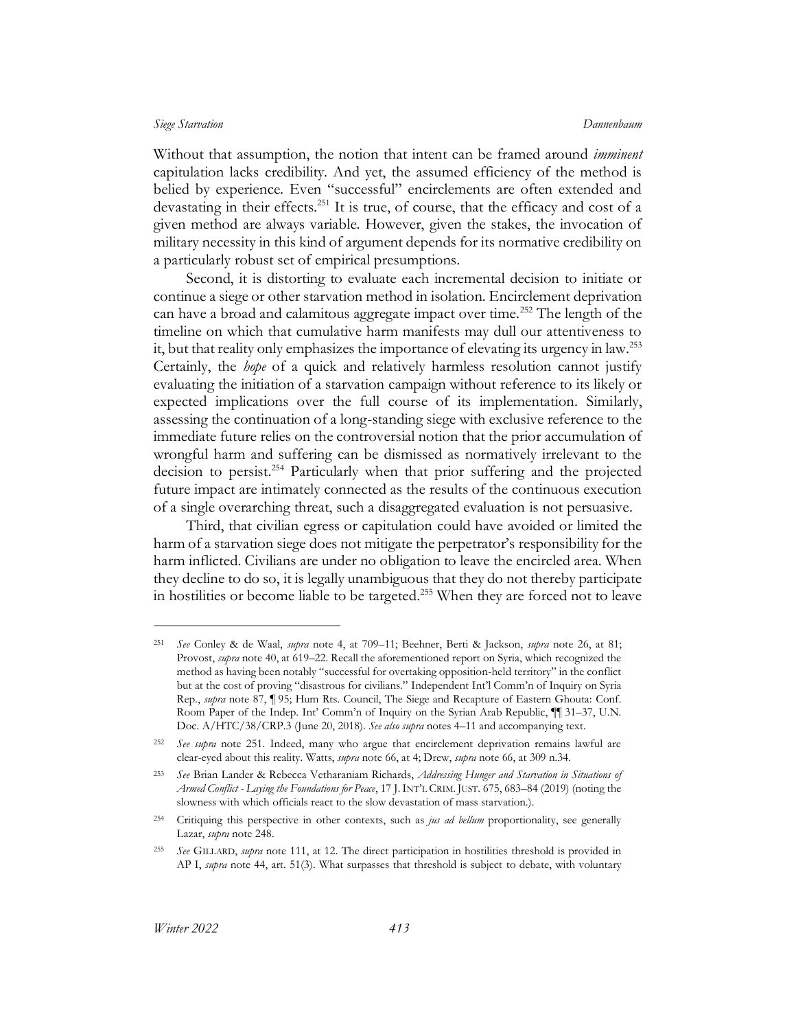Without that assumption, the notion that intent can be framed around *imminent* capitulation lacks credibility. And yet, the assumed efficiency of the method is belied by experience. Even "successful" encirclements are often extended and devastating in their effects.[251] It is true, of course, that the efficacy and cost of a given method are always variable. However, given the stakes, the invocation of military necessity in this kind of argument depends for its normative credibility on a particularly robust set of empirical presumptions.

Second, it is distorting to evaluate each incremental decision to initiate or continue a siege or other starvation method in isolation. Encirclement deprivation can have a broad and calamitous aggregate impact over time.[252] The length of the timeline on which that cumulative harm manifests may dull our attentiveness to it, but that reality only emphasizes the importance of elevating its urgency in law.[253] Certainly, the *hope* of a quick and relatively harmless resolution cannot justify evaluating the initiation of a starvation campaign without reference to its likely or expected implications over the full course of its implementation. Similarly, assessing the continuation of a long-standing siege with exclusive reference to the immediate future relies on the controversial notion that the prior accumulation of wrongful harm and suffering can be dismissed as normatively irrelevant to the decision to persist.[254] Particularly when that prior suffering and the projected future impact are intimately connected as the results of the continuous execution of a single overarching threat, such a disaggregated evaluation is not persuasive.

Third, that civilian egress or capitulation could have avoided or limited the harm of a starvation siege does not mitigate the perpetrator's responsibility for the harm inflicted. Civilians are under no obligation to leave the encircled area. When they decline to do so, it is legally unambiguous that they do not thereby participate in hostilities or become liable to be targeted.[255] When they are forced not to leave

---

[251] *See* Conley & de Waal, *supra* note 4, at 709–11; Beehner, Berti & Jackson, *supra* note 26, at 81; Provost, *supra* note 40, at 619–22. Recall the aforementioned report on Syria, which recognized the method as having been notably "successful for overtaking opposition-held territory" in the conflict but at the cost of proving "disastrous for civilians." Independent Int'l Comm'n of Inquiry on Syria Rep., *supra* note 87, ¶ 95; Hum Rts. Council, The Siege and Recapture of Eastern Ghouta: Conf. Room Paper of the Indep. Int' Comm'n of Inquiry on the Syrian Arab Republic, ¶¶ 31–37, U.N. Doc. A/HTC/38/CRP.3 (June 20, 2018). *See also supra* notes 4–11 and accompanying text.

[252] *See supra* note 251. Indeed, many who argue that encirclement deprivation remains lawful are clear-eyed about this reality. Watts, *supra* note 66, at 4; Drew, *supra* note 66, at 309 n.34.

[253] *See* Brian Lander & Rebecca Vetharaniam Richards, *Addressing Hunger and Starvation in Situations of Armed Conflict - Laying the Foundations for Peace*, 17 J. INT'L CRIM. JUST. 675, 683–84 (2019) (noting the slowness with which officials react to the slow devastation of mass starvation.).

[254] Critiquing this perspective in other contexts, such as *jus ad bellum* proportionality, see generally Lazar, *supra* note 248.

[255] *See* GILLARD, *supra* note 111, at 12. The direct participation in hostilities threshold is provided in AP I, *supra* note 44, art. 51(3). What surpasses that threshold is subject to debate, with voluntary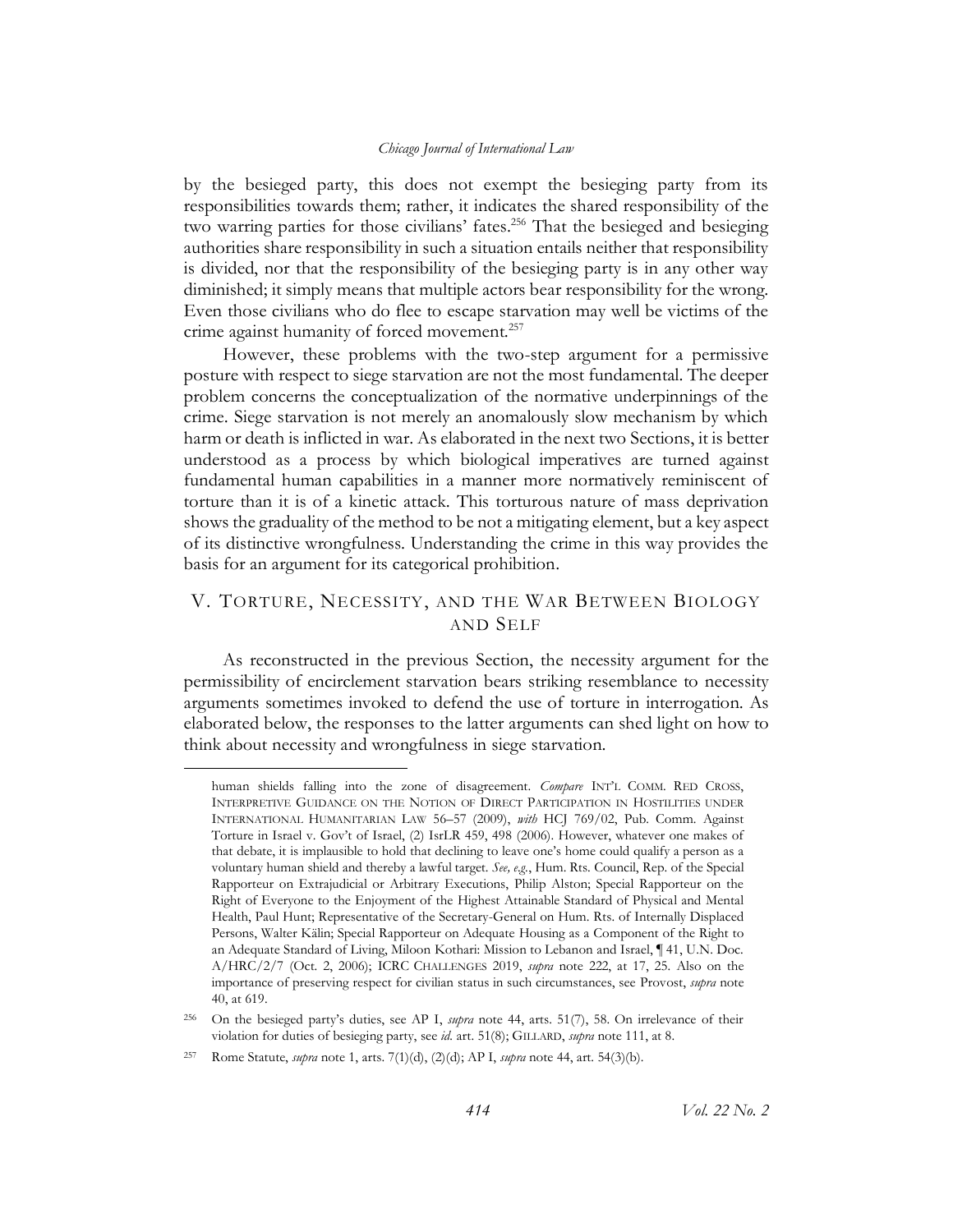by the besieged party, this does not exempt the besieging party from its responsibilities towards them; rather, it indicates the shared responsibility of the two warring parties for those civilians' fates.[256] That the besieged and besieging authorities share responsibility in such a situation entails neither that responsibility is divided, nor that the responsibility of the besieging party is in any other way diminished; it simply means that multiple actors bear responsibility for the wrong. Even those civilians who do flee to escape starvation may well be victims of the crime against humanity of forced movement.[257]

However, these problems with the two-step argument for a permissive posture with respect to siege starvation are not the most fundamental. The deeper problem concerns the conceptualization of the normative underpinnings of the crime. Siege starvation is not merely an anomalously slow mechanism by which harm or death is inflicted in war. As elaborated in the next two Sections, it is better understood as a process by which biological imperatives are turned against fundamental human capabilities in a manner more normatively reminiscent of torture than it is of a kinetic attack. This torturous nature of mass deprivation shows the graduality of the method to be not a mitigating element, but a key aspect of its distinctive wrongfulness. Understanding the crime in this way provides the basis for an argument for its categorical prohibition.

## V. TORTURE, NECESSITY, AND THE WAR BETWEEN BIOLOGY AND SELF

As reconstructed in the previous Section, the necessity argument for the permissibility of encirclement starvation bears striking resemblance to necessity arguments sometimes invoked to defend the use of torture in interrogation. As elaborated below, the responses to the latter arguments can shed light on how to think about necessity and wrongfulness in siege starvation.

---

human shields falling into the zone of disagreement. *Compare* INT'L COMM. RED CROSS, INTERPRETIVE GUIDANCE ON THE NOTION OF DIRECT PARTICIPATION IN HOSTILITIES UNDER INTERNATIONAL HUMANITARIAN LAW 56–57 (2009), *with* HCJ 769/02, Pub. Comm. Against Torture in Israel v. Gov't of Israel, (2) IsrLR 459, 498 (2006). However, whatever one makes of that debate, it is implausible to hold that declining to leave one's home could qualify a person as a voluntary human shield and thereby a lawful target. *See, e.g.*, Hum. Rts. Council, Rep. of the Special Rapporteur on Extrajudicial or Arbitrary Executions, Philip Alston; Special Rapporteur on the Right of Everyone to the Enjoyment of the Highest Attainable Standard of Physical and Mental Health, Paul Hunt; Representative of the Secretary-General on Hum. Rts. of Internally Displaced Persons, Walter Kälin; Special Rapporteur on Adequate Housing as a Component of the Right to an Adequate Standard of Living, Miloon Kothari: Mission to Lebanon and Israel, ¶ 41, U.N. Doc. A/HRC/2/7 (Oct. 2, 2006); ICRC CHALLENGES 2019, *supra* note 222, at 17, 25. Also on the importance of preserving respect for civilian status in such circumstances, see Provost, *supra* note 40, at 619.

[256] On the besieged party's duties, see AP I, *supra* note 44, arts. 51(7), 58. On irrelevance of their violation for duties of besieging party, see *id.* art. 51(8); GILLARD, *supra* note 111, at 8.

[257] Rome Statute, *supra* note 1, arts. 7(1)(d), (2)(d); AP I, *supra* note 44, art. 54(3)(b).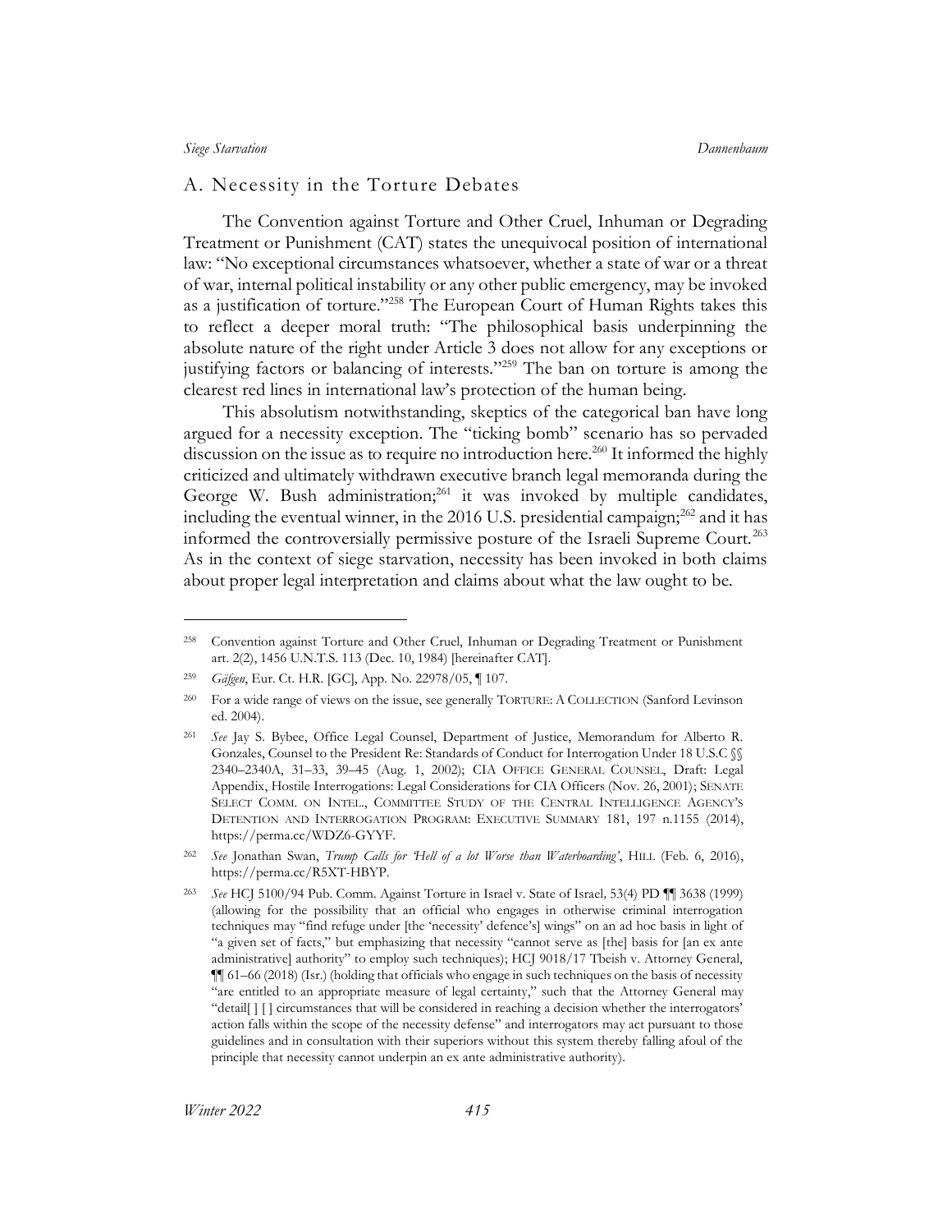## A. Necessity in the Torture Debates

The Convention against Torture and Other Cruel, Inhuman or Degrading Treatment or Punishment (CAT) states the unequivocal position of international law: "No exceptional circumstances whatsoever, whether a state of war or a threat of war, internal political instability or any other public emergency, may be invoked as a justification of torture."[258] The European Court of Human Rights takes this to reflect a deeper moral truth: "The philosophical basis underpinning the absolute nature of the right under Article 3 does not allow for any exceptions or justifying factors or balancing of interests."[259] The ban on torture is among the clearest red lines in international law's protection of the human being.

This absolutism notwithstanding, skeptics of the categorical ban have long argued for a necessity exception. The "ticking bomb" scenario has so pervaded discussion on the issue as to require no introduction here.[260] It informed the highly criticized and ultimately withdrawn executive branch legal memoranda during the George W. Bush administration;[261] it was invoked by multiple candidates, including the eventual winner, in the 2016 U.S. presidential campaign;[262] and it has informed the controversially permissive posture of the Israeli Supreme Court.[263] As in the context of siege starvation, necessity has been invoked in both claims about proper legal interpretation and claims about what the law ought to be.

---

258 Convention against Torture and Other Cruel, Inhuman or Degrading Treatment or Punishment art. 2(2), 1456 U.N.T.S. 113 (Dec. 10, 1984) [hereinafter CAT].

259 *Gäfgen*, Eur. Ct. H.R. [GC], App. No. 22978/05, ¶ 107.

260 For a wide range of views on the issue, see generally TORTURE: A COLLECTION (Sanford Levinson ed. 2004).

261 *See* Jay S. Bybee, Office Legal Counsel, Department of Justice, Memorandum for Alberto R. Gonzales, Counsel to the President Re: Standards of Conduct for Interrogation Under 18 U.S.C §§ 2340–2340A, 31–33, 39–45 (Aug. 1, 2002); CIA OFFICE GENERAL COUNSEL, Draft: Legal Appendix, Hostile Interrogations: Legal Considerations for CIA Officers (Nov. 26, 2001); SENATE SELECT COMM. ON INTEL., COMMITTEE STUDY OF THE CENTRAL INTELLIGENCE AGENCY'S DETENTION AND INTERROGATION PROGRAM: EXECUTIVE SUMMARY 181, 197 n.1155 (2014), https://perma.cc/WDZ6-GYYF.

262 *See* Jonathan Swan, *Trump Calls for 'Hell of a lot Worse than Waterboarding'*, HILL (Feb. 6, 2016), https://perma.cc/R5XT-HBYP.

263 *See* HCJ 5100/94 Pub. Comm. Against Torture in Israel v. State of Israel*,* 53(4) PD ¶¶ 3638 (1999) (allowing for the possibility that an official who engages in otherwise criminal interrogation techniques may "find refuge under [the 'necessity' defence's] wings" on an ad hoc basis in light of "a given set of facts," but emphasizing that necessity "cannot serve as [the] basis for [an ex ante administrative] authority" to employ such techniques); HCJ 9018/17 Tbeish v. Attorney General, ¶¶ 61–66 (2018) (Isr.) (holding that officials who engage in such techniques on the basis of necessity "are entitled to an appropriate measure of legal certainty," such that the Attorney General may "detail[ ] [ ] circumstances that will be considered in reaching a decision whether the interrogators' action falls within the scope of the necessity defense" and interrogators may act pursuant to those guidelines and in consultation with their superiors without this system thereby falling afoul of the principle that necessity cannot underpin an ex ante administrative authority).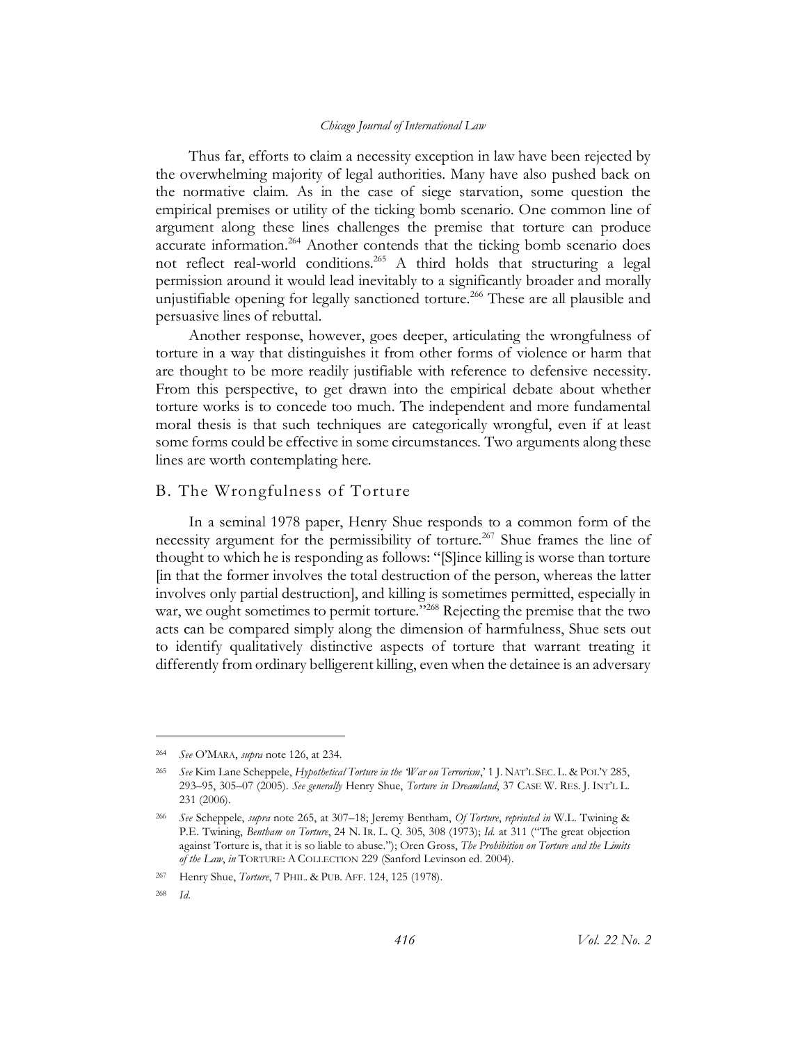Thus far, efforts to claim a necessity exception in law have been rejected by the overwhelming majority of legal authorities. Many have also pushed back on the normative claim. As in the case of siege starvation, some question the empirical premises or utility of the ticking bomb scenario. One common line of argument along these lines challenges the premise that torture can produce accurate information.[264] Another contends that the ticking bomb scenario does not reflect real-world conditions.[265] A third holds that structuring a legal permission around it would lead inevitably to a significantly broader and morally unjustifiable opening for legally sanctioned torture.[266] These are all plausible and persuasive lines of rebuttal.

Another response, however, goes deeper, articulating the wrongfulness of torture in a way that distinguishes it from other forms of violence or harm that are thought to be more readily justifiable with reference to defensive necessity. From this perspective, to get drawn into the empirical debate about whether torture works is to concede too much. The independent and more fundamental moral thesis is that such techniques are categorically wrongful, even if at least some forms could be effective in some circumstances. Two arguments along these lines are worth contemplating here.

## B. The Wrongfulness of Torture

In a seminal 1978 paper, Henry Shue responds to a common form of the necessity argument for the permissibility of torture.[267] Shue frames the line of thought to which he is responding as follows: "[S]ince killing is worse than torture [in that the former involves the total destruction of the person, whereas the latter involves only partial destruction], and killing is sometimes permitted, especially in war, we ought sometimes to permit torture."[268] Rejecting the premise that the two acts can be compared simply along the dimension of harmfulness, Shue sets out to identify qualitatively distinctive aspects of torture that warrant treating it differently from ordinary belligerent killing, even when the detainee is an adversary

---

[264] *See* O'MARA, *supra* note 126, at 234.

[265] *See* Kim Lane Scheppele, *Hypothetical Torture in the 'War on Terrorism*,' 1 J. NAT'L SEC. L. & POL'Y 285, 293–95, 305–07 (2005). *See generally* Henry Shue, *Torture in Dreamland*, 37 CASE W. RES. J. INT'L L. 231 (2006).

[266] *See* Scheppele, *supra* note 265, at 307–18; Jeremy Bentham, *Of Torture*, *reprinted in* W.L. Twining & P.E. Twining, *Bentham on Torture*, 24 N. IR. L. Q. 305, 308 (1973); *Id.* at 311 ("The great objection against Torture is, that it is so liable to abuse."); Oren Gross, *The Prohibition on Torture and the Limits of the Law*, *in* TORTURE: A COLLECTION 229 (Sanford Levinson ed. 2004).

[267] Henry Shue, *Torture*, 7 PHIL. & PUB. AFF. 124, 125 (1978).

[268] *Id.*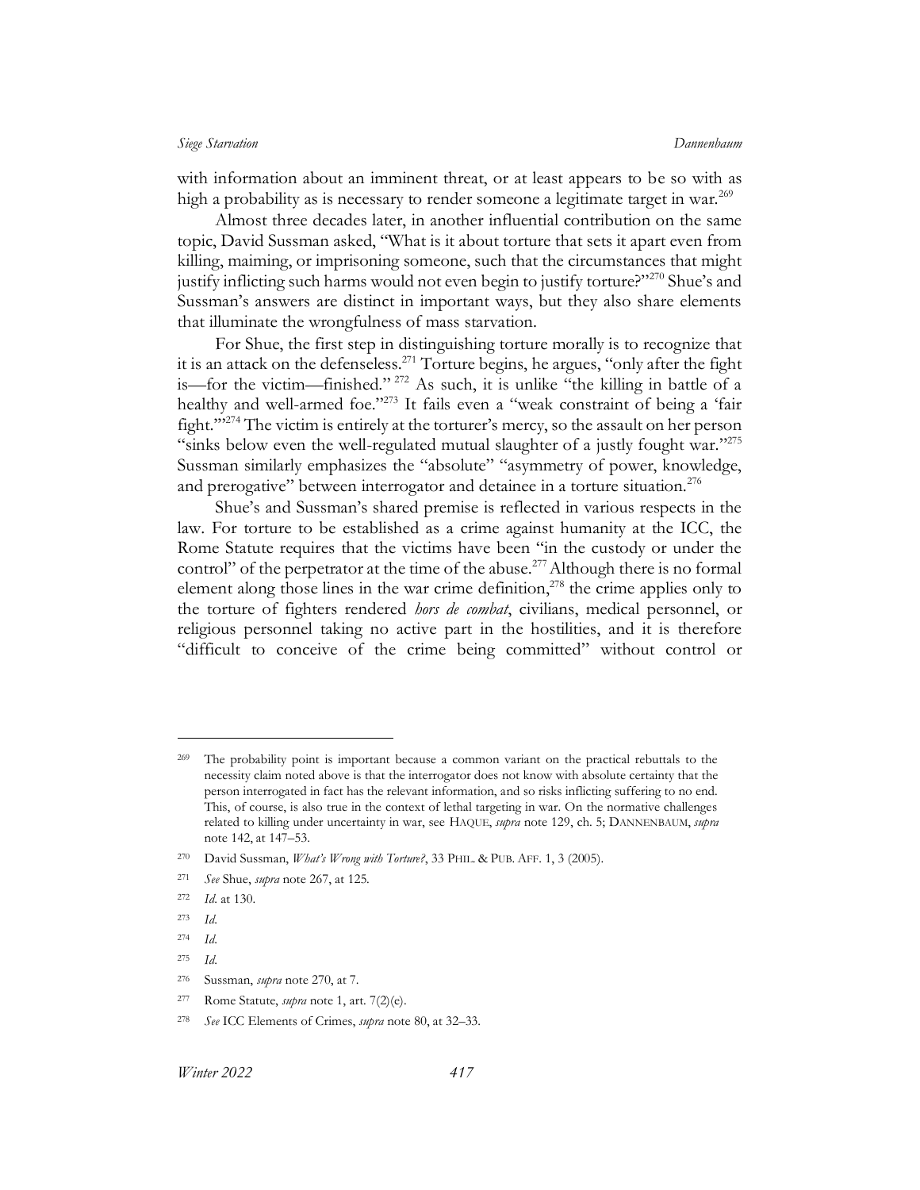with information about an imminent threat, or at least appears to be so with as high a probability as is necessary to render someone a legitimate target in war.[269]

Almost three decades later, in another influential contribution on the same topic, David Sussman asked, "What is it about torture that sets it apart even from killing, maiming, or imprisoning someone, such that the circumstances that might justify inflicting such harms would not even begin to justify torture?"[270] Shue's and Sussman's answers are distinct in important ways, but they also share elements that illuminate the wrongfulness of mass starvation.

For Shue, the first step in distinguishing torture morally is to recognize that it is an attack on the defenseless.[271] Torture begins, he argues, "only after the fight is—for the victim—finished."[272] As such, it is unlike "the killing in battle of a healthy and well-armed foe."[273] It fails even a "weak constraint of being a 'fair fight.'"[274] The victim is entirely at the torturer's mercy, so the assault on her person "sinks below even the well-regulated mutual slaughter of a justly fought war."[275] Sussman similarly emphasizes the "absolute" "asymmetry of power, knowledge, and prerogative" between interrogator and detainee in a torture situation.[276]

Shue's and Sussman's shared premise is reflected in various respects in the law. For torture to be established as a crime against humanity at the ICC, the Rome Statute requires that the victims have been "in the custody or under the control" of the perpetrator at the time of the abuse.[277] Although there is no formal element along those lines in the war crime definition,[278] the crime applies only to the torture of fighters rendered *hors de combat*, civilians, medical personnel, or religious personnel taking no active part in the hostilities, and it is therefore "difficult to conceive of the crime being committed" without control or

---

[269] The probability point is important because a common variant on the practical rebuttals to the necessity claim noted above is that the interrogator does not know with absolute certainty that the person interrogated in fact has the relevant information, and so risks inflicting suffering to no end. This, of course, is also true in the context of lethal targeting in war. On the normative challenges related to killing under uncertainty in war, see HAQUE, *supra* note 129, ch. 5; DANNENBAUM, *supra* note 142, at 147–53.

[270] David Sussman, *What's Wrong with Torture?*, 33 PHIL. & PUB. AFF. 1, 3 (2005).

[271] *See* Shue, *supra* note 267, at 125.

[272] *Id.* at 130.

[273] *Id.*

[274] *Id.*

[275] *Id.*

[276] Sussman, *supra* note 270, at 7.

[277] Rome Statute, *supra* note 1, art. 7(2)(e).

[278] *See* ICC Elements of Crimes, *supra* note 80, at 32–33.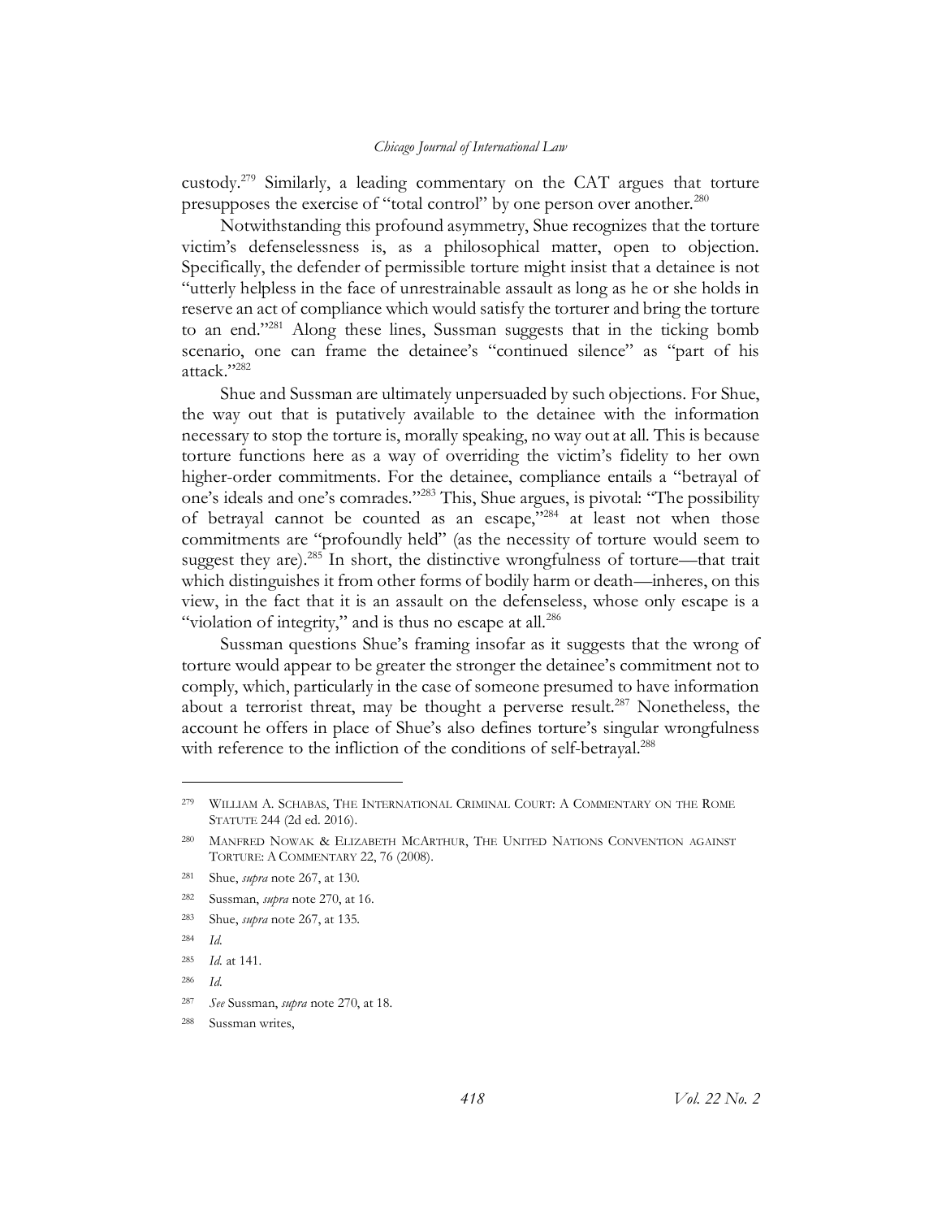custody.[279] Similarly, a leading commentary on the CAT argues that torture presupposes the exercise of "total control" by one person over another.[280]

Notwithstanding this profound asymmetry, Shue recognizes that the torture victim's defenselessness is, as a philosophical matter, open to objection. Specifically, the defender of permissible torture might insist that a detainee is not "utterly helpless in the face of unrestrainable assault as long as he or she holds in reserve an act of compliance which would satisfy the torturer and bring the torture to an end."[281] Along these lines, Sussman suggests that in the ticking bomb scenario, one can frame the detainee's "continued silence" as "part of his attack."[282]

Shue and Sussman are ultimately unpersuaded by such objections. For Shue, the way out that is putatively available to the detainee with the information necessary to stop the torture is, morally speaking, no way out at all. This is because torture functions here as a way of overriding the victim's fidelity to her own higher-order commitments. For the detainee, compliance entails a "betrayal of one's ideals and one's comrades."[283] This, Shue argues, is pivotal: "The possibility of betrayal cannot be counted as an escape,"[284] at least not when those commitments are "profoundly held" (as the necessity of torture would seem to suggest they are).[285] In short, the distinctive wrongfulness of torture—that trait which distinguishes it from other forms of bodily harm or death—inheres, on this view, in the fact that it is an assault on the defenseless, whose only escape is a "violation of integrity," and is thus no escape at all.[286]

Sussman questions Shue's framing insofar as it suggests that the wrong of torture would appear to be greater the stronger the detainee's commitment not to comply, which, particularly in the case of someone presumed to have information about a terrorist threat, may be thought a perverse result.[287] Nonetheless, the account he offers in place of Shue's also defines torture's singular wrongfulness with reference to the infliction of the conditions of self-betrayal.[288]

---

[279] WILLIAM A. SCHABAS, THE INTERNATIONAL CRIMINAL COURT: A COMMENTARY ON THE ROME STATUTE 244 (2d ed. 2016).

[280] MANFRED NOWAK & ELIZABETH MCARTHUR, THE UNITED NATIONS CONVENTION AGAINST TORTURE: A COMMENTARY 22, 76 (2008).

[281] Shue, *supra* note 267, at 130.

[282] Sussman, *supra* note 270, at 16.

[283] Shue, *supra* note 267, at 135.

[284] *Id.*

[285] *Id.* at 141.

[286] *Id.*

[287] *See* Sussman, *supra* note 270, at 18.

[288] Sussman writes,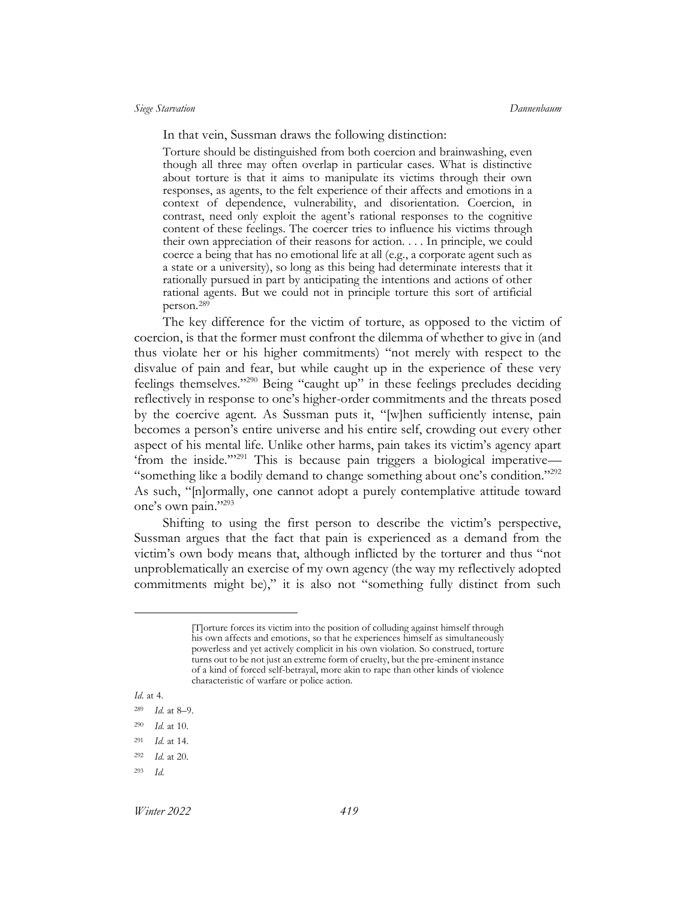In that vein, Sussman draws the following distinction:

> Torture should be distinguished from both coercion and brainwashing, even though all three may often overlap in particular cases. What is distinctive about torture is that it aims to manipulate its victims through their own responses, as agents, to the felt experience of their affects and emotions in a context of dependence, vulnerability, and disorientation. Coercion, in contrast, need only exploit the agent's rational responses to the cognitive content of these feelings. The coercer tries to influence his victims through their own appreciation of their reasons for action. . . . In principle, we could coerce a being that has no emotional life at all (e.g., a corporate agent such as a state or a university), so long as this being had determinate interests that it rationally pursued in part by anticipating the intentions and actions of other rational agents. But we could not in principle torture this sort of artificial person.[289]

The key difference for the victim of torture, as opposed to the victim of coercion, is that the former must confront the dilemma of whether to give in (and thus violate her or his higher commitments) "not merely with respect to the disvalue of pain and fear, but while caught up in the experience of these very feelings themselves."[290] Being "caught up" in these feelings precludes deciding reflectively in response to one's higher-order commitments and the threats posed by the coercive agent. As Sussman puts it, "[w]hen sufficiently intense, pain becomes a person's entire universe and his entire self, crowding out every other aspect of his mental life. Unlike other harms, pain takes its victim's agency apart 'from the inside.'"[291] This is because pain triggers a biological imperative—"something like a bodily demand to change something about one's condition."[292] As such, "[n]ormally, one cannot adopt a purely contemplative attitude toward one's own pain."[293]

Shifting to using the first person to describe the victim's perspective, Sussman argues that the fact that pain is experienced as a demand from the victim's own body means that, although inflicted by the torturer and thus "not unproblematically an exercise of my own agency (the way my reflectively adopted commitments might be)," it is also not "something fully distinct from such

---

> [T]orture forces its victim into the position of colluding against himself through his own affects and emotions, so that he experiences himself as simultaneously powerless and yet actively complicit in his own violation. So construed, torture turns out to be not just an extreme form of cruelty, but the pre-eminent instance of a kind of forced self-betrayal, more akin to rape than other kinds of violence characteristic of warfare or police action.

*Id.* at 4.

[289] *Id.* at 8–9.

[290] *Id.* at 10.

[291] *Id.* at 14.

[292] *Id.* at 20.

[293] *Id.*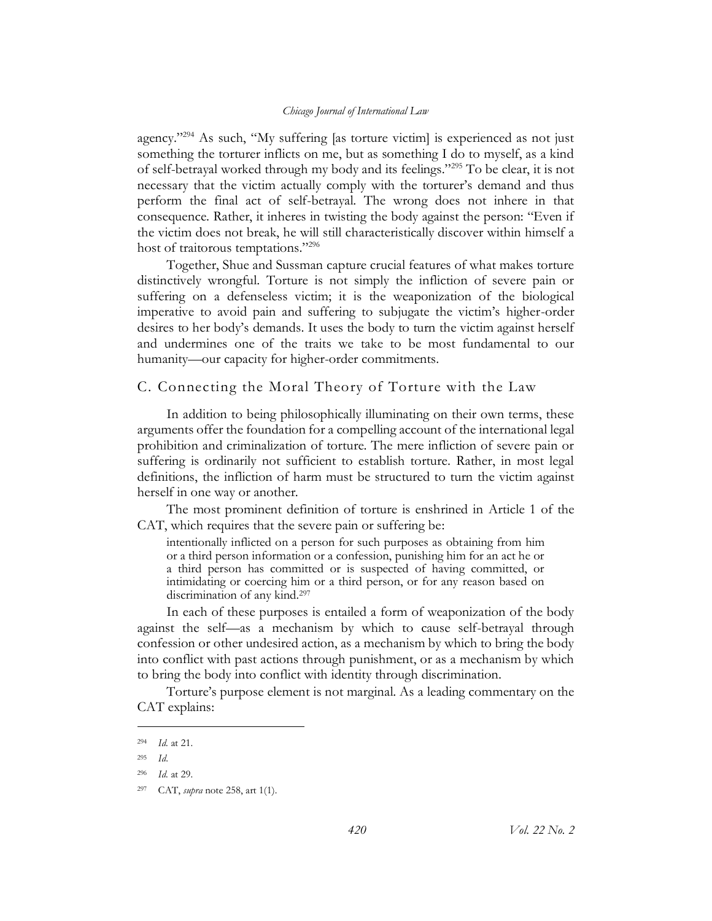agency."[294] As such, "My suffering [as torture victim] is experienced as not just something the torturer inflicts on me, but as something I do to myself, as a kind of self-betrayal worked through my body and its feelings."[295] To be clear, it is not necessary that the victim actually comply with the torturer's demand and thus perform the final act of self-betrayal. The wrong does not inhere in that consequence. Rather, it inheres in twisting the body against the person: "Even if the victim does not break, he will still characteristically discover within himself a host of traitorous temptations."[296]

Together, Shue and Sussman capture crucial features of what makes torture distinctively wrongful. Torture is not simply the infliction of severe pain or suffering on a defenseless victim; it is the weaponization of the biological imperative to avoid pain and suffering to subjugate the victim's higher-order desires to her body's demands. It uses the body to turn the victim against herself and undermines one of the traits we take to be most fundamental to our humanity—our capacity for higher-order commitments.

## C. Connecting the Moral Theory of Torture with the Law

In addition to being philosophically illuminating on their own terms, these arguments offer the foundation for a compelling account of the international legal prohibition and criminalization of torture. The mere infliction of severe pain or suffering is ordinarily not sufficient to establish torture. Rather, in most legal definitions, the infliction of harm must be structured to turn the victim against herself in one way or another.

The most prominent definition of torture is enshrined in Article 1 of the CAT, which requires that the severe pain or suffering be:

> intentionally inflicted on a person for such purposes as obtaining from him or a third person information or a confession, punishing him for an act he or a third person has committed or is suspected of having committed, or intimidating or coercing him or a third person, or for any reason based on discrimination of any kind.[297]

In each of these purposes is entailed a form of weaponization of the body against the self—as a mechanism by which to cause self-betrayal through confession or other undesired action, as a mechanism by which to bring the body into conflict with past actions through punishment, or as a mechanism by which to bring the body into conflict with identity through discrimination.

Torture's purpose element is not marginal. As a leading commentary on the CAT explains:

---

[294] *Id.* at 21.

[295] *Id.*

[296] *Id.* at 29.

[297] CAT, *supra* note 258, art 1(1).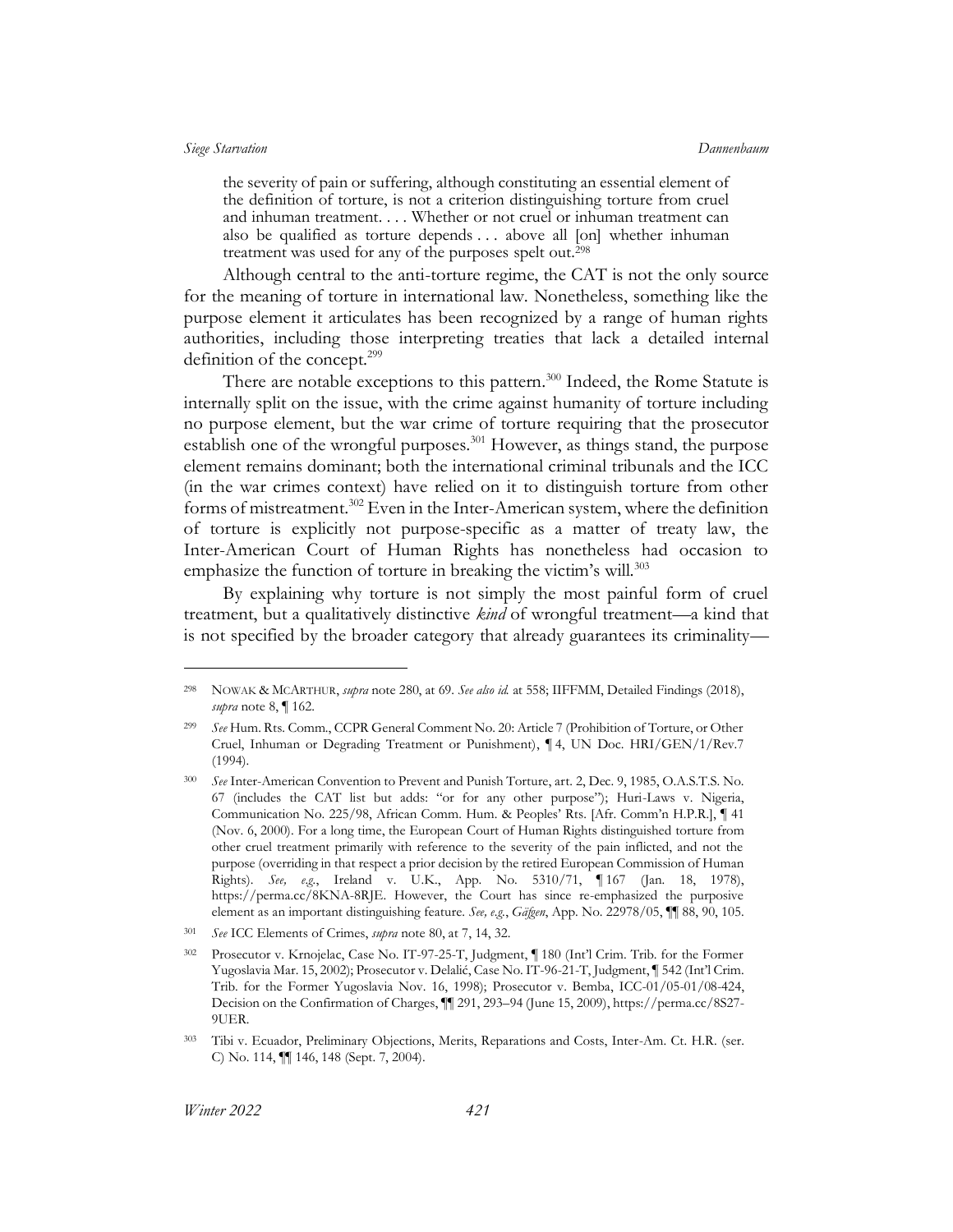> the severity of pain or suffering, although constituting an essential element of the definition of torture, is not a criterion distinguishing torture from cruel and inhuman treatment. . . . Whether or not cruel or inhuman treatment can also be qualified as torture depends . . . above all [on] whether inhuman treatment was used for any of the purposes spelt out.[298]

Although central to the anti-torture regime, the CAT is not the only source for the meaning of torture in international law. Nonetheless, something like the purpose element it articulates has been recognized by a range of human rights authorities, including those interpreting treaties that lack a detailed internal definition of the concept.[299]

There are notable exceptions to this pattern.[300] Indeed, the Rome Statute is internally split on the issue, with the crime against humanity of torture including no purpose element, but the war crime of torture requiring that the prosecutor establish one of the wrongful purposes.[301] However, as things stand, the purpose element remains dominant; both the international criminal tribunals and the ICC (in the war crimes context) have relied on it to distinguish torture from other forms of mistreatment.[302] Even in the Inter-American system, where the definition of torture is explicitly not purpose-specific as a matter of treaty law, the Inter-American Court of Human Rights has nonetheless had occasion to emphasize the function of torture in breaking the victim's will.[303]

By explaining why torture is not simply the most painful form of cruel treatment, but a qualitatively distinctive *kind* of wrongful treatment—a kind that is not specified by the broader category that already guarantees its criminality—

---

298 NOWAK & MCARTHUR, *supra* note 280, at 69. *See also id.* at 558; IIFFMM, Detailed Findings (2018), *supra* note 8, ¶ 162.

299 *See* Hum. Rts. Comm., CCPR General Comment No. 20: Article 7 (Prohibition of Torture, or Other Cruel, Inhuman or Degrading Treatment or Punishment), ¶ 4, UN Doc. HRI/GEN/1/Rev.7 (1994).

300 *See* Inter-American Convention to Prevent and Punish Torture, art. 2, Dec. 9, 1985, O.A.S.T.S. No. 67 (includes the CAT list but adds: "or for any other purpose"); Huri-Laws v. Nigeria, Communication No. 225/98, African Comm. Hum. & Peoples' Rts. [Afr. Comm'n H.P.R.], ¶ 41 (Nov. 6, 2000). For a long time, the European Court of Human Rights distinguished torture from other cruel treatment primarily with reference to the severity of the pain inflicted, and not the purpose (overriding in that respect a prior decision by the retired European Commission of Human Rights). *See, e.g.*, Ireland v. U.K., App. No. 5310/71, ¶ 167 (Jan. 18, 1978), https://perma.cc/8KNA-8RJE. However, the Court has since re-emphasized the purposive element as an important distinguishing feature. *See, e.g.*, *Gäfgen*, App. No. 22978/05, ¶¶ 88, 90, 105.

301 *See* ICC Elements of Crimes, *supra* note 80, at 7, 14, 32.

302 Prosecutor v. Krnojelac, Case No. IT-97-25-T, Judgment, ¶ 180 (Int'l Crim. Trib. for the Former Yugoslavia Mar. 15, 2002); Prosecutor v. Delalić, Case No. IT-96-21-T, Judgment, ¶ 542 (Int'l Crim. Trib. for the Former Yugoslavia Nov. 16, 1998); Prosecutor v. Bemba, ICC-01/05-01/08-424, Decision on the Confirmation of Charges, ¶¶ 291, 293–94 (June 15, 2009), https://perma.cc/8S27-9UER.

303 Tibi v. Ecuador, Preliminary Objections, Merits, Reparations and Costs, Inter-Am. Ct. H.R. (ser. C) No. 114, ¶¶ 146, 148 (Sept. 7, 2004).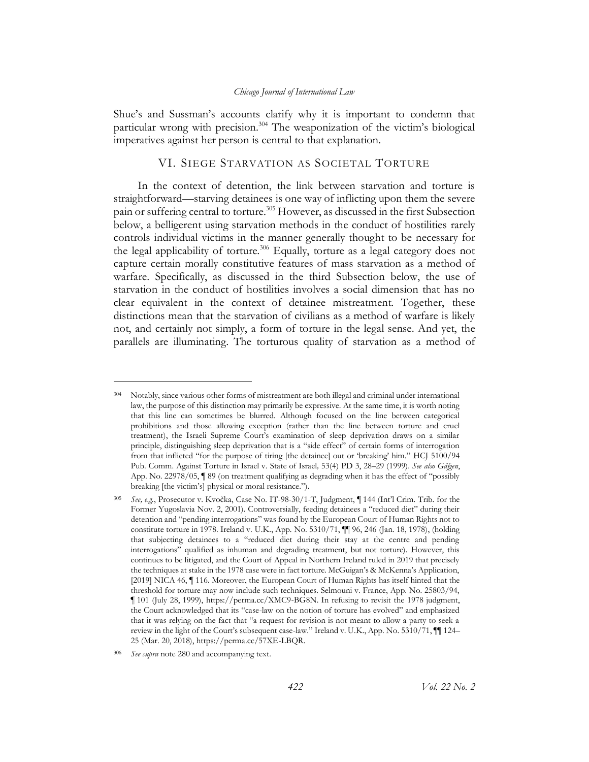Shue's and Sussman's accounts clarify why it is important to condemn that particular wrong with precision.[304] The weaponization of the victim's biological imperatives against her person is central to that explanation.

## VI. Siege Starvation as Societal Torture

In the context of detention, the link between starvation and torture is straightforward—starving detainees is one way of inflicting upon them the severe pain or suffering central to torture.[305] However, as discussed in the first Subsection below, a belligerent using starvation methods in the conduct of hostilities rarely controls individual victims in the manner generally thought to be necessary for the legal applicability of torture.[306] Equally, torture as a legal category does not capture certain morally constitutive features of mass starvation as a method of warfare. Specifically, as discussed in the third Subsection below, the use of starvation in the conduct of hostilities involves a social dimension that has no clear equivalent in the context of detainee mistreatment. Together, these distinctions mean that the starvation of civilians as a method of warfare is likely not, and certainly not simply, a form of torture in the legal sense. And yet, the parallels are illuminating. The torturous quality of starvation as a method of

---

[304] Notably, since various other forms of mistreatment are both illegal and criminal under international law, the purpose of this distinction may primarily be expressive. At the same time, it is worth noting that this line can sometimes be blurred. Although focused on the line between categorical prohibitions and those allowing exception (rather than the line between torture and cruel treatment), the Israeli Supreme Court's examination of sleep deprivation draws on a similar principle, distinguishing sleep deprivation that is a "side effect" of certain forms of interrogation from that inflicted "for the purpose of tiring [the detainee] out or 'breaking' him." HCJ 5100/94 Pub. Comm. Against Torture in Israel v. State of Israel, 53(4) PD 3, 28–29 (1999). *See also Gäfgen*, App. No. 22978/05, ¶ 89 (on treatment qualifying as degrading when it has the effect of "possibly breaking [the victim's] physical or moral resistance.").

[305] *See, e.g.*, Prosecutor v. Kvočka, Case No. IT-98-30/1-T, Judgment, ¶ 144 (Int'l Crim. Trib. for the Former Yugoslavia Nov. 2, 2001). Controversially, feeding detainees a "reduced diet" during their detention and "pending interrogations" was found by the European Court of Human Rights not to constitute torture in 1978. Ireland v. U.K., App. No. 5310/71, ¶¶ 96, 246 (Jan. 18, 1978), (holding that subjecting detainees to a "reduced diet during their stay at the centre and pending interrogations" qualified as inhuman and degrading treatment, but not torture). However, this continues to be litigated, and the Court of Appeal in Northern Ireland ruled in 2019 that precisely the techniques at stake in the 1978 case were in fact torture. McGuigan's & McKenna's Application, [2019] NICA 46, ¶ 116. Moreover, the European Court of Human Rights has itself hinted that the threshold for torture may now include such techniques. Selmouni v. France, App. No. 25803/94, ¶ 101 (July 28, 1999), https://perma.cc/XMC9-BG8N. In refusing to revisit the 1978 judgment, the Court acknowledged that its "case-law on the notion of torture has evolved" and emphasized that it was relying on the fact that "a request for revision is not meant to allow a party to seek a review in the light of the Court's subsequent case-law." Ireland v. U.K., App. No. 5310/71, ¶¶ 124–25 (Mar. 20, 2018), https://perma.cc/57XE-LBQR.

[306] *See supra* note 280 and accompanying text.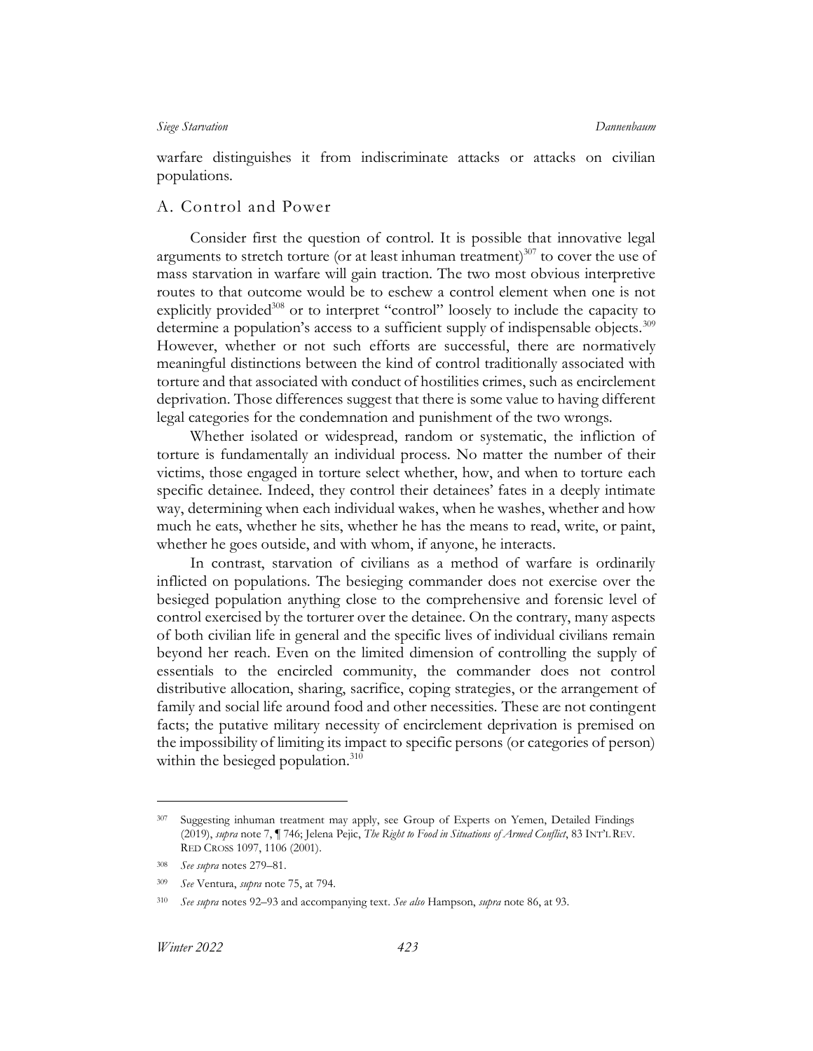warfare distinguishes it from indiscriminate attacks or attacks on civilian populations.

## A. Control and Power

Consider first the question of control. It is possible that innovative legal arguments to stretch torture (or at least inhuman treatment)[307] to cover the use of mass starvation in warfare will gain traction. The two most obvious interpretive routes to that outcome would be to eschew a control element when one is not explicitly provided[308] or to interpret "control" loosely to include the capacity to determine a population's access to a sufficient supply of indispensable objects.[309] However, whether or not such efforts are successful, there are normatively meaningful distinctions between the kind of control traditionally associated with torture and that associated with conduct of hostilities crimes, such as encirclement deprivation. Those differences suggest that there is some value to having different legal categories for the condemnation and punishment of the two wrongs.

Whether isolated or widespread, random or systematic, the infliction of torture is fundamentally an individual process. No matter the number of their victims, those engaged in torture select whether, how, and when to torture each specific detainee. Indeed, they control their detainees' fates in a deeply intimate way, determining when each individual wakes, when he washes, whether and how much he eats, whether he sits, whether he has the means to read, write, or paint, whether he goes outside, and with whom, if anyone, he interacts.

In contrast, starvation of civilians as a method of warfare is ordinarily inflicted on populations. The besieging commander does not exercise over the besieged population anything close to the comprehensive and forensic level of control exercised by the torturer over the detainee. On the contrary, many aspects of both civilian life in general and the specific lives of individual civilians remain beyond her reach. Even on the limited dimension of controlling the supply of essentials to the encircled community, the commander does not control distributive allocation, sharing, sacrifice, coping strategies, or the arrangement of family and social life around food and other necessities. These are not contingent facts; the putative military necessity of encirclement deprivation is premised on the impossibility of limiting its impact to specific persons (or categories of person) within the besieged population.[310]

---

[307] Suggesting inhuman treatment may apply, see Group of Experts on Yemen, Detailed Findings (2019), *supra* note 7, ¶ 746; Jelena Pejic, *The Right to Food in Situations of Armed Conflict*, 83 INT'L REV. RED CROSS 1097, 1106 (2001).

[308] *See supra* notes 279–81.

[309] *See* Ventura, *supra* note 75, at 794.

[310] *See supra* notes 92–93 and accompanying text. *See also* Hampson, *supra* note 86, at 93.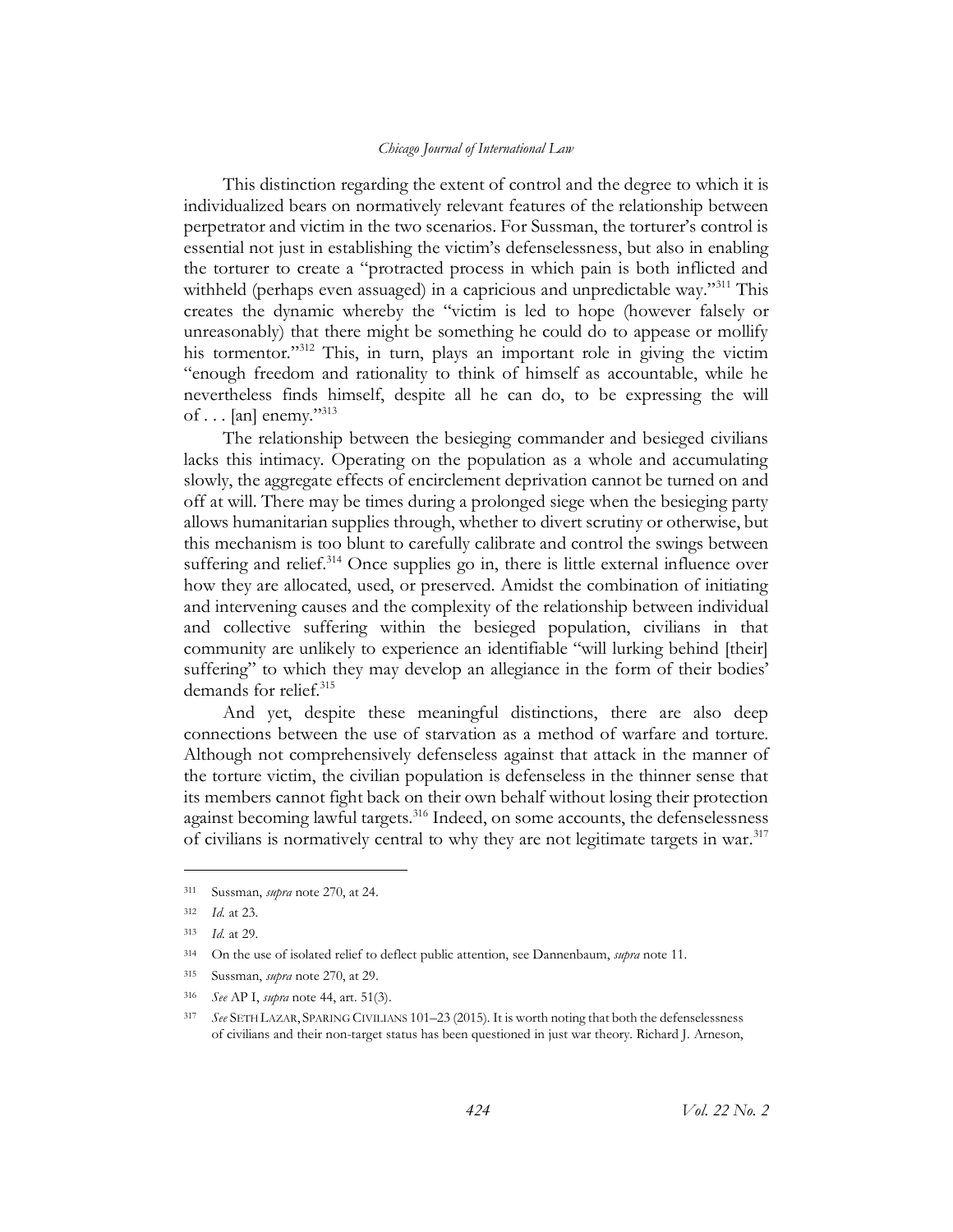This distinction regarding the extent of control and the degree to which it is individualized bears on normatively relevant features of the relationship between perpetrator and victim in the two scenarios. For Sussman, the torturer's control is essential not just in establishing the victim's defenselessness, but also in enabling the torturer to create a "protracted process in which pain is both inflicted and withheld (perhaps even assuaged) in a capricious and unpredictable way."[311] This creates the dynamic whereby the "victim is led to hope (however falsely or unreasonably) that there might be something he could do to appease or mollify his tormentor."[312] This, in turn, plays an important role in giving the victim "enough freedom and rationality to think of himself as accountable, while he nevertheless finds himself, despite all he can do, to be expressing the will of . . . [an] enemy."[313]

The relationship between the besieging commander and besieged civilians lacks this intimacy. Operating on the population as a whole and accumulating slowly, the aggregate effects of encirclement deprivation cannot be turned on and off at will. There may be times during a prolonged siege when the besieging party allows humanitarian supplies through, whether to divert scrutiny or otherwise, but this mechanism is too blunt to carefully calibrate and control the swings between suffering and relief.[314] Once supplies go in, there is little external influence over how they are allocated, used, or preserved. Amidst the combination of initiating and intervening causes and the complexity of the relationship between individual and collective suffering within the besieged population, civilians in that community are unlikely to experience an identifiable "will lurking behind [their] suffering" to which they may develop an allegiance in the form of their bodies' demands for relief.[315]

And yet, despite these meaningful distinctions, there are also deep connections between the use of starvation as a method of warfare and torture. Although not comprehensively defenseless against that attack in the manner of the torture victim, the civilian population is defenseless in the thinner sense that its members cannot fight back on their own behalf without losing their protection against becoming lawful targets.[316] Indeed, on some accounts, the defenselessness of civilians is normatively central to why they are not legitimate targets in war.[317]

---

[311] Sussman, *supra* note 270, at 24.

[312] *Id.* at 23.

[313] *Id.* at 29.

[314] On the use of isolated relief to deflect public attention, see Dannenbaum, *supra* note 11.

[315] Sussman, *supra* note 270, at 29.

[316] *See* AP I, *supra* note 44, art. 51(3).

[317] *See* SETH LAZAR, SPARING CIVILIANS 101–23 (2015). It is worth noting that both the defenselessness of civilians and their non-target status has been questioned in just war theory. Richard J. Arneson,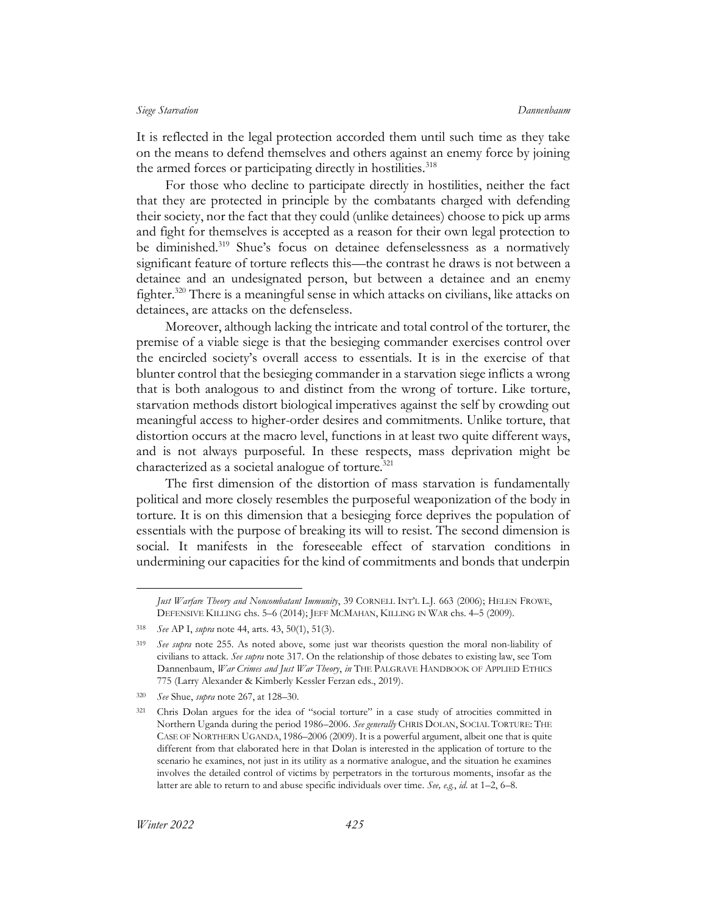It is reflected in the legal protection accorded them until such time as they take on the means to defend themselves and others against an enemy force by joining the armed forces or participating directly in hostilities.[318]

For those who decline to participate directly in hostilities, neither the fact that they are protected in principle by the combatants charged with defending their society, nor the fact that they could (unlike detainees) choose to pick up arms and fight for themselves is accepted as a reason for their own legal protection to be diminished.[319] Shue's focus on detainee defenselessness as a normatively significant feature of torture reflects this—the contrast he draws is not between a detainee and an undesignated person, but between a detainee and an enemy fighter.[320] There is a meaningful sense in which attacks on civilians, like attacks on detainees, are attacks on the defenseless.

Moreover, although lacking the intricate and total control of the torturer, the premise of a viable siege is that the besieging commander exercises control over the encircled society's overall access to essentials. It is in the exercise of that blunter control that the besieging commander in a starvation siege inflicts a wrong that is both analogous to and distinct from the wrong of torture. Like torture, starvation methods distort biological imperatives against the self by crowding out meaningful access to higher-order desires and commitments. Unlike torture, that distortion occurs at the macro level, functions in at least two quite different ways, and is not always purposeful. In these respects, mass deprivation might be characterized as a societal analogue of torture.[321]

The first dimension of the distortion of mass starvation is fundamentally political and more closely resembles the purposeful weaponization of the body in torture. It is on this dimension that a besieging force deprives the population of essentials with the purpose of breaking its will to resist. The second dimension is social. It manifests in the foreseeable effect of starvation conditions in undermining our capacities for the kind of commitments and bonds that underpin

---

*Just Warfare Theory and Noncombatant Immunity*, 39 CORNELL INT'L L.J. 663 (2006); HELEN FROWE, DEFENSIVE KILLING chs. 5–6 (2014); JEFF MCMAHAN, KILLING IN WAR chs. 4–5 (2009).

[318] *See* AP I, *supra* note 44, arts. 43, 50(1), 51(3).

[319] *See supra* note 255. As noted above, some just war theorists question the moral non-liability of civilians to attack. *See supra* note 317. On the relationship of those debates to existing law, see Tom Dannenbaum, *War Crimes and Just War Theory*, *in* THE PALGRAVE HANDBOOK OF APPLIED ETHICS 775 (Larry Alexander & Kimberly Kessler Ferzan eds., 2019).

[320] *See* Shue, *supra* note 267, at 128–30.

[321] Chris Dolan argues for the idea of "social torture" in a case study of atrocities committed in Northern Uganda during the period 1986–2006. *See generally* CHRIS DOLAN, SOCIAL TORTURE: THE CASE OF NORTHERN UGANDA, 1986–2006 (2009). It is a powerful argument, albeit one that is quite different from that elaborated here in that Dolan is interested in the application of torture to the scenario he examines, not just in its utility as a normative analogue, and the situation he examines involves the detailed control of victims by perpetrators in the torturous moments, insofar as the latter are able to return to and abuse specific individuals over time. *See, e.g.*, *id.* at 1–2, 6–8.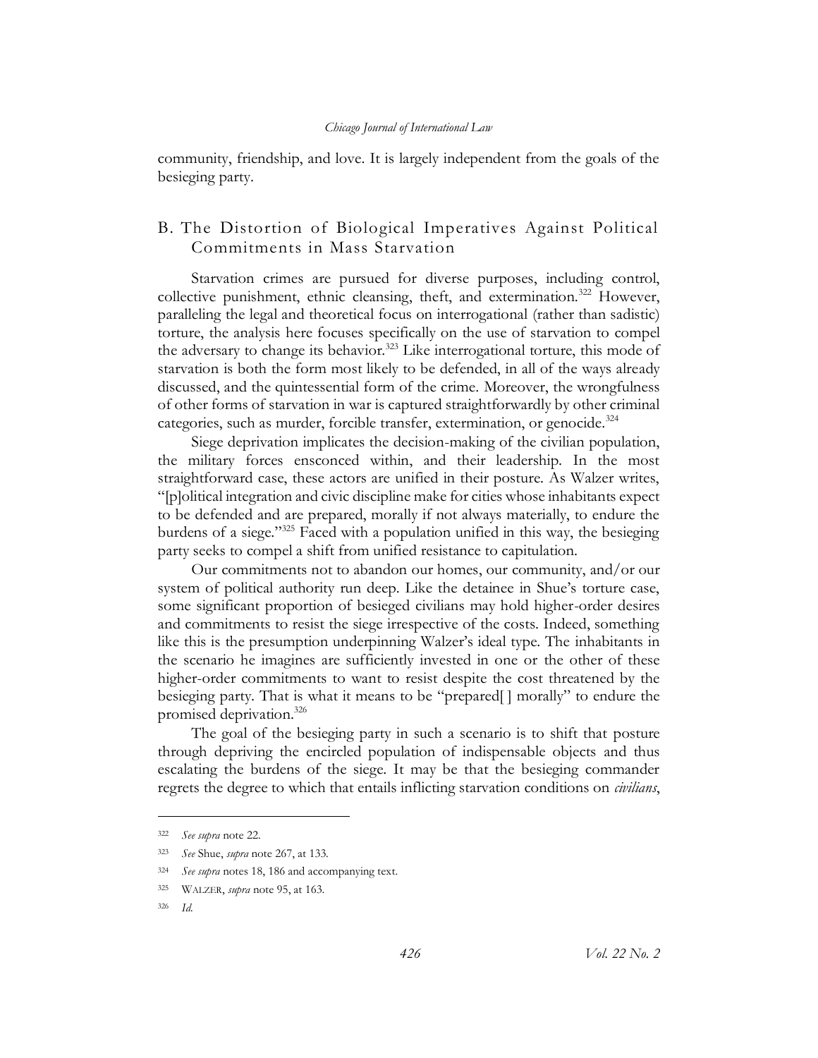community, friendship, and love. It is largely independent from the goals of the besieging party.

## B. The Distortion of Biological Imperatives Against Political Commitments in Mass Starvation

Starvation crimes are pursued for diverse purposes, including control, collective punishment, ethnic cleansing, theft, and extermination.[322] However, paralleling the legal and theoretical focus on interrogational (rather than sadistic) torture, the analysis here focuses specifically on the use of starvation to compel the adversary to change its behavior.[323] Like interrogational torture, this mode of starvation is both the form most likely to be defended, in all of the ways already discussed, and the quintessential form of the crime. Moreover, the wrongfulness of other forms of starvation in war is captured straightforwardly by other criminal categories, such as murder, forcible transfer, extermination, or genocide.[324]

Siege deprivation implicates the decision-making of the civilian population, the military forces ensconced within, and their leadership. In the most straightforward case, these actors are unified in their posture. As Walzer writes, "[p]olitical integration and civic discipline make for cities whose inhabitants expect to be defended and are prepared, morally if not always materially, to endure the burdens of a siege."[325] Faced with a population unified in this way, the besieging party seeks to compel a shift from unified resistance to capitulation.

Our commitments not to abandon our homes, our community, and/or our system of political authority run deep. Like the detainee in Shue's torture case, some significant proportion of besieged civilians may hold higher-order desires and commitments to resist the siege irrespective of the costs. Indeed, something like this is the presumption underpinning Walzer's ideal type. The inhabitants in the scenario he imagines are sufficiently invested in one or the other of these higher-order commitments to want to resist despite the cost threatened by the besieging party. That is what it means to be "prepared[ ] morally" to endure the promised deprivation.[326]

The goal of the besieging party in such a scenario is to shift that posture through depriving the encircled population of indispensable objects and thus escalating the burdens of the siege. It may be that the besieging commander regrets the degree to which that entails inflicting starvation conditions on *civilians*,

---

[322] *See supra* note 22.

[323] *See* Shue, *supra* note 267, at 133.

[324] *See supra* notes 18, 186 and accompanying text.

[325] WALZER, *supra* note 95, at 163.

[326] *Id.*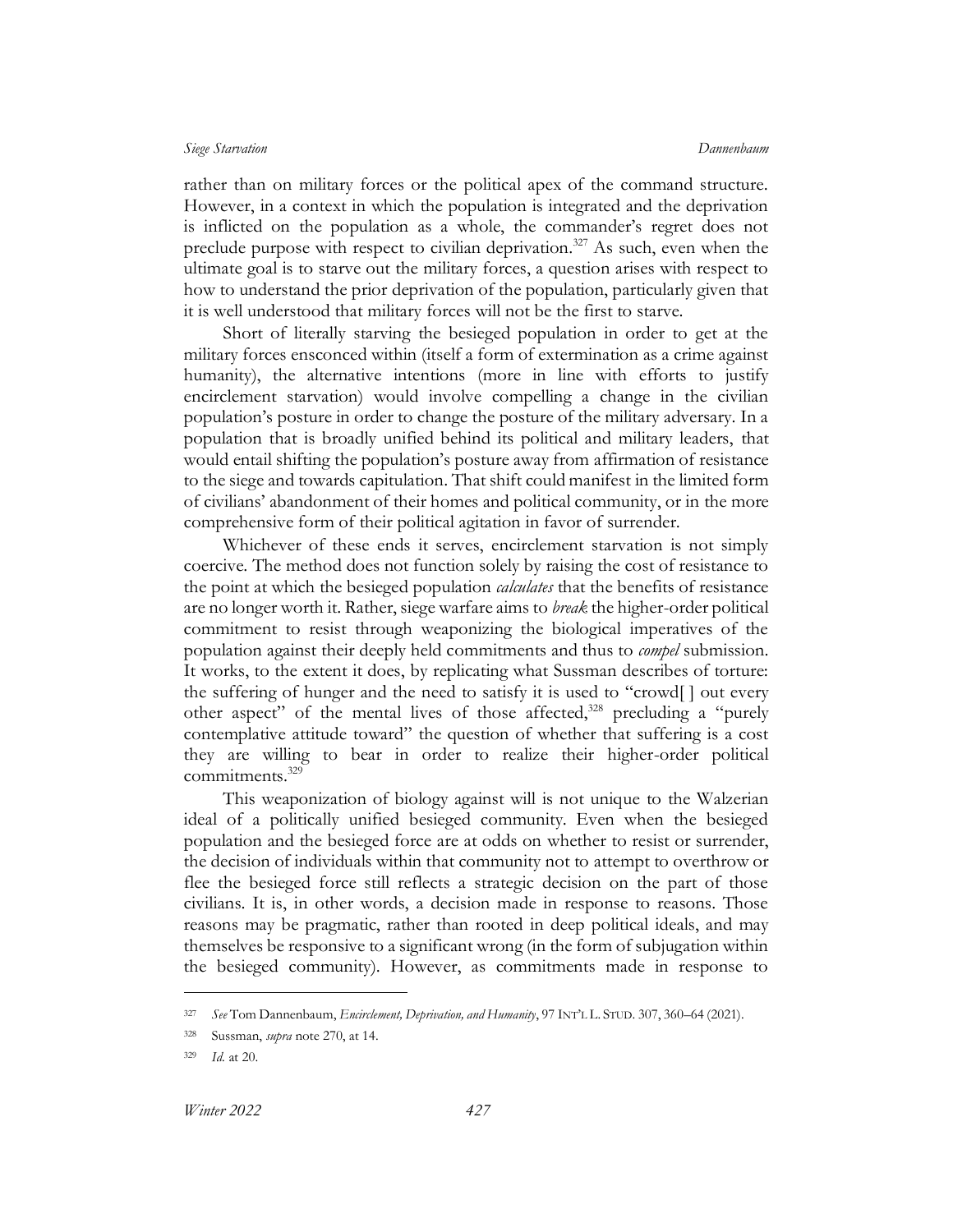rather than on military forces or the political apex of the command structure. However, in a context in which the population is integrated and the deprivation is inflicted on the population as a whole, the commander's regret does not preclude purpose with respect to civilian deprivation.[327] As such, even when the ultimate goal is to starve out the military forces, a question arises with respect to how to understand the prior deprivation of the population, particularly given that it is well understood that military forces will not be the first to starve.

Short of literally starving the besieged population in order to get at the military forces ensconced within (itself a form of extermination as a crime against humanity), the alternative intentions (more in line with efforts to justify encirclement starvation) would involve compelling a change in the civilian population's posture in order to change the posture of the military adversary. In a population that is broadly unified behind its political and military leaders, that would entail shifting the population's posture away from affirmation of resistance to the siege and towards capitulation. That shift could manifest in the limited form of civilians' abandonment of their homes and political community, or in the more comprehensive form of their political agitation in favor of surrender.

Whichever of these ends it serves, encirclement starvation is not simply coercive. The method does not function solely by raising the cost of resistance to the point at which the besieged population *calculates* that the benefits of resistance are no longer worth it. Rather, siege warfare aims to *break* the higher-order political commitment to resist through weaponizing the biological imperatives of the population against their deeply held commitments and thus to *compel* submission. It works, to the extent it does, by replicating what Sussman describes of torture: the suffering of hunger and the need to satisfy it is used to "crowd[ ] out every other aspect" of the mental lives of those affected,[328] precluding a "purely contemplative attitude toward" the question of whether that suffering is a cost they are willing to bear in order to realize their higher-order political commitments.[329]

This weaponization of biology against will is not unique to the Walzerian ideal of a politically unified besieged community. Even when the besieged population and the besieged force are at odds on whether to resist or surrender, the decision of individuals within that community not to attempt to overthrow or flee the besieged force still reflects a strategic decision on the part of those civilians. It is, in other words, a decision made in response to reasons. Those reasons may be pragmatic, rather than rooted in deep political ideals, and may themselves be responsive to a significant wrong (in the form of subjugation within the besieged community). However, as commitments made in response to

---

[327] *See* Tom Dannenbaum, *Encirclement, Deprivation, and Humanity*, 97 INT'L L. STUD. 307, 360–64 (2021).

[328] Sussman, *supra* note 270, at 14.

[329] *Id.* at 20.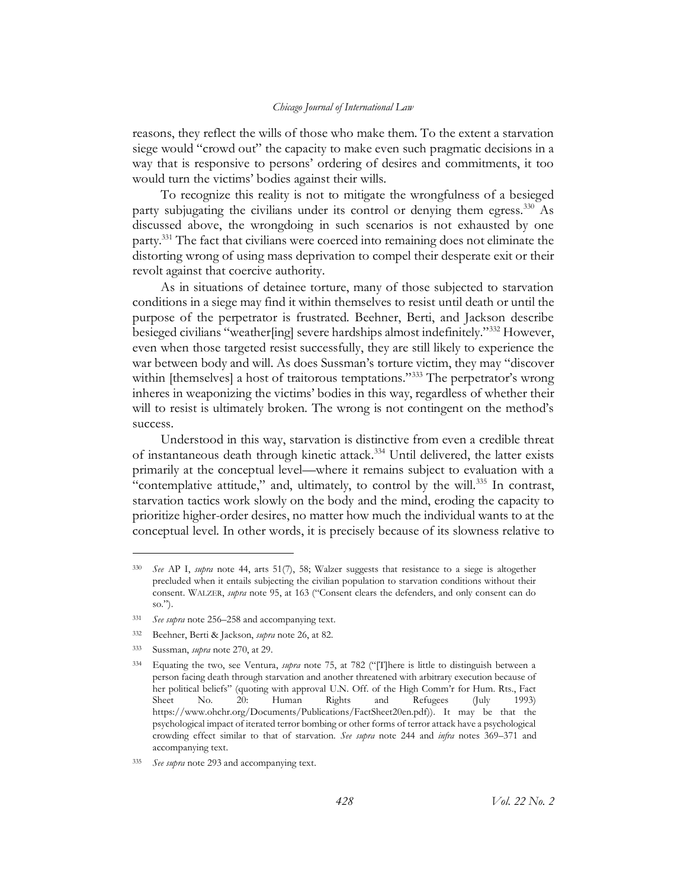reasons, they reflect the wills of those who make them. To the extent a starvation siege would "crowd out" the capacity to make even such pragmatic decisions in a way that is responsive to persons' ordering of desires and commitments, it too would turn the victims' bodies against their wills.

To recognize this reality is not to mitigate the wrongfulness of a besieged party subjugating the civilians under its control or denying them egress.[330] As discussed above, the wrongdoing in such scenarios is not exhausted by one party.[331] The fact that civilians were coerced into remaining does not eliminate the distorting wrong of using mass deprivation to compel their desperate exit or their revolt against that coercive authority.

As in situations of detainee torture, many of those subjected to starvation conditions in a siege may find it within themselves to resist until death or until the purpose of the perpetrator is frustrated. Beehner, Berti, and Jackson describe besieged civilians "weather[ing] severe hardships almost indefinitely."[332] However, even when those targeted resist successfully, they are still likely to experience the war between body and will. As does Sussman's torture victim, they may "discover within [themselves] a host of traitorous temptations."[333] The perpetrator's wrong inheres in weaponizing the victims' bodies in this way, regardless of whether their will to resist is ultimately broken. The wrong is not contingent on the method's success.

Understood in this way, starvation is distinctive from even a credible threat of instantaneous death through kinetic attack.[334] Until delivered, the latter exists primarily at the conceptual level—where it remains subject to evaluation with a "contemplative attitude," and, ultimately, to control by the will.[335] In contrast, starvation tactics work slowly on the body and the mind, eroding the capacity to prioritize higher-order desires, no matter how much the individual wants to at the conceptual level. In other words, it is precisely because of its slowness relative to

---

330 *See* AP I, *supra* note 44, arts 51(7), 58; Walzer suggests that resistance to a siege is altogether precluded when it entails subjecting the civilian population to starvation conditions without their consent. WALZER, *supra* note 95, at 163 ("Consent clears the defenders, and only consent can do so.").

331 *See supra* note 256–258 and accompanying text.

332 Beehner, Berti & Jackson, *supra* note 26, at 82.

333 Sussman, *supra* note 270, at 29.

334 Equating the two, see Ventura, *supra* note 75, at 782 ("[T]here is little to distinguish between a person facing death through starvation and another threatened with arbitrary execution because of her political beliefs" (quoting with approval U.N. Off. of the High Comm'r for Hum. Rts., Fact Sheet No. 20: Human Rights and Refugees (July 1993) https://www.ohchr.org/Documents/Publications/FactSheet20en.pdf)). It may be that the psychological impact of iterated terror bombing or other forms of terror attack have a psychological crowding effect similar to that of starvation. *See supra* note 244 and *infra* notes 369–371 and accompanying text.

335 *See supra* note 293 and accompanying text.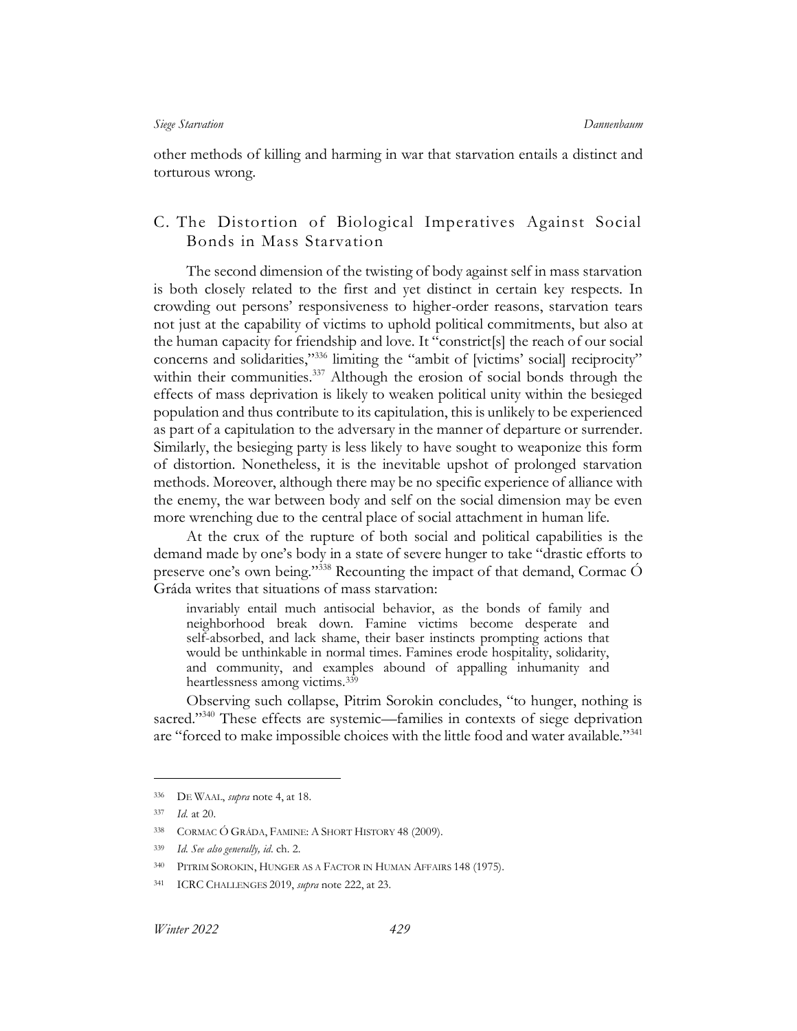other methods of killing and harming in war that starvation entails a distinct and torturous wrong.

## C. The Distortion of Biological Imperatives Against Social Bonds in Mass Starvation

The second dimension of the twisting of body against self in mass starvation is both closely related to the first and yet distinct in certain key respects. In crowding out persons' responsiveness to higher-order reasons, starvation tears not just at the capability of victims to uphold political commitments, but also at the human capacity for friendship and love. It "constrict[s] the reach of our social concerns and solidarities,"[336] limiting the "ambit of [victims' social] reciprocity" within their communities.[337] Although the erosion of social bonds through the effects of mass deprivation is likely to weaken political unity within the besieged population and thus contribute to its capitulation, this is unlikely to be experienced as part of a capitulation to the adversary in the manner of departure or surrender. Similarly, the besieging party is less likely to have sought to weaponize this form of distortion. Nonetheless, it is the inevitable upshot of prolonged starvation methods. Moreover, although there may be no specific experience of alliance with the enemy, the war between body and self on the social dimension may be even more wrenching due to the central place of social attachment in human life.

At the crux of the rupture of both social and political capabilities is the demand made by one's body in a state of severe hunger to take "drastic efforts to preserve one's own being."[338] Recounting the impact of that demand, Cormac Ó Gráda writes that situations of mass starvation:

> invariably entail much antisocial behavior, as the bonds of family and neighborhood break down. Famine victims become desperate and self-absorbed, and lack shame, their baser instincts prompting actions that would be unthinkable in normal times. Famines erode hospitality, solidarity, and community, and examples abound of appalling inhumanity and heartlessness among victims.[339]

Observing such collapse, Pitrim Sorokin concludes, "to hunger, nothing is sacred."[340] These effects are systemic—families in contexts of siege deprivation are "forced to make impossible choices with the little food and water available."[341]

---

[336] DE WAAL, *supra* note 4, at 18.

[337] *Id.* at 20.

[338] CORMAC Ó GRÁDA, FAMINE: A SHORT HISTORY 48 (2009).

[339] *Id. See also generally, id.* ch. 2.

[340] PITRIM SOROKIN, HUNGER AS A FACTOR IN HUMAN AFFAIRS 148 (1975).

[341] ICRC CHALLENGES 2019, *supra* note 222, at 23.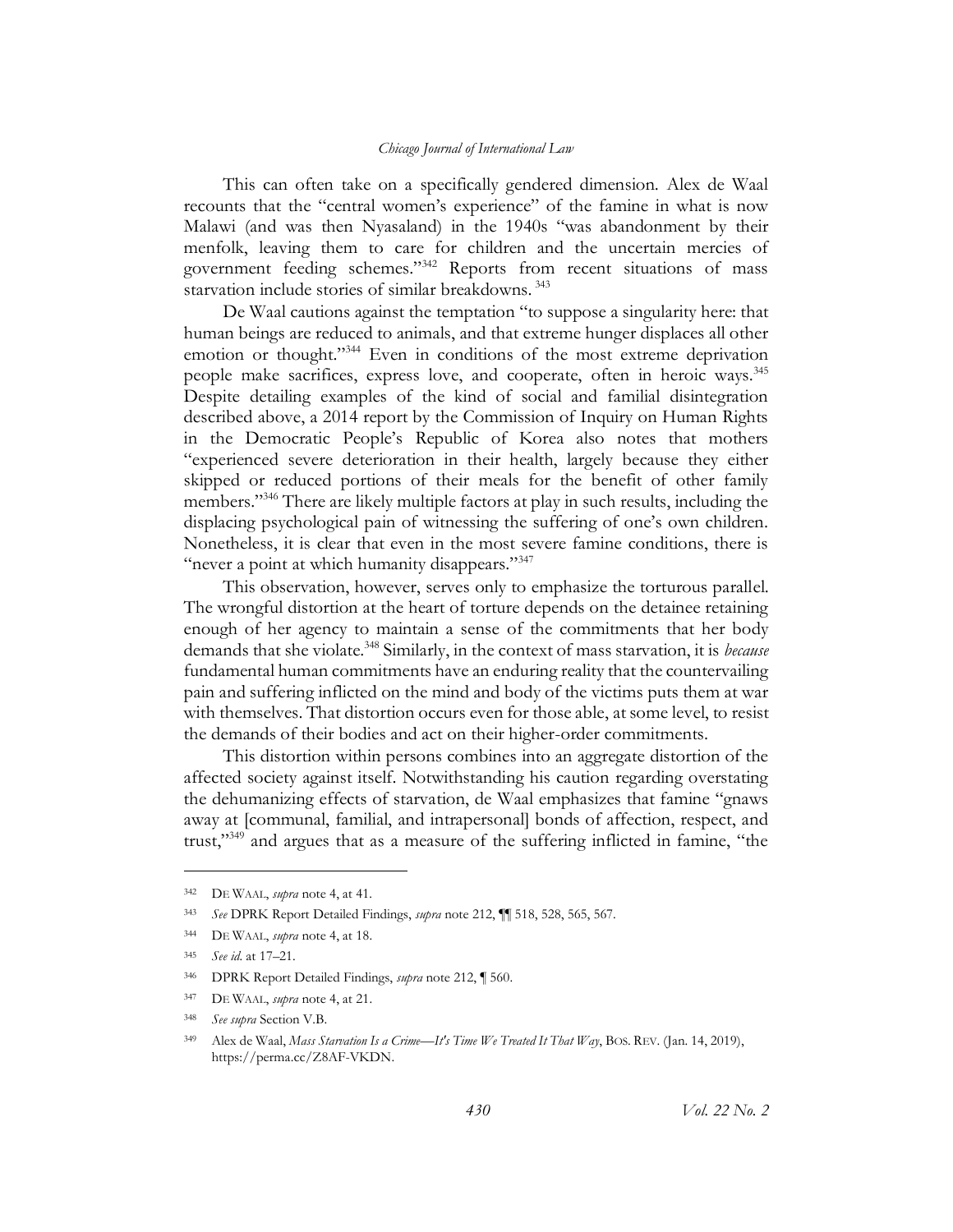This can often take on a specifically gendered dimension. Alex de Waal recounts that the "central women's experience" of the famine in what is now Malawi (and was then Nyasaland) in the 1940s "was abandonment by their menfolk, leaving them to care for children and the uncertain mercies of government feeding schemes."[342] Reports from recent situations of mass starvation include stories of similar breakdowns.[343]

De Waal cautions against the temptation "to suppose a singularity here: that human beings are reduced to animals, and that extreme hunger displaces all other emotion or thought."[344] Even in conditions of the most extreme deprivation people make sacrifices, express love, and cooperate, often in heroic ways.[345] Despite detailing examples of the kind of social and familial disintegration described above, a 2014 report by the Commission of Inquiry on Human Rights in the Democratic People's Republic of Korea also notes that mothers "experienced severe deterioration in their health, largely because they either skipped or reduced portions of their meals for the benefit of other family members."[346] There are likely multiple factors at play in such results, including the displacing psychological pain of witnessing the suffering of one's own children. Nonetheless, it is clear that even in the most severe famine conditions, there is "never a point at which humanity disappears."[347]

This observation, however, serves only to emphasize the torturous parallel. The wrongful distortion at the heart of torture depends on the detainee retaining enough of her agency to maintain a sense of the commitments that her body demands that she violate.[348] Similarly, in the context of mass starvation, it is *because* fundamental human commitments have an enduring reality that the countervailing pain and suffering inflicted on the mind and body of the victims puts them at war with themselves. That distortion occurs even for those able, at some level, to resist the demands of their bodies and act on their higher-order commitments.

This distortion within persons combines into an aggregate distortion of the affected society against itself. Notwithstanding his caution regarding overstating the dehumanizing effects of starvation, de Waal emphasizes that famine "gnaws away at [communal, familial, and intrapersonal] bonds of affection, respect, and trust,"[349] and argues that as a measure of the suffering inflicted in famine, "the

---

[342] DE WAAL, *supra* note 4, at 41.

[343] *See* DPRK Report Detailed Findings, *supra* note 212, ¶¶ 518, 528, 565, 567.

[344] DE WAAL, *supra* note 4, at 18.

[345] *See id.* at 17–21.

[346] DPRK Report Detailed Findings, *supra* note 212, ¶ 560.

[347] DE WAAL, *supra* note 4, at 21.

[348] *See supra* Section V.B.

[349] Alex de Waal, *Mass Starvation Is a Crime—It's Time We Treated It That Way*, BOS. REV. (Jan. 14, 2019), https://perma.cc/Z8AF-VKDN.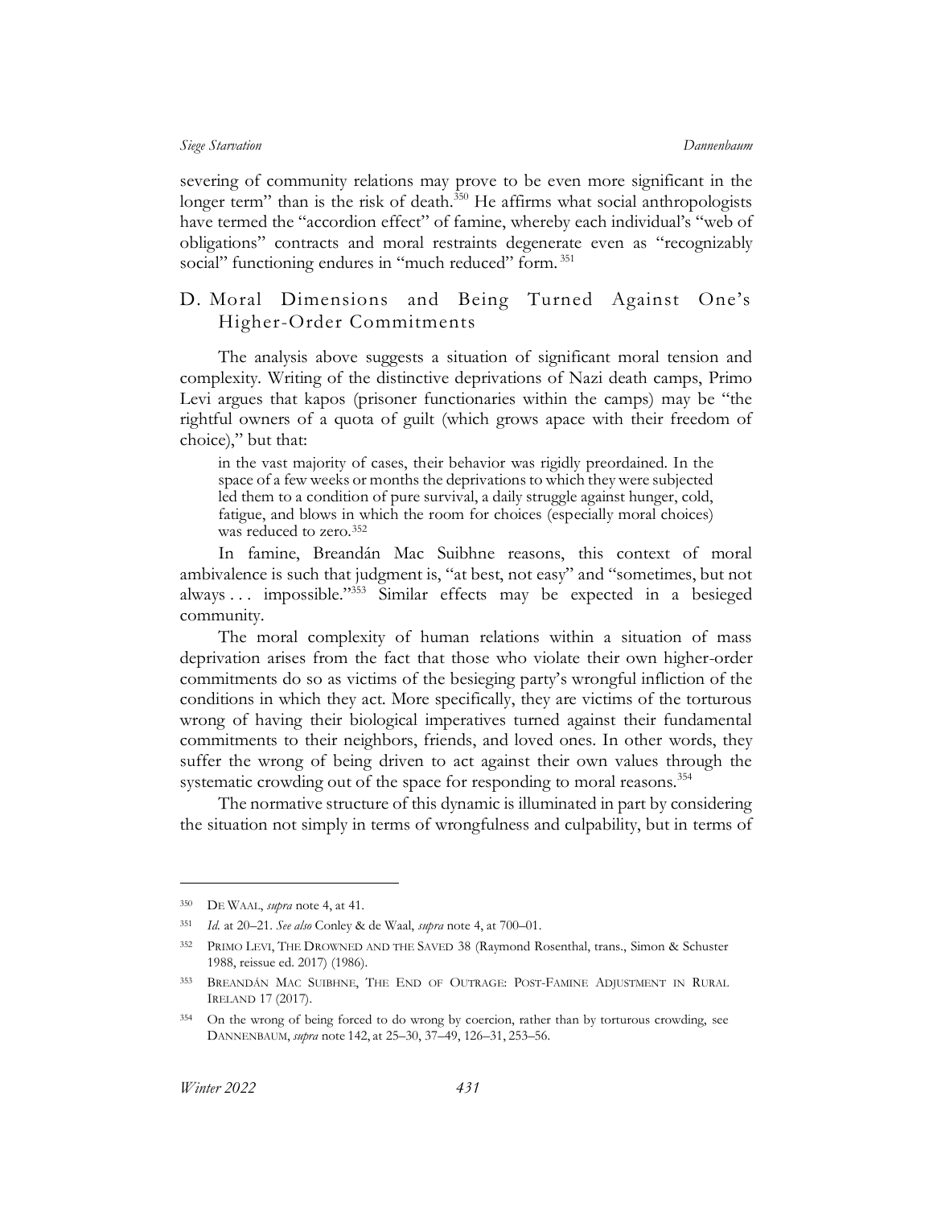severing of community relations may prove to be even more significant in the longer term" than is the risk of death.[350] He affirms what social anthropologists have termed the "accordion effect" of famine, whereby each individual's "web of obligations" contracts and moral restraints degenerate even as "recognizably social" functioning endures in "much reduced" form.[351]

## D. Moral Dimensions and Being Turned Against One's Higher-Order Commitments

The analysis above suggests a situation of significant moral tension and complexity. Writing of the distinctive deprivations of Nazi death camps, Primo Levi argues that kapos (prisoner functionaries within the camps) may be "the rightful owners of a quota of guilt (which grows apace with their freedom of choice)," but that:

> in the vast majority of cases, their behavior was rigidly preordained. In the space of a few weeks or months the deprivations to which they were subjected led them to a condition of pure survival, a daily struggle against hunger, cold, fatigue, and blows in which the room for choices (especially moral choices) was reduced to zero.[352]

In famine, Breandán Mac Suibhne reasons, this context of moral ambivalence is such that judgment is, "at best, not easy" and "sometimes, but not always . . . impossible."[353] Similar effects may be expected in a besieged community.

The moral complexity of human relations within a situation of mass deprivation arises from the fact that those who violate their own higher-order commitments do so as victims of the besieging party's wrongful infliction of the conditions in which they act. More specifically, they are victims of the torturous wrong of having their biological imperatives turned against their fundamental commitments to their neighbors, friends, and loved ones. In other words, they suffer the wrong of being driven to act against their own values through the systematic crowding out of the space for responding to moral reasons.[354]

The normative structure of this dynamic is illuminated in part by considering the situation not simply in terms of wrongfulness and culpability, but in terms of

---

[350] DE WAAL, *supra* note 4, at 41.

[351] *Id.* at 20–21. *See also* Conley & de Waal, *supra* note 4, at 700–01.

[352] PRIMO LEVI, THE DROWNED AND THE SAVED 38 (Raymond Rosenthal, trans., Simon & Schuster 1988, reissue ed. 2017) (1986).

[353] BREANDÁN MAC SUIBHNE, THE END OF OUTRAGE: POST-FAMINE ADJUSTMENT IN RURAL IRELAND 17 (2017).

[354] On the wrong of being forced to do wrong by coercion, rather than by torturous crowding, see DANNENBAUM, *supra* note 142, at 25–30, 37–49, 126–31, 253–56.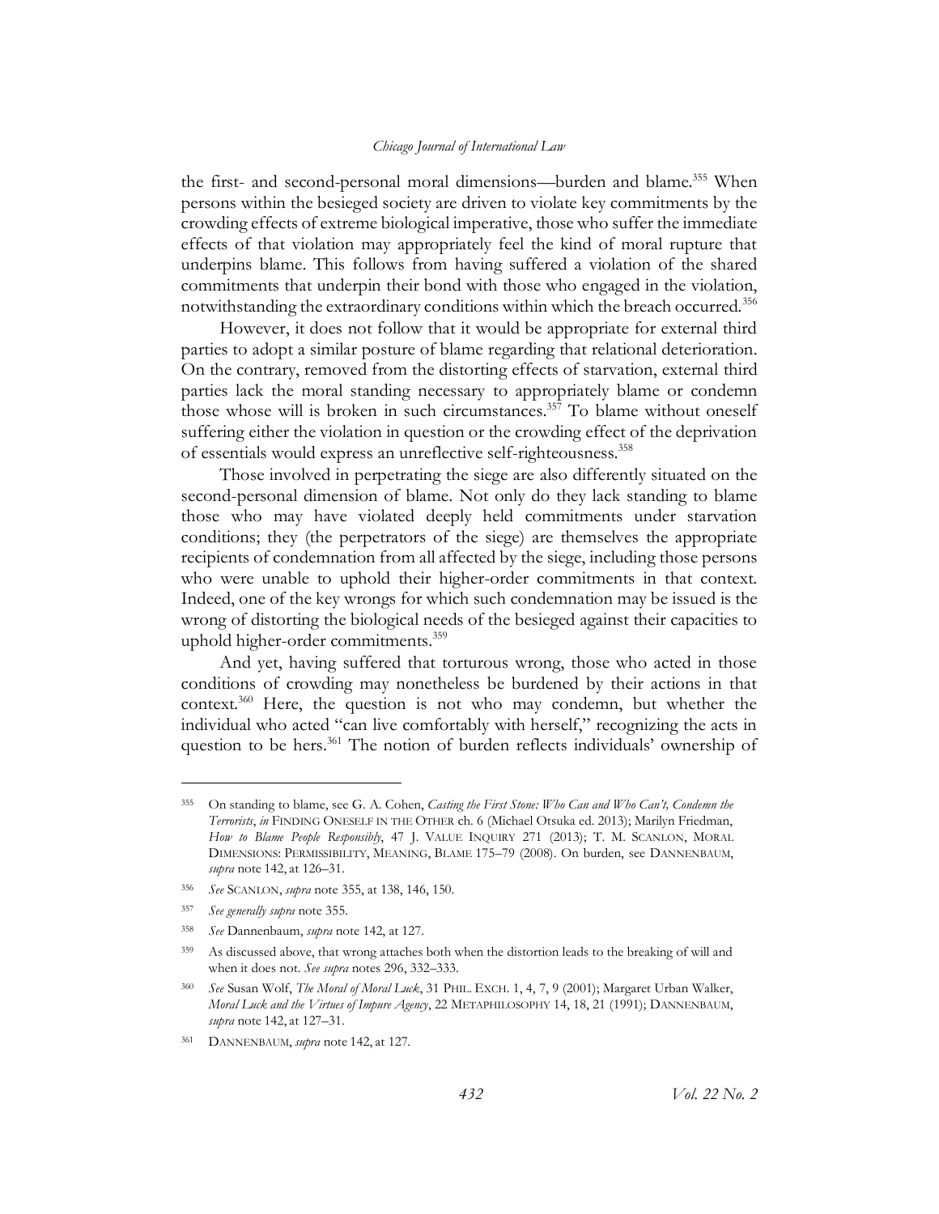the first- and second-personal moral dimensions—burden and blame.[355] When persons within the besieged society are driven to violate key commitments by the crowding effects of extreme biological imperative, those who suffer the immediate effects of that violation may appropriately feel the kind of moral rupture that underpins blame. This follows from having suffered a violation of the shared commitments that underpin their bond with those who engaged in the violation, notwithstanding the extraordinary conditions within which the breach occurred.[356]

However, it does not follow that it would be appropriate for external third parties to adopt a similar posture of blame regarding that relational deterioration. On the contrary, removed from the distorting effects of starvation, external third parties lack the moral standing necessary to appropriately blame or condemn those whose will is broken in such circumstances.[357] To blame without oneself suffering either the violation in question or the crowding effect of the deprivation of essentials would express an unreflective self-righteousness.[358]

Those involved in perpetrating the siege are also differently situated on the second-personal dimension of blame. Not only do they lack standing to blame those who may have violated deeply held commitments under starvation conditions; they (the perpetrators of the siege) are themselves the appropriate recipients of condemnation from all affected by the siege, including those persons who were unable to uphold their higher-order commitments in that context. Indeed, one of the key wrongs for which such condemnation may be issued is the wrong of distorting the biological needs of the besieged against their capacities to uphold higher-order commitments.[359]

And yet, having suffered that torturous wrong, those who acted in those conditions of crowding may nonetheless be burdened by their actions in that context.[360] Here, the question is not who may condemn, but whether the individual who acted "can live comfortably with herself," recognizing the acts in question to be hers.[361] The notion of burden reflects individuals' ownership of

---

355 On standing to blame, see G. A. Cohen, *Casting the First Stone: Who Can and Who Can't, Condemn the Terrorists*, *in* FINDING ONESELF IN THE OTHER ch. 6 (Michael Otsuka ed. 2013); Marilyn Friedman, *How to Blame People Responsibly*, 47 J. VALUE INQUIRY 271 (2013); T. M. SCANLON, MORAL DIMENSIONS: PERMISSIBILITY, MEANING, BLAME 175–79 (2008). On burden, see DANNENBAUM, *supra* note 142, at 126–31.

356 *See* SCANLON, *supra* note 355, at 138, 146, 150.

357 *See generally supra* note 355.

358 *See* Dannenbaum, *supra* note 142, at 127.

359 As discussed above, that wrong attaches both when the distortion leads to the breaking of will and when it does not. *See supra* notes 296, 332–333.

360 *See* Susan Wolf, *The Moral of Moral Luck*, 31 PHIL. EXCH. 1, 4, 7, 9 (2001); Margaret Urban Walker, *Moral Luck and the Virtues of Impure Agency*, 22 METAPHILOSOPHY 14, 18, 21 (1991); DANNENBAUM, *supra* note 142, at 127–31.

361 DANNENBAUM, *supra* note 142, at 127.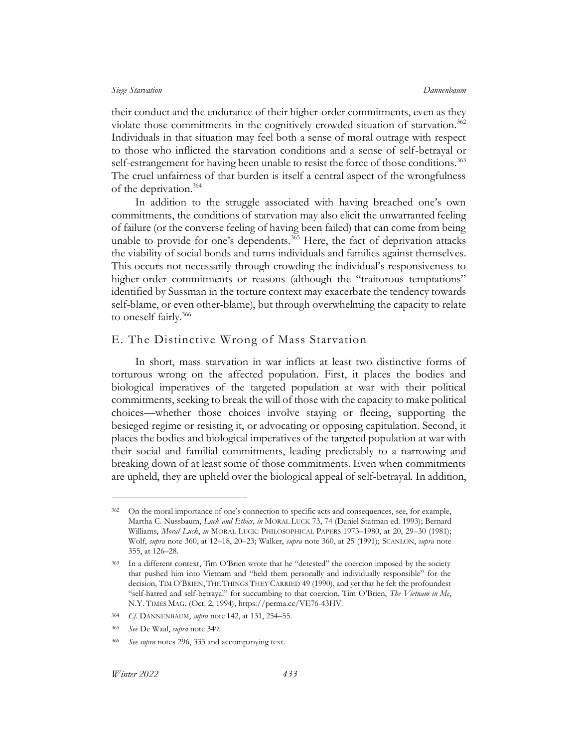their conduct and the endurance of their higher-order commitments, even as they violate those commitments in the cognitively crowded situation of starvation.[362] Individuals in that situation may feel both a sense of moral outrage with respect to those who inflicted the starvation conditions and a sense of self-betrayal or self-estrangement for having been unable to resist the force of those conditions.[363] The cruel unfairness of that burden is itself a central aspect of the wrongfulness of the deprivation.[364]

In addition to the struggle associated with having breached one's own commitments, the conditions of starvation may also elicit the unwarranted feeling of failure (or the converse feeling of having been failed) that can come from being unable to provide for one's dependents.[365] Here, the fact of deprivation attacks the viability of social bonds and turns individuals and families against themselves. This occurs not necessarily through crowding the individual's responsiveness to higher-order commitments or reasons (although the "traitorous temptations" identified by Sussman in the torture context may exacerbate the tendency towards self-blame, or even other-blame), but through overwhelming the capacity to relate to oneself fairly.[366]

## E. The Distinctive Wrong of Mass Starvation

In short, mass starvation in war inflicts at least two distinctive forms of torturous wrong on the affected population. First, it places the bodies and biological imperatives of the targeted population at war with their political commitments, seeking to break the will of those with the capacity to make political choices—whether those choices involve staying or fleeing, supporting the besieged regime or resisting it, or advocating or opposing capitulation. Second, it places the bodies and biological imperatives of the targeted population at war with their social and familial commitments, leading predictably to a narrowing and breaking down of at least some of those commitments. Even when commitments are upheld, they are upheld over the biological appeal of self-betrayal. In addition,

---

362 On the moral importance of one's connection to specific acts and consequences, see, for example, Martha C. Nussbaum, *Luck and Ethics*, *in* MORAL LUCK 73, 74 (Daniel Statman ed. 1993); Bernard Williams, *Moral Luck*, *in* MORAL LUCK: PHILOSOPHICAL PAPERS 1973–1980, at 20, 29–30 (1981); Wolf, *supra* note 360, at 12–18, 20–23; Walker, *supra* note 360, at 25 (1991); SCANLON, *supra* note 355, at 126–28.

363 In a different context, Tim O'Brien wrote that he "detested" the coercion imposed by the society that pushed him into Vietnam and "held them personally and individually responsible" for the decision, TIM O'BRIEN, THE THINGS THEY CARRIED 49 (1990), and yet that he felt the profoundest "self-hatred and self-betrayal" for succumbing to that coercion. Tim O'Brien, *The Vietnam in Me*, N.Y. TIMES MAG. (Oct. 2, 1994), https://perma.cc/VE76-43HV.

364 *Cf.* DANNENBAUM, *supra* note 142, at 131, 254–55.

365 *See* De Waal, *supra* note 349.

366 *See supra* notes 296, 333 and accompanying text.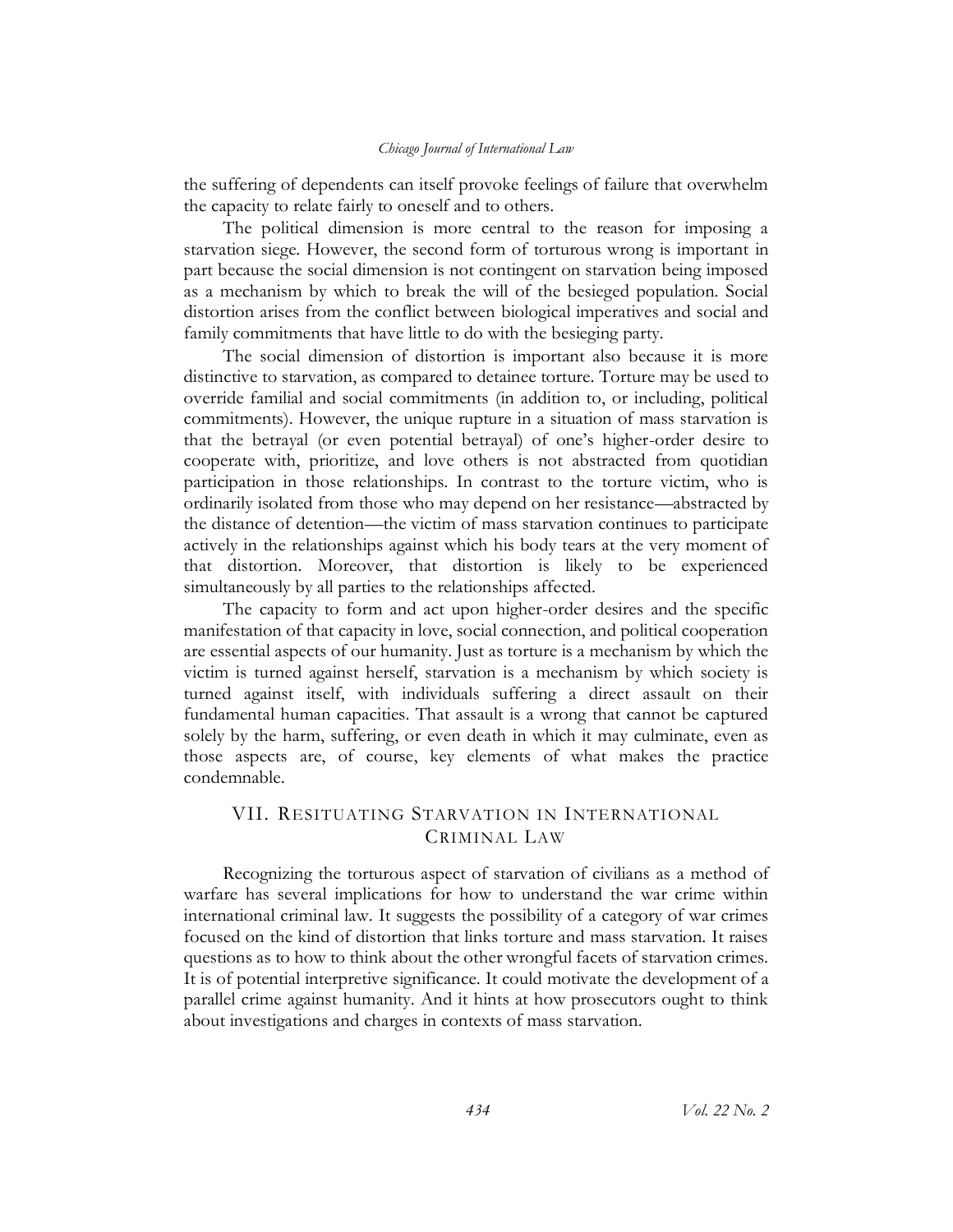the suffering of dependents can itself provoke feelings of failure that overwhelm the capacity to relate fairly to oneself and to others.

The political dimension is more central to the reason for imposing a starvation siege. However, the second form of torturous wrong is important in part because the social dimension is not contingent on starvation being imposed as a mechanism by which to break the will of the besieged population. Social distortion arises from the conflict between biological imperatives and social and family commitments that have little to do with the besieging party.

The social dimension of distortion is important also because it is more distinctive to starvation, as compared to detainee torture. Torture may be used to override familial and social commitments (in addition to, or including, political commitments). However, the unique rupture in a situation of mass starvation is that the betrayal (or even potential betrayal) of one's higher-order desire to cooperate with, prioritize, and love others is not abstracted from quotidian participation in those relationships. In contrast to the torture victim, who is ordinarily isolated from those who may depend on her resistance—abstracted by the distance of detention—the victim of mass starvation continues to participate actively in the relationships against which his body tears at the very moment of that distortion. Moreover, that distortion is likely to be experienced simultaneously by all parties to the relationships affected.

The capacity to form and act upon higher-order desires and the specific manifestation of that capacity in love, social connection, and political cooperation are essential aspects of our humanity. Just as torture is a mechanism by which the victim is turned against herself, starvation is a mechanism by which society is turned against itself, with individuals suffering a direct assault on their fundamental human capacities. That assault is a wrong that cannot be captured solely by the harm, suffering, or even death in which it may culminate, even as those aspects are, of course, key elements of what makes the practice condemnable.

## VII. RESITUATING STARVATION IN INTERNATIONAL CRIMINAL LAW

Recognizing the torturous aspect of starvation of civilians as a method of warfare has several implications for how to understand the war crime within international criminal law. It suggests the possibility of a category of war crimes focused on the kind of distortion that links torture and mass starvation. It raises questions as to how to think about the other wrongful facets of starvation crimes. It is of potential interpretive significance. It could motivate the development of a parallel crime against humanity. And it hints at how prosecutors ought to think about investigations and charges in contexts of mass starvation.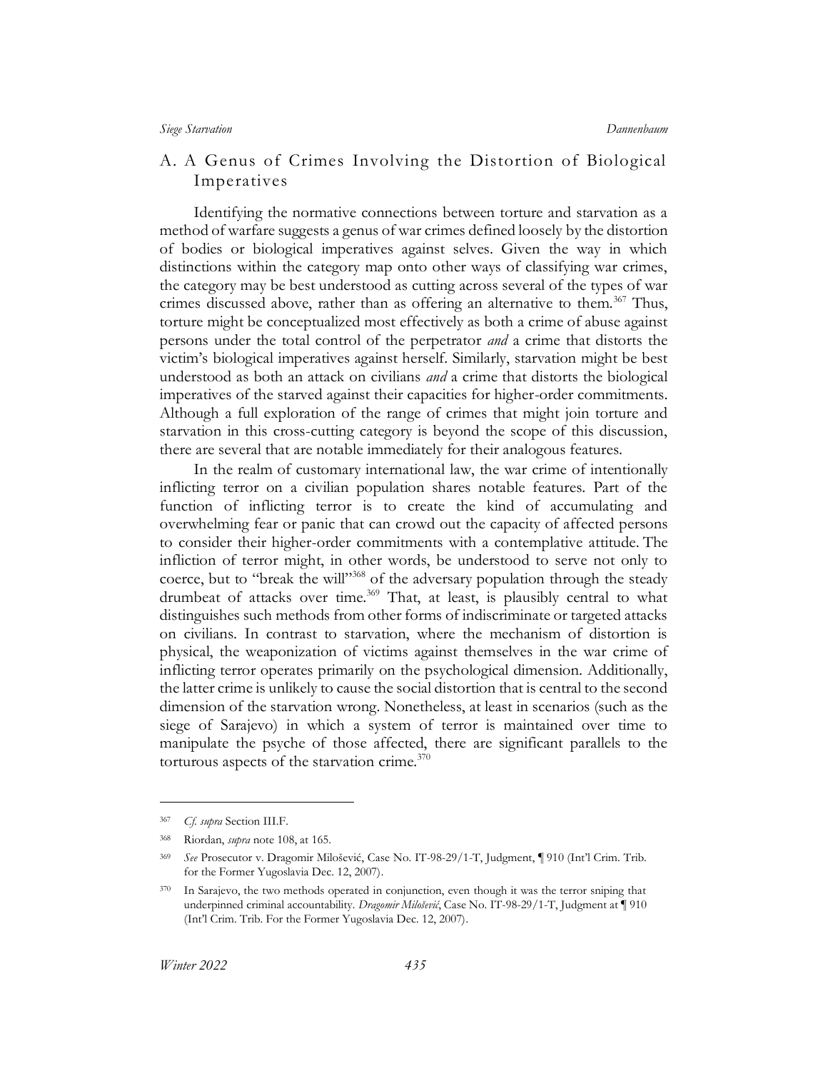## A. A Genus of Crimes Involving the Distortion of Biological Imperatives

Identifying the normative connections between torture and starvation as a method of warfare suggests a genus of war crimes defined loosely by the distortion of bodies or biological imperatives against selves. Given the way in which distinctions within the category map onto other ways of classifying war crimes, the category may be best understood as cutting across several of the types of war crimes discussed above, rather than as offering an alternative to them.[367] Thus, torture might be conceptualized most effectively as both a crime of abuse against persons under the total control of the perpetrator *and* a crime that distorts the victim's biological imperatives against herself. Similarly, starvation might be best understood as both an attack on civilians *and* a crime that distorts the biological imperatives of the starved against their capacities for higher-order commitments. Although a full exploration of the range of crimes that might join torture and starvation in this cross-cutting category is beyond the scope of this discussion, there are several that are notable immediately for their analogous features.

In the realm of customary international law, the war crime of intentionally inflicting terror on a civilian population shares notable features. Part of the function of inflicting terror is to create the kind of accumulating and overwhelming fear or panic that can crowd out the capacity of affected persons to consider their higher-order commitments with a contemplative attitude. The infliction of terror might, in other words, be understood to serve not only to coerce, but to "break the will"[368] of the adversary population through the steady drumbeat of attacks over time.[369] That, at least, is plausibly central to what distinguishes such methods from other forms of indiscriminate or targeted attacks on civilians. In contrast to starvation, where the mechanism of distortion is physical, the weaponization of victims against themselves in the war crime of inflicting terror operates primarily on the psychological dimension. Additionally, the latter crime is unlikely to cause the social distortion that is central to the second dimension of the starvation wrong. Nonetheless, at least in scenarios (such as the siege of Sarajevo) in which a system of terror is maintained over time to manipulate the psyche of those affected, there are significant parallels to the torturous aspects of the starvation crime.[370]

---

[367] *Cf. supra* Section III.F.

[368] Riordan, *supra* note 108, at 165.

[369] *See* Prosecutor v. Dragomir Milošević, Case No. IT-98-29/1-T, Judgment, ¶ 910 (Int'l Crim. Trib. for the Former Yugoslavia Dec. 12, 2007).

[370] In Sarajevo, the two methods operated in conjunction, even though it was the terror sniping that underpinned criminal accountability. *Dragomir Milošević*, Case No. IT-98-29/1-T, Judgment at ¶ 910 (Int'l Crim. Trib. For the Former Yugoslavia Dec. 12, 2007).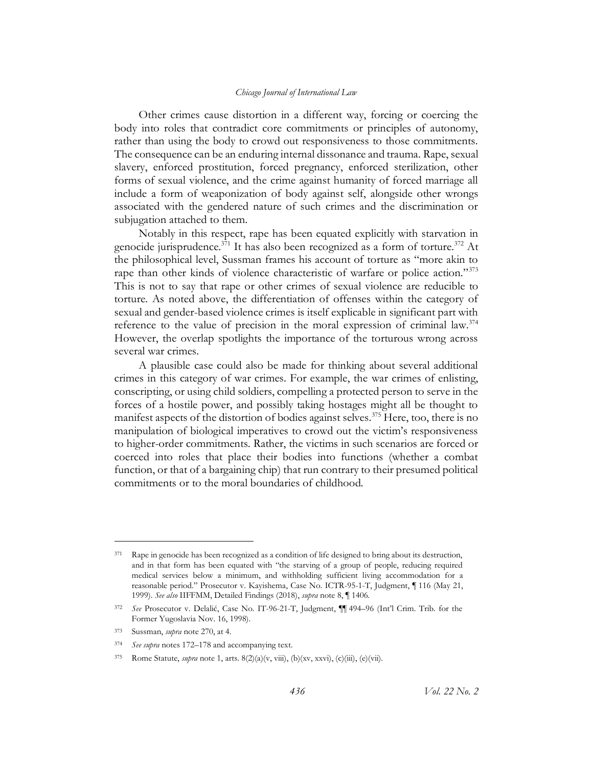Other crimes cause distortion in a different way, forcing or coercing the body into roles that contradict core commitments or principles of autonomy, rather than using the body to crowd out responsiveness to those commitments. The consequence can be an enduring internal dissonance and trauma. Rape, sexual slavery, enforced prostitution, forced pregnancy, enforced sterilization, other forms of sexual violence, and the crime against humanity of forced marriage all include a form of weaponization of body against self, alongside other wrongs associated with the gendered nature of such crimes and the discrimination or subjugation attached to them.

Notably in this respect, rape has been equated explicitly with starvation in genocide jurisprudence.[371] It has also been recognized as a form of torture.[372] At the philosophical level, Sussman frames his account of torture as "more akin to rape than other kinds of violence characteristic of warfare or police action."[373] This is not to say that rape or other crimes of sexual violence are reducible to torture. As noted above, the differentiation of offenses within the category of sexual and gender-based violence crimes is itself explicable in significant part with reference to the value of precision in the moral expression of criminal law.[374] However, the overlap spotlights the importance of the torturous wrong across several war crimes.

A plausible case could also be made for thinking about several additional crimes in this category of war crimes. For example, the war crimes of enlisting, conscripting, or using child soldiers, compelling a protected person to serve in the forces of a hostile power, and possibly taking hostages might all be thought to manifest aspects of the distortion of bodies against selves.[375] Here, too, there is no manipulation of biological imperatives to crowd out the victim's responsiveness to higher-order commitments. Rather, the victims in such scenarios are forced or coerced into roles that place their bodies into functions (whether a combat function, or that of a bargaining chip) that run contrary to their presumed political commitments or to the moral boundaries of childhood.

---

[371] Rape in genocide has been recognized as a condition of life designed to bring about its destruction, and in that form has been equated with "the starving of a group of people, reducing required medical services below a minimum, and withholding sufficient living accommodation for a reasonable period." Prosecutor v. Kayishema, Case No. ICTR-95-1-T, Judgment, ¶ 116 (May 21, 1999). *See also* IIFFMM, Detailed Findings (2018), *supra* note 8, ¶ 1406.

[372] *See* Prosecutor v. Delalić, Case No. IT-96-21-T, Judgment, ¶¶ 494–96 (Int'l Crim. Trib. for the Former Yugoslavia Nov. 16, 1998).

[373] Sussman, *supra* note 270, at 4.

[374] *See supra* notes 172–178 and accompanying text.

[375] Rome Statute, *supra* note 1, arts. 8(2)(a)(v, viii), (b)(xv, xxvi), (c)(iii), (e)(vii).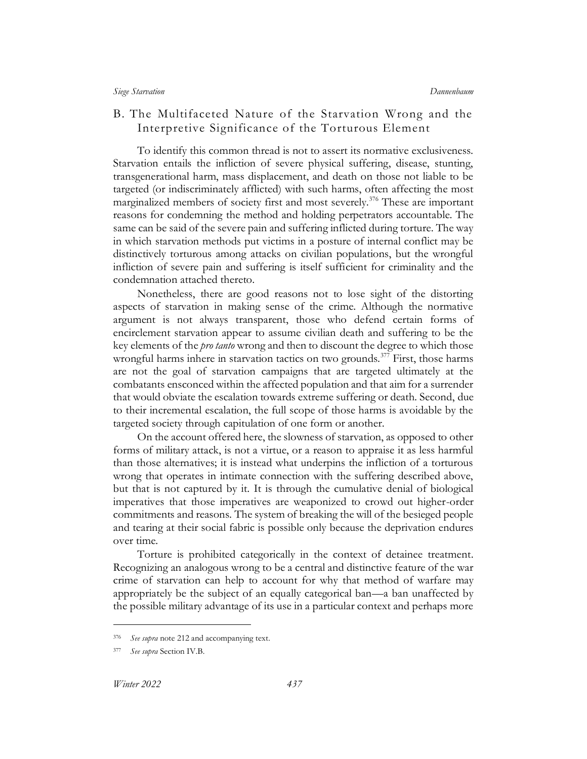## B. The Multifaceted Nature of the Starvation Wrong and the Interpretive Significance of the Torturous Element

To identify this common thread is not to assert its normative exclusiveness. Starvation entails the infliction of severe physical suffering, disease, stunting, transgenerational harm, mass displacement, and death on those not liable to be targeted (or indiscriminately afflicted) with such harms, often affecting the most marginalized members of society first and most severely.[376] These are important reasons for condemning the method and holding perpetrators accountable. The same can be said of the severe pain and suffering inflicted during torture. The way in which starvation methods put victims in a posture of internal conflict may be distinctively torturous among attacks on civilian populations, but the wrongful infliction of severe pain and suffering is itself sufficient for criminality and the condemnation attached thereto.

Nonetheless, there are good reasons not to lose sight of the distorting aspects of starvation in making sense of the crime. Although the normative argument is not always transparent, those who defend certain forms of encirclement starvation appear to assume civilian death and suffering to be the key elements of the *pro tanto* wrong and then to discount the degree to which those wrongful harms inhere in starvation tactics on two grounds.[377] First, those harms are not the goal of starvation campaigns that are targeted ultimately at the combatants ensconced within the affected population and that aim for a surrender that would obviate the escalation towards extreme suffering or death. Second, due to their incremental escalation, the full scope of those harms is avoidable by the targeted society through capitulation of one form or another.

On the account offered here, the slowness of starvation, as opposed to other forms of military attack, is not a virtue, or a reason to appraise it as less harmful than those alternatives; it is instead what underpins the infliction of a torturous wrong that operates in intimate connection with the suffering described above, but that is not captured by it. It is through the cumulative denial of biological imperatives that those imperatives are weaponized to crowd out higher-order commitments and reasons. The system of breaking the will of the besieged people and tearing at their social fabric is possible only because the deprivation endures over time.

Torture is prohibited categorically in the context of detainee treatment. Recognizing an analogous wrong to be a central and distinctive feature of the war crime of starvation can help to account for why that method of warfare may appropriately be the subject of an equally categorical ban—a ban unaffected by the possible military advantage of its use in a particular context and perhaps more

---

[376] *See supra* note 212 and accompanying text.

[377] *See supra* Section IV.B.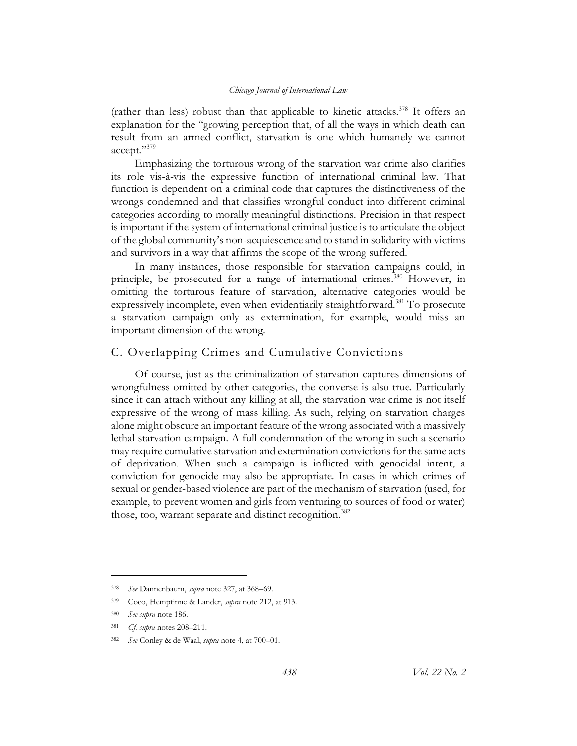(rather than less) robust than that applicable to kinetic attacks.[378] It offers an explanation for the "growing perception that, of all the ways in which death can result from an armed conflict, starvation is one which humanely we cannot accept."[379]

Emphasizing the torturous wrong of the starvation war crime also clarifies its role vis-à-vis the expressive function of international criminal law. That function is dependent on a criminal code that captures the distinctiveness of the wrongs condemned and that classifies wrongful conduct into different criminal categories according to morally meaningful distinctions. Precision in that respect is important if the system of international criminal justice is to articulate the object of the global community's non-acquiescence and to stand in solidarity with victims and survivors in a way that affirms the scope of the wrong suffered.

In many instances, those responsible for starvation campaigns could, in principle, be prosecuted for a range of international crimes.[380] However, in omitting the torturous feature of starvation, alternative categories would be expressively incomplete, even when evidentiarily straightforward.[381] To prosecute a starvation campaign only as extermination, for example, would miss an important dimension of the wrong.

## C. Overlapping Crimes and Cumulative Convictions

Of course, just as the criminalization of starvation captures dimensions of wrongfulness omitted by other categories, the converse is also true. Particularly since it can attach without any killing at all, the starvation war crime is not itself expressive of the wrong of mass killing. As such, relying on starvation charges alone might obscure an important feature of the wrong associated with a massively lethal starvation campaign. A full condemnation of the wrong in such a scenario may require cumulative starvation and extermination convictions for the same acts of deprivation. When such a campaign is inflicted with genocidal intent, a conviction for genocide may also be appropriate. In cases in which crimes of sexual or gender-based violence are part of the mechanism of starvation (used, for example, to prevent women and girls from venturing to sources of food or water) those, too, warrant separate and distinct recognition.[382]

---

[378] *See* Dannenbaum, *supra* note 327, at 368–69.

[379] Coco, Hemptinne & Lander, *supra* note 212, at 913.

[380] *See supra* note 186.

[381] *Cf. supra* notes 208–211.

[382] *See* Conley & de Waal, *supra* note 4, at 700–01.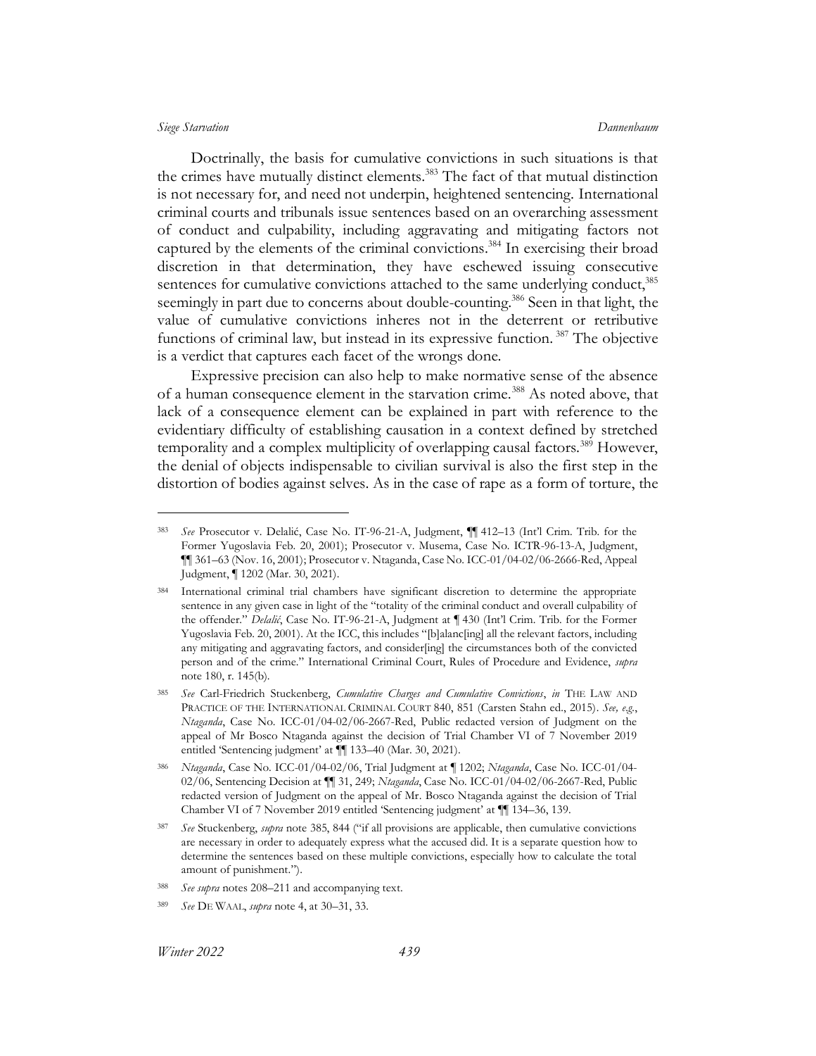Doctrinally, the basis for cumulative convictions in such situations is that the crimes have mutually distinct elements.[383] The fact of that mutual distinction is not necessary for, and need not underpin, heightened sentencing. International criminal courts and tribunals issue sentences based on an overarching assessment of conduct and culpability, including aggravating and mitigating factors not captured by the elements of the criminal convictions.[384] In exercising their broad discretion in that determination, they have eschewed issuing consecutive sentences for cumulative convictions attached to the same underlying conduct,[385] seemingly in part due to concerns about double-counting.[386] Seen in that light, the value of cumulative convictions inheres not in the deterrent or retributive functions of criminal law, but instead in its expressive function.[387] The objective is a verdict that captures each facet of the wrongs done.

Expressive precision can also help to make normative sense of the absence of a human consequence element in the starvation crime.[388] As noted above, that lack of a consequence element can be explained in part with reference to the evidentiary difficulty of establishing causation in a context defined by stretched temporality and a complex multiplicity of overlapping causal factors.[389] However, the denial of objects indispensable to civilian survival is also the first step in the distortion of bodies against selves. As in the case of rape as a form of torture, the

---

[383] *See* Prosecutor v. Delalić, Case No. IT-96-21-A, Judgment, ¶¶ 412–13 (Int'l Crim. Trib. for the Former Yugoslavia Feb. 20, 2001); Prosecutor v. Musema, Case No. ICTR-96-13-A, Judgment, ¶¶ 361–63 (Nov. 16, 2001); Prosecutor v. Ntaganda, Case No. ICC-01/04-02/06-2666-Red, Appeal Judgment, ¶ 1202 (Mar. 30, 2021).

[384] International criminal trial chambers have significant discretion to determine the appropriate sentence in any given case in light of the "totality of the criminal conduct and overall culpability of the offender." *Delalić*, Case No. IT-96-21-A, Judgment at ¶ 430 (Int'l Crim. Trib. for the Former Yugoslavia Feb. 20, 2001). At the ICC, this includes "[b]alanc[ing] all the relevant factors, including any mitigating and aggravating factors, and consider[ing] the circumstances both of the convicted person and of the crime." International Criminal Court, Rules of Procedure and Evidence, *supra* note 180, r. 145(b).

[385] *See* Carl-Friedrich Stuckenberg, *Cumulative Charges and Cumulative Convictions*, *in* THE LAW AND PRACTICE OF THE INTERNATIONAL CRIMINAL COURT 840, 851 (Carsten Stahn ed., 2015). *See, e.g.*, *Ntaganda*, Case No. ICC-01/04-02/06-2667-Red, Public redacted version of Judgment on the appeal of Mr Bosco Ntaganda against the decision of Trial Chamber VI of 7 November 2019 entitled 'Sentencing judgment' at ¶¶ 133–40 (Mar. 30, 2021).

[386] *Ntaganda*, Case No. ICC-01/04-02/06, Trial Judgment at ¶ 1202; *Ntaganda*, Case No. ICC-01/04-02/06, Sentencing Decision at ¶¶ 31, 249; *Ntaganda*, Case No. ICC-01/04-02/06-2667-Red, Public redacted version of Judgment on the appeal of Mr. Bosco Ntaganda against the decision of Trial Chamber VI of 7 November 2019 entitled 'Sentencing judgment' at ¶¶ 134–36, 139.

[387] *See* Stuckenberg, *supra* note 385, 844 ("if all provisions are applicable, then cumulative convictions are necessary in order to adequately express what the accused did. It is a separate question how to determine the sentences based on these multiple convictions, especially how to calculate the total amount of punishment.").

[388] *See supra* notes 208–211 and accompanying text.

[389] *See* DE WAAL, *supra* note 4, at 30–31, 33.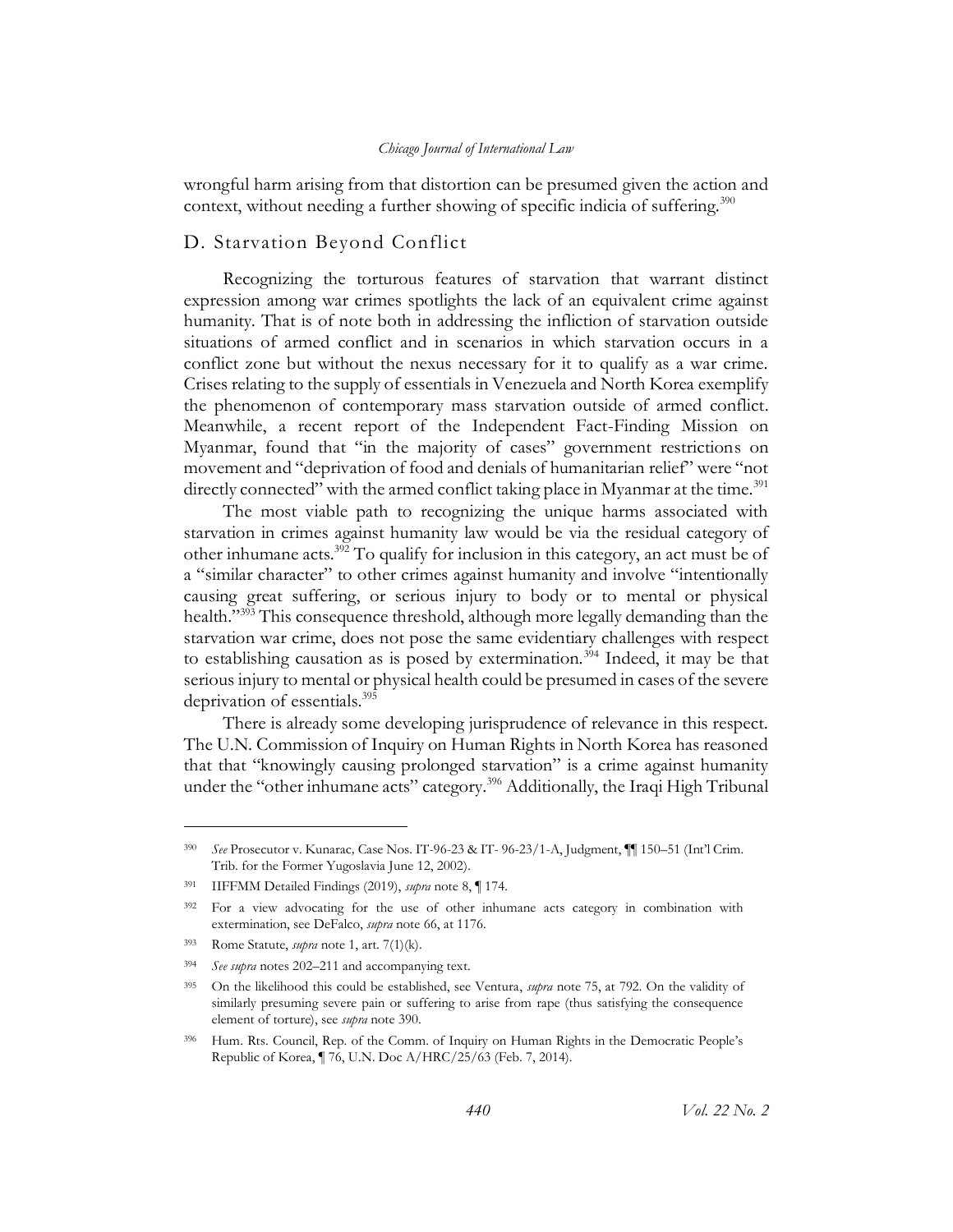wrongful harm arising from that distortion can be presumed given the action and context, without needing a further showing of specific indicia of suffering.[390]

## D. Starvation Beyond Conflict

Recognizing the torturous features of starvation that warrant distinct expression among war crimes spotlights the lack of an equivalent crime against humanity. That is of note both in addressing the infliction of starvation outside situations of armed conflict and in scenarios in which starvation occurs in a conflict zone but without the nexus necessary for it to qualify as a war crime. Crises relating to the supply of essentials in Venezuela and North Korea exemplify the phenomenon of contemporary mass starvation outside of armed conflict. Meanwhile, a recent report of the Independent Fact-Finding Mission on Myanmar, found that "in the majority of cases" government restrictions on movement and "deprivation of food and denials of humanitarian relief" were "not directly connected" with the armed conflict taking place in Myanmar at the time.[391]

The most viable path to recognizing the unique harms associated with starvation in crimes against humanity law would be via the residual category of other inhumane acts.[392] To qualify for inclusion in this category, an act must be of a "similar character" to other crimes against humanity and involve "intentionally causing great suffering, or serious injury to body or to mental or physical health."[393] This consequence threshold, although more legally demanding than the starvation war crime, does not pose the same evidentiary challenges with respect to establishing causation as is posed by extermination.[394] Indeed, it may be that serious injury to mental or physical health could be presumed in cases of the severe deprivation of essentials.[395]

There is already some developing jurisprudence of relevance in this respect. The U.N. Commission of Inquiry on Human Rights in North Korea has reasoned that that "knowingly causing prolonged starvation" is a crime against humanity under the "other inhumane acts" category.[396] Additionally, the Iraqi High Tribunal

---

[390] *See* Prosecutor v. Kunarac*,* Case Nos. IT-96-23 & IT- 96-23/1-A, Judgment, ¶¶ 150–51 (Int'l Crim. Trib. for the Former Yugoslavia June 12, 2002).

[391] IIFFMM Detailed Findings (2019), *supra* note 8, ¶ 174.

[392] For a view advocating for the use of other inhumane acts category in combination with extermination, see DeFalco, *supra* note 66, at 1176.

[393] Rome Statute, *supra* note 1, art. 7(1)(k).

[394] *See supra* notes 202–211 and accompanying text.

[395] On the likelihood this could be established, see Ventura, *supra* note 75, at 792. On the validity of similarly presuming severe pain or suffering to arise from rape (thus satisfying the consequence element of torture), see *supra* note 390.

[396] Hum. Rts. Council, Rep. of the Comm. of Inquiry on Human Rights in the Democratic People's Republic of Korea, ¶ 76, U.N. Doc A/HRC/25/63 (Feb. 7, 2014).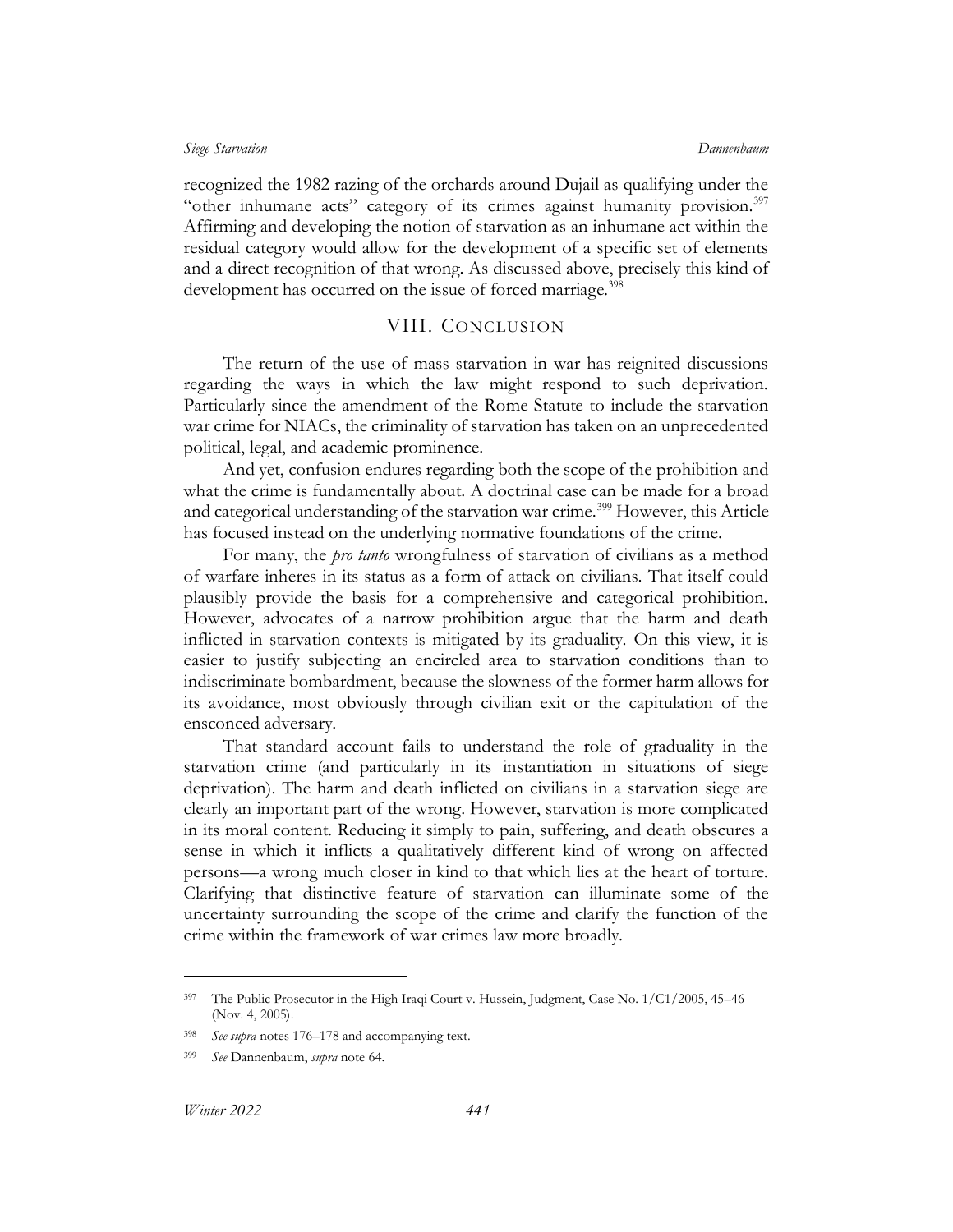recognized the 1982 razing of the orchards around Dujail as qualifying under the "other inhumane acts" category of its crimes against humanity provision.[397] Affirming and developing the notion of starvation as an inhumane act within the residual category would allow for the development of a specific set of elements and a direct recognition of that wrong. As discussed above, precisely this kind of development has occurred on the issue of forced marriage.[398]

## VIII. CONCLUSION

The return of the use of mass starvation in war has reignited discussions regarding the ways in which the law might respond to such deprivation. Particularly since the amendment of the Rome Statute to include the starvation war crime for NIACs, the criminality of starvation has taken on an unprecedented political, legal, and academic prominence.

And yet, confusion endures regarding both the scope of the prohibition and what the crime is fundamentally about. A doctrinal case can be made for a broad and categorical understanding of the starvation war crime.[399] However, this Article has focused instead on the underlying normative foundations of the crime.

For many, the *pro tanto* wrongfulness of starvation of civilians as a method of warfare inheres in its status as a form of attack on civilians. That itself could plausibly provide the basis for a comprehensive and categorical prohibition. However, advocates of a narrow prohibition argue that the harm and death inflicted in starvation contexts is mitigated by its graduality. On this view, it is easier to justify subjecting an encircled area to starvation conditions than to indiscriminate bombardment, because the slowness of the former harm allows for its avoidance, most obviously through civilian exit or the capitulation of the ensconced adversary.

That standard account fails to understand the role of graduality in the starvation crime (and particularly in its instantiation in situations of siege deprivation). The harm and death inflicted on civilians in a starvation siege are clearly an important part of the wrong. However, starvation is more complicated in its moral content. Reducing it simply to pain, suffering, and death obscures a sense in which it inflicts a qualitatively different kind of wrong on affected persons—a wrong much closer in kind to that which lies at the heart of torture. Clarifying that distinctive feature of starvation can illuminate some of the uncertainty surrounding the scope of the crime and clarify the function of the crime within the framework of war crimes law more broadly.

---

397 The Public Prosecutor in the High Iraqi Court v. Hussein, Judgment, Case No. 1/C1/2005, 45–46 (Nov. 4, 2005).

398 *See supra* notes 176–178 and accompanying text.

399 *See* Dannenbaum, *supra* note 64.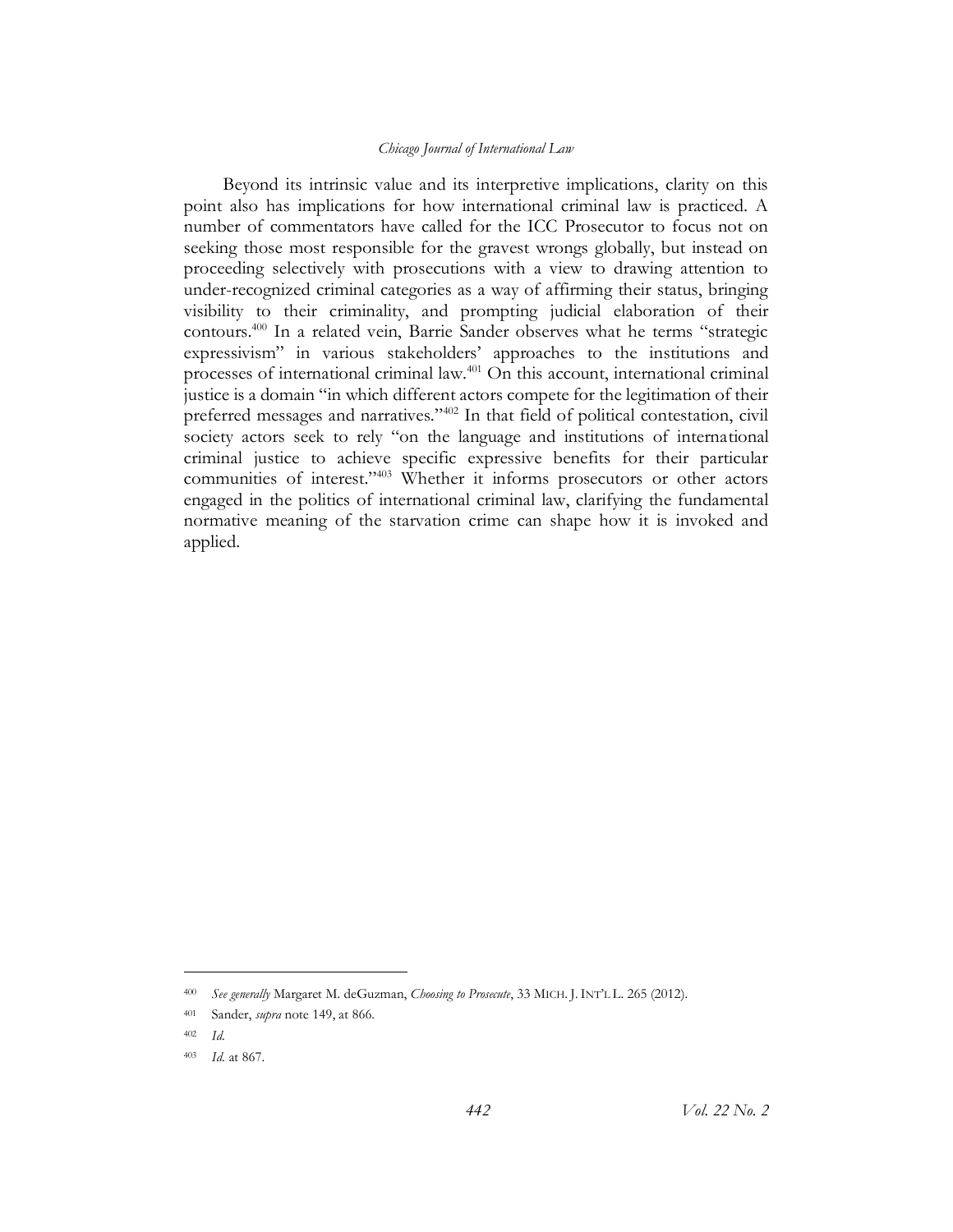Beyond its intrinsic value and its interpretive implications, clarity on this point also has implications for how international criminal law is practiced. A number of commentators have called for the ICC Prosecutor to focus not on seeking those most responsible for the gravest wrongs globally, but instead on proceeding selectively with prosecutions with a view to drawing attention to under-recognized criminal categories as a way of affirming their status, bringing visibility to their criminality, and prompting judicial elaboration of their contours.[400] In a related vein, Barrie Sander observes what he terms "strategic expressivism" in various stakeholders' approaches to the institutions and processes of international criminal law.[401] On this account, international criminal justice is a domain "in which different actors compete for the legitimation of their preferred messages and narratives."[402] In that field of political contestation, civil society actors seek to rely "on the language and institutions of international criminal justice to achieve specific expressive benefits for their particular communities of interest."[403] Whether it informs prosecutors or other actors engaged in the politics of international criminal law, clarifying the fundamental normative meaning of the starvation crime can shape how it is invoked and applied.

---

[400] *See generally* Margaret M. deGuzman, *Choosing to Prosecute*, 33 MICH. J. INT'L L. 265 (2012).

[401] Sander, *supra* note 149, at 866.

[402] *Id.*

[403] *Id.* at 867.